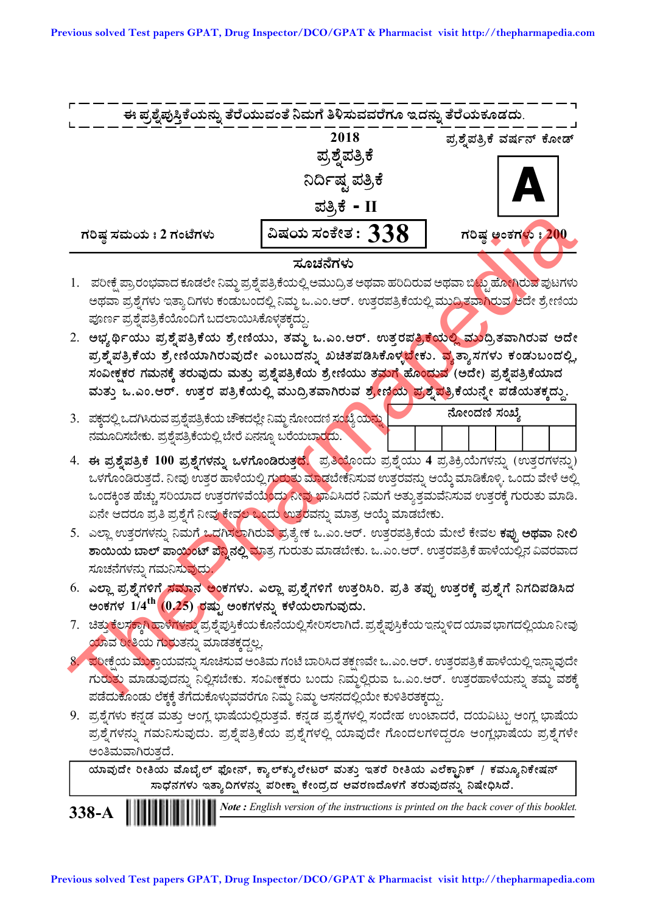ಈ ಪ್ರಶ್ನೆಪುಸ್ತಿಕೆಯನ್ನು ತೆರೆಯುವಂತೆ ನಿಮಗೆ ತಿಳಿಸುವವರೆಗೂ ಇದನ್ನು ತೆರೆಯಕೂಡದು.

**2018**

**ಪ್ರಶ್ನೆಪತ್ರಿಕೆ**

**ನಿರ್ದಿಷ್ಟ ಪತ್ರಿಕೆ**

**ಪತ್ರಿಕೆ - II**

ಪ್ರಶ್ನೆಪತ್ರಿಕೆ ವರ್ಷನ್ ಕೋಡ್

**A**

ಗರಿಷ್ಠ ಸಮಯ : 2 ಗಂಟೆಗಳು | **ವಿಷಯ ಸಂಕೇತ : 338** | ಗರಿಷ್ಠ ಅಂಕಗಳು : 200

## ಸೂಚನೆಗಳು

1. ಪರೀಕ್ಷೆ ಪ್ರಾರಂಭವಾದ ಕೂಡಲೇ ನಿಮ್ಮ ಪ್ರಶ್ನೆಪತ್ರಿಕೆಯಲ್ಲಿ ಅಮುದ್ರಿತ ಅಥವಾ ಹರಿದಿರುವ ಅಥವಾ ಬಿಟ್ಟು ಹೋಗಿರುವ ಪುಟಗಳು ಅಥವಾ ಪ್ರಶ್ನೆಗಳು ಇತ್ಯಾದಿಗಳು ಕಂಡುಬಂದಲ್ಲಿ ನಿಮ್ಮ ಒ.ಎಂ.ಆರ್. ಉತ್ತರಪತ್ರಿಕೆಯಲ್ಲಿ ಮುದ್ರಿತವಾಗಿರುವ ಅದೇ ಶ್ರೇಣಿಯ ಪೂರ್ಣ ಪ್ರಶ್ನೆಪತ್ರಿಕೆಯೊಂದಿಗೆ ಬದಲಾಯಿಸಿಕೊಳ್ಳತಕ್ಕದ್ದು.
2. ಅಭ್ಯರ್ಥಿಯು ಪ್ರಶ್ನೆಪತ್ರಿಕೆಯ ಶ್ರೇಣಿಯು, ತಮ್ಮ ಒ.ಎಂ.ಆರ್. ಉತ್ತರಪತ್ರಿಕೆಯಲ್ಲಿ ಮುದ್ರಿತವಾಗಿರುವ ಅದೇ ಪ್ರಶ್ನೆಪತ್ರಿಕೆಯ ಶ್ರೇಣಿಯಾಗಿರುವುದೇ ಎಂಬುದನ್ನು ಖಚಿತಪಡಿಸಿಕೊಳ್ಳಬೇಕು. ವ್ಯತ್ಯಾಸಗಳು ಕಂಡುಬಂದಲ್ಲಿ, ಸಂವೀಕ್ಷಕರ ಗಮನಕ್ಕೆ ತರುವುದು ಮತ್ತು ಪ್ರಶ್ನೆಪತ್ರಿಕೆಯ ಶ್ರೇಣಿಯು ತಮಗೆ ಹೊಂದುವ (ಅದೇ) ಪ್ರಶ್ನೆಪತ್ರಿಕೆಯಾದ ಮತ್ತು ಒ.ಎಂ.ಆರ್. ಉತ್ತರ ಪತ್ರಿಕೆಯಲ್ಲಿ ಮುದ್ರಿತವಾಗಿರುವ ಶ್ರೇಣಿಯ ಪ್ರಶ್ನೆಪತ್ರಿಕೆಯನ್ನೇ ಪಡೆಯತಕ್ಕದ್ದು.
3. ಪಕ್ಕದಲ್ಲಿ ಒದಗಿಸಿರುವ ಪ್ರಶ್ನೆಪತ್ರಿಕೆಯ ಚೌಕದಲ್ಲೇ ನಿಮ್ಮ ನೋಂದಣಿ ಸಂಖ್ಯೆಯನ್ನು ನಮೂದಿಸಬೇಕು. ಪ್ರಶ್ನೆಪತ್ರಿಕೆಯಲ್ಲಿ ಬೇರೆ ಏನನ್ನೂ ಬರೆಯಬಾರದು.

| ನೋಂದಣಿ ಸಂಖ್ಯೆ | | | | | | | |
|---|---|---|---|---|---|---|---|
| | | | | | | | |

4. **ಈ ಪ್ರಶ್ನೆಪತ್ರಿಕೆ 100 ಪ್ರಶ್ನೆಗಳನ್ನು ಒಳಗೊಂಡಿರುತ್ತದೆ.** ಪ್ರತಿಯೊಂದು ಪ್ರಶ್ನೆಯು **4** ಪ್ರತಿಕ್ರಿಯೆಗಳನ್ನು (ಉತ್ತರಗಳನ್ನು) ಒಳಗೊಂಡಿರುತ್ತದೆ. ನೀವು ಉತ್ತರ ಹಾಳೆಯಲ್ಲಿ ಗುರುತು ಮಾಡಬೇಕೆನಿಸುವ ಉತ್ತರವನ್ನು ಆಯ್ಕೆ ಮಾಡಿಕೊಳ್ಳಿ. ಒಂದು ವೇಳೆ ಅಲ್ಲಿ ಒಂದಕ್ಕಿಂತ ಹೆಚ್ಚು ಸರಿಯಾದ ಉತ್ತರಗಳಿವೆಯೆಂದು ನೀವು ಭಾವಿಸಿದರೆ ನಿಮಗೆ ಅತ್ಯುತ್ತಮವೆನಿಸುವ ಉತ್ತರಕ್ಕೆ ಗುರುತು ಮಾಡಿ. ಏನೇ ಆದರೂ ಪ್ರತಿ ಪ್ರಶ್ನೆಗೆ ನೀವು ಕೇವಲ ಒಂದು ಉತ್ತರವನ್ನು ಮಾತ್ರ ಆಯ್ಕೆ ಮಾಡಬೇಕು.
5. ಎಲ್ಲಾ ಉತ್ತರಗಳನ್ನು ನಿಮಗೆ ಒದಗಿಸಲಾಗಿರುವ ಪ್ರತ್ಯೇಕ ಒ.ಎಂ.ಆರ್. ಉತ್ತರಪತ್ರಿಕೆಯ ಮೇಲೆ ಕೇವಲ **ಕಪ್ಪು ಅಥವಾ ನೀಲಿ ಶಾಯಿಯ ಬಾಲ್ ಪಾಯಿಂಟ್ ಪೆನ್ನಿನಲ್ಲಿ** ಮಾತ್ರ ಗುರುತು ಮಾಡಬೇಕು. ಒ.ಎಂ.ಆರ್. ಉತ್ತರಪತ್ರಿಕೆ ಹಾಳೆಯಲ್ಲಿನ ವಿವರವಾದ ಸೂಚನೆಗಳನ್ನು ಗಮನಿಸುವುದು.
6. **ಎಲ್ಲಾ ಪ್ರಶ್ನೆಗಳಿಗೆ ಸಮಾನ ಅಂಕಗಳು. ಎಲ್ಲಾ ಪ್ರಶ್ನೆಗಳಿಗೆ ಉತ್ತರಿಸಿರಿ. ಪ್ರತಿ ತಪ್ಪು ಉತ್ತರಕ್ಕೆ ಪ್ರಶ್ನೆಗೆ ನಿಗದಿಪಡಿಸಿದ ಅಂಕಗಳ 1/4th (0.25) ರಷ್ಟು ಅಂಕಗಳನ್ನು ಕಳೆಯಲಾಗುವುದು.**
7. ಚಿತ್ತು ಕೆಲಸಕ್ಕಾಗಿ ಹಾಳೆಗಳನ್ನು ಪ್ರಶ್ನೆಪುಸ್ತಿಕೆಯ ಕೊನೆಯಲ್ಲಿ ಸೇರಿಸಲಾಗಿದೆ. ಪ್ರಶ್ನೆಪುಸ್ತಿಕೆಯ ಇನ್ನುಳಿದ ಯಾವ ಭಾಗದಲ್ಲಿಯೂ ನೀವು ಯಾವ ರೀತಿಯ ಗುರುತನ್ನು ಮಾಡತಕ್ಕದ್ದಲ್ಲ.
8. ಪರೀಕ್ಷೆಯ ಮುಕ್ತಾಯವನ್ನು ಸೂಚಿಸುವ ಅಂತಿಮ ಗಂಟೆ ಬಾರಿಸಿದ ತಕ್ಷಣವೇ ಒ.ಎಂ.ಆರ್. ಉತ್ತರಪತ್ರಿಕೆ ಹಾಳೆಯಲ್ಲಿ ಇನ್ನಾವುದೇ ಗುರುತು ಮಾಡುವುದನ್ನು ನಿಲ್ಲಿಸಬೇಕು. ಸಂವೀಕ್ಷಕರು ಬಂದು ನಿಮ್ಮಲ್ಲಿರುವ ಒ.ಎಂ.ಆರ್. ಉತ್ತರಹಾಳೆಯನ್ನು ತಮ್ಮ ವಶಕ್ಕೆ ಪಡೆದುಕೊಂಡು ಲೆಕ್ಕಕ್ಕೆ ತೆಗೆದುಕೊಳ್ಳುವವರೆಗೂ ನಿಮ್ಮ ನಿಮ್ಮ ಆಸನದಲ್ಲಿಯೇ ಕುಳಿತಿರತಕ್ಕದ್ದು.
9. ಪ್ರಶ್ನೆಗಳು ಕನ್ನಡ ಮತ್ತು ಆಂಗ್ಲ ಭಾಷೆಯಲ್ಲಿರುತ್ತವೆ. ಕನ್ನಡ ಪ್ರಶ್ನೆಗಳಲ್ಲಿ ಸಂದೇಹ ಉಂಟಾದರೆ, ದಯವಿಟ್ಟು ಆಂಗ್ಲ ಭಾಷೆಯ ಪ್ರಶ್ನೆಗಳನ್ನು ಗಮನಿಸುವುದು. ಪ್ರಶ್ನೆಪತ್ರಿಕೆಯ ಪ್ರಶ್ನೆಗಳಲ್ಲಿ ಯಾವುದೇ ಗೊಂದಲಗಳಿದ್ದರೂ ಆಂಗ್ಲಭಾಷೆಯ ಪ್ರಶ್ನೆಗಳೇ ಅಂತಿಮವಾಗಿರುತ್ತದೆ.

**ಯಾವುದೇ ರೀತಿಯ ಮೊಬೈಲ್ ಫೋನ್, ಕ್ಯಾಲ್ಕ್ಯುಲೇಟರ್ ಮತ್ತು ಇತರ ರೀತಿಯ ಎಲೆಕ್ಟ್ರಾನಿಕ್ / ಕಮ್ಯೂನಿಕೇಷನ್ ಸಾಧನಗಳು ಇತ್ಯಾದಿಗಳನ್ನು ಪರೀಕ್ಷಾ ಕೇಂದ್ರದ ಆವರಣದೊಳಗೆ ತರುವುದನ್ನು ನಿಷೇಧಿಸಿದೆ.**

**338-A**

*Note : English version of the instructions is printed on the back cover of this booklet.*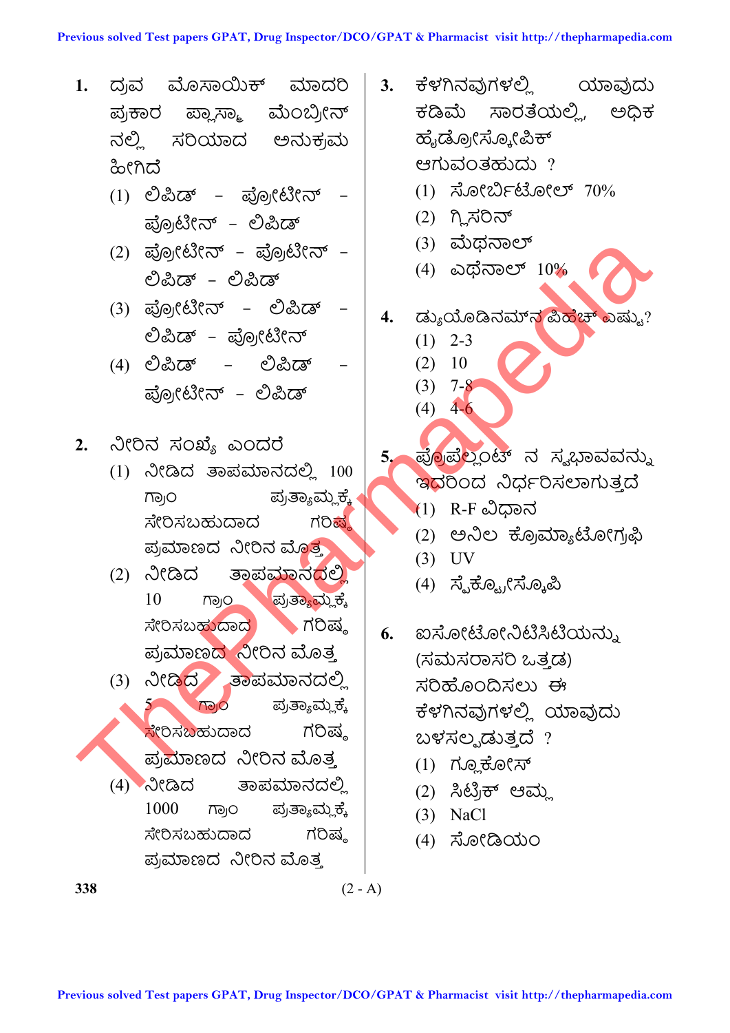1. ದ್ರವ ಮೊಸಾಯಿಕ್ ಮಾದರಿ ಪ್ರಕಾರ ಪ್ಲಾಸ್ಮಾ ಮೆಂಬ್ರೀನ್ ನಲ್ಲಿ ಸರಿಯಾದ ಅನುಕ್ರಮ ಹೀಗಿದೆ
   (1) ಲಿಪಿಡ್ – ಪ್ರೋಟೀನ್ – ಪ್ರೊಟೀನ್ – ಲಿಪಿಡ್
   (2) ಪ್ರೋಟೀನ್ – ಪ್ರೊಟೀನ್ – ಲಿಪಿಡ್ – ಲಿಪಿಡ್
   (3) ಪ್ರೋಟೀನ್ – ಲಿಪಿಡ್ – ಲಿಪಿಡ್ – ಪ್ರೋಟೀನ್
   (4) ಲಿಪಿಡ್ – ಲಿಪಿಡ್ – ಪ್ರೋಟೀನ್ – ಲಿಪಿಡ್

2. ನೀರಿನ ಸಂಖ್ಯೆ ಎಂದರೆ
   (1) ನೀಡಿದ ತಾಪಮಾನದಲ್ಲಿ 100 ಗ್ರಾಂ ಪ್ರತ್ಯಾಮ್ಲಕ್ಕೆ ಸೇರಿಸಬಹುದಾದ ಗರಿಷ್ಠ ಪ್ರಮಾಣದ ನೀರಿನ ಮೊತ್ತ
   (2) ನೀಡಿದ ತಾಪಮಾನದಲ್ಲಿ 10 ಗ್ರಾಂ ಪ್ರತ್ಯಾಮ್ಲಕ್ಕೆ ಸೇರಿಸಬಹುದಾದ ಗರಿಷ್ಠ ಪ್ರಮಾಣದ ನೀರಿನ ಮೊತ್ತ
   (3) ನೀಡಿದ ತಾಪಮಾನದಲ್ಲಿ 5 ಗ್ರಾಂ ಪ್ರತ್ಯಾಮ್ಲಕ್ಕೆ ಸೇರಿಸಬಹುದಾದ ಗರಿಷ್ಠ ಪ್ರಮಾಣದ ನೀರಿನ ಮೊತ್ತ
   (4) ನೀಡಿದ ತಾಪಮಾನದಲ್ಲಿ 1000 ಗ್ರಾಂ ಪ್ರತ್ಯಾಮ್ಲಕ್ಕೆ ಸೇರಿಸಬಹುದಾದ ಗರಿಷ್ಠ ಪ್ರಮಾಣದ ನೀರಿನ ಮೊತ್ತ

3. ಕೆಳಗಿನವುಗಳಲ್ಲಿ ಯಾವುದು ಕಡಿಮೆ ಸಾರತೆಯಲ್ಲಿ, ಅಧಿಕ ಹೈಡ್ರೋಸ್ಕೋಪಿಕ್ ಆಗುವಂತಹುದು ?
   (1) ಸೋರ್ಬಿಟೋಲ್ 70%
   (2) ಗ್ಲಿಸರಿನ್
   (3) ಮೆಥನಾಲ್
   (4) ಎಥೆನಾಲ್ 10%

4. ಡ್ಯುಯೊಡಿನಮ್‌ನ ಪಿಹೆಚ್ ಎಷ್ಟು?
   (1) 2-3
   (2) 10
   (3) 7-8
   (4) 4-6

5. ಪ್ರೊಪೆಲ್ಲಂಟ್ ನ ಸ್ವಭಾವವನ್ನು ಇದರಿಂದ ನಿರ್ಧರಿಸಲಾಗುತ್ತದೆ
   (1) R-F ವಿಧಾನ
   (2) ಅನಿಲ ಕ್ರೊಮ್ಯಾಟೋಗ್ರಫಿ
   (3) UV
   (4) ಸ್ಪೆಕ್ಟ್ರೋಸ್ಕೊಪಿ

6. ಐಸೋಟೋನಿಟಿಸಿಟಿಯನ್ನು (ಸಮಸರಾಸರಿ ಒತ್ತಡ) ಸರಿಹೊಂದಿಸಲು ಈ ಕೆಳಗಿನವುಗಳಲ್ಲಿ ಯಾವುದು ಬಳಸಲ್ಪಡುತ್ತದೆ ?
   (1) ಗ್ಲೂಕೋಸ್
   (2) ಸಿಟ್ರಿಕ್ ಆಮ್ಲ
   (3) NaCl
   (4) ಸೋಡಿಯಂ

(2 - A)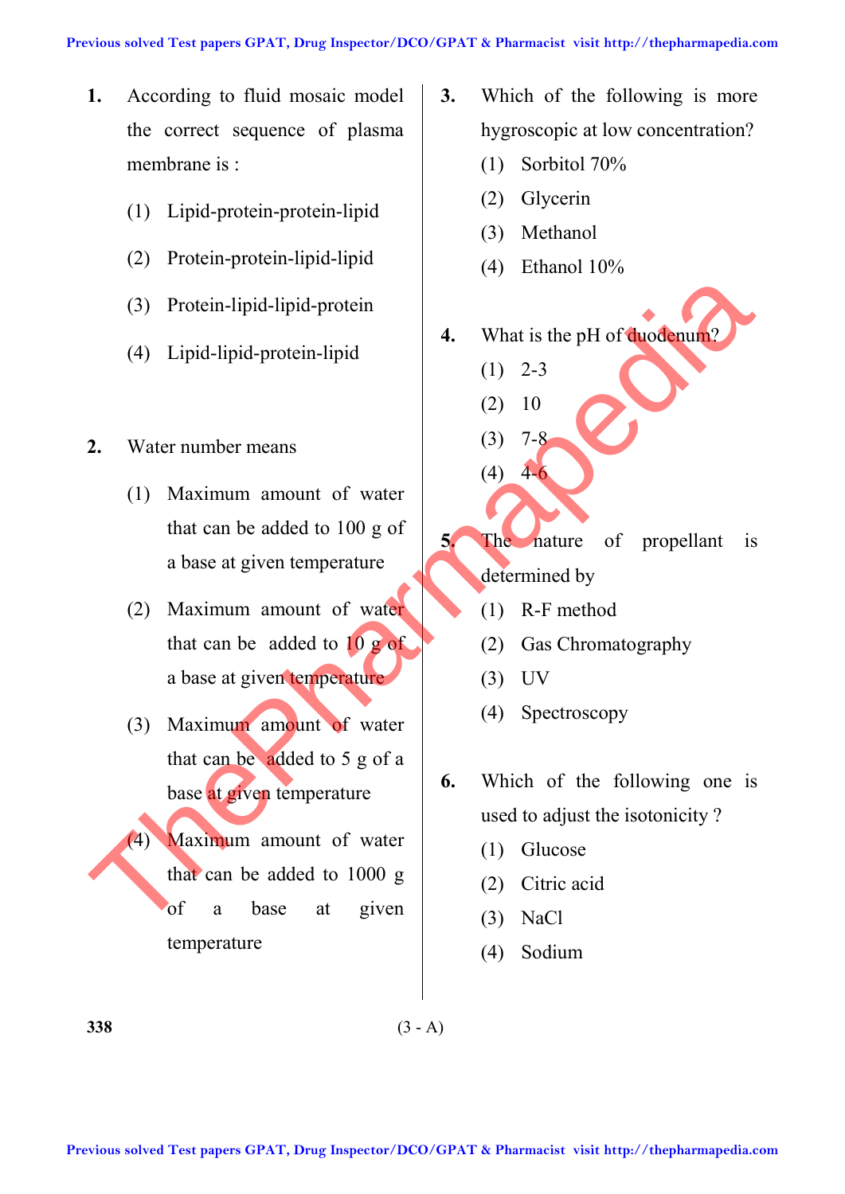1. According to fluid mosaic model the correct sequence of plasma membrane is :

   (1) Lipid-protein-protein-lipid

   (2) Protein-protein-lipid-lipid

   (3) Protein-lipid-lipid-protein

   (4) Lipid-lipid-protein-lipid

2. Water number means

   (1) Maximum amount of water that can be added to 100 g of a base at given temperature

   (2) Maximum amount of water that can be added to 10 g of a base at given temperature

   (3) Maximum amount of water that can be added to 5 g of a base at given temperature

   (4) Maximum amount of water that can be added to 1000 g of a base at given temperature

3. Which of the following is more hygroscopic at low concentration?

   (1) Sorbitol 70%

   (2) Glycerin

   (3) Methanol

   (4) Ethanol 10%

4. What is the pH of duodenum?

   (1) 2-3

   (2) 10

   (3) 7-8

   (4) 4-6

5. The nature of propellant is determined by

   (1) R-F method

   (2) Gas Chromatography

   (3) UV

   (4) Spectroscopy

6. Which of the following one is used to adjust the isotonicity ?

   (1) Glucose

   (2) Citric acid

   (3) NaCl

   (4) Sodium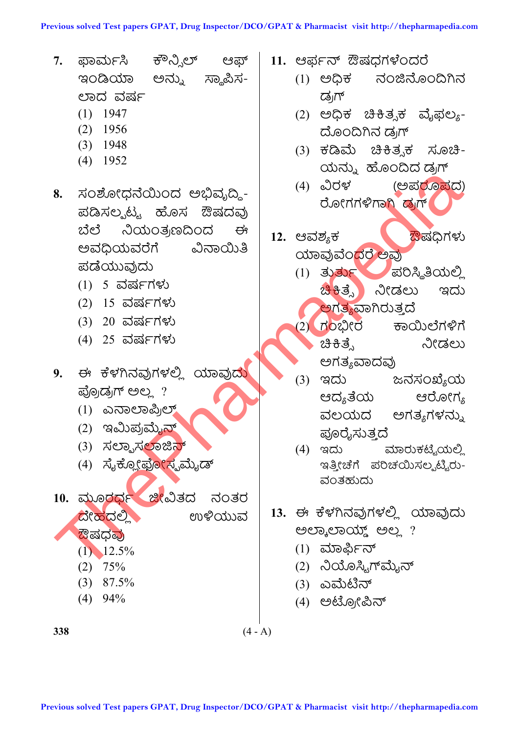7. ಫಾರ್ಮಸಿ ಕೌನ್ಸಿಲ್ ಆಫ್ ಇಂಡಿಯಾ ಅನ್ನು ಸ್ಥಾಪಿಸಲಾದ ವರ್ಷ
   (1) 1947
   (2) 1956
   (3) 1948
   (4) 1952

8. ಸಂಶೋಧನೆಯಿಂದ ಅಭಿವೃದ್ಧಿಪಡಿಸಲ್ಪಟ್ಟ ಹೊಸ ಔಷದವು ಬೆಲೆ ನಿಯಂತ್ರಣದಿಂದ ಈ ಅವಧಿಯವರೆಗೆ ವಿನಾಯಿತಿ ಪಡೆಯುವುದು
   (1) 5 ವರ್ಷಗಳು
   (2) 15 ವರ್ಷಗಳು
   (3) 20 ವರ್ಷಗಳು
   (4) 25 ವರ್ಷಗಳು

9. ಈ ಕೆಳಗಿನವುಗಳಲ್ಲಿ ಯಾವುದು ಪ್ರೊಡ್ರಗ್ ಅಲ್ಲ ?
   (1) ಎನಾಲಾಪ್ರಿಲ್
   (2) ಇಮಿಪ್ರಮೈನ್
   (3) ಸಲ್ಫಾಸಲಾಜಿನ್
   (4) ಸೈಕ್ಲೋಫೋಸ್ಫಮೈಡ್

10. ಮೂರರ್ಧ ಜೀವಿತದ ನಂತರ ದೇಹದಲ್ಲಿ ಉಳಿಯುವ ಔಷಧವು
   (1) 12.5%
   (2) 75%
   (3) 87.5%
   (4) 94%

11. ಆರ್ಫನ್ ಔಷಧಗಳೆಂದರೆ
   (1) ಅಧಿಕ ನಂಜಿನೊಂದಿಗಿನ ಡ್ರಗ್
   (2) ಅಧಿಕ ಚಿಕಿತ್ಸಕ ವೈಫಲ್ಯದೊಂದಿಗಿನ ಡ್ರಗ್
   (3) ಕಡಿಮೆ ಚಿಕಿತ್ಸಕ ಸೂಚಿಯನ್ನು ಹೊಂದಿದ ಡ್ರಗ್
   (4) ವಿರಳ (ಅಪರೂಪದ) ರೋಗಗಳಿಗಾಗಿ ಡ್ರಗ್

12. ಆವಶ್ಯಕ ಔಷಧಿಗಳು ಯಾವುವೆಂದರೆ ಅವು
   (1) ತುರ್ತು ಪರಿಸ್ಥಿತಿಯಲ್ಲಿ ಚಿಕಿತ್ಸೆ ನೀಡಲು ಇದು ಅಗತ್ಯವಾಗಿರುತ್ತದೆ
   (2) ಗಂಭೀರ ಕಾಯಿಲೆಗಳಿಗೆ ಚಿಕಿತ್ಸೆ ನೀಡಲು ಅಗತ್ಯವಾದವು
   (3) ಇದು ಜನಸಂಖ್ಯೆಯ ಆದ್ಯತೆಯ ಆರೋಗ್ಯ ವಲಯದ ಅಗತ್ಯಗಳನ್ನು ಪೂರೈಸುತ್ತದೆ
   (4) ಇದು ಮಾರುಕಟ್ಟೆಯಲ್ಲಿ ಇತ್ತೀಚೆಗೆ ಪರಿಚಯಿಸಲ್ಪಟ್ಟಿರುವಂತಹುದು

13. ಈ ಕೆಳಗಿನವುಗಳಲ್ಲಿ ಯಾವುದು ಅಲ್ಕಾಲಾಯ್ಡ್ ಅಲ್ಲ ?
   (1) ಮಾರ್ಫಿನ್
   (2) ನಿಯೊಸ್ಟಿಗ್ಮೈನ್
   (3) ಎಮೆಟಿನ್
   (4) ಅಟ್ರೋಪಿನ್

(4 - A)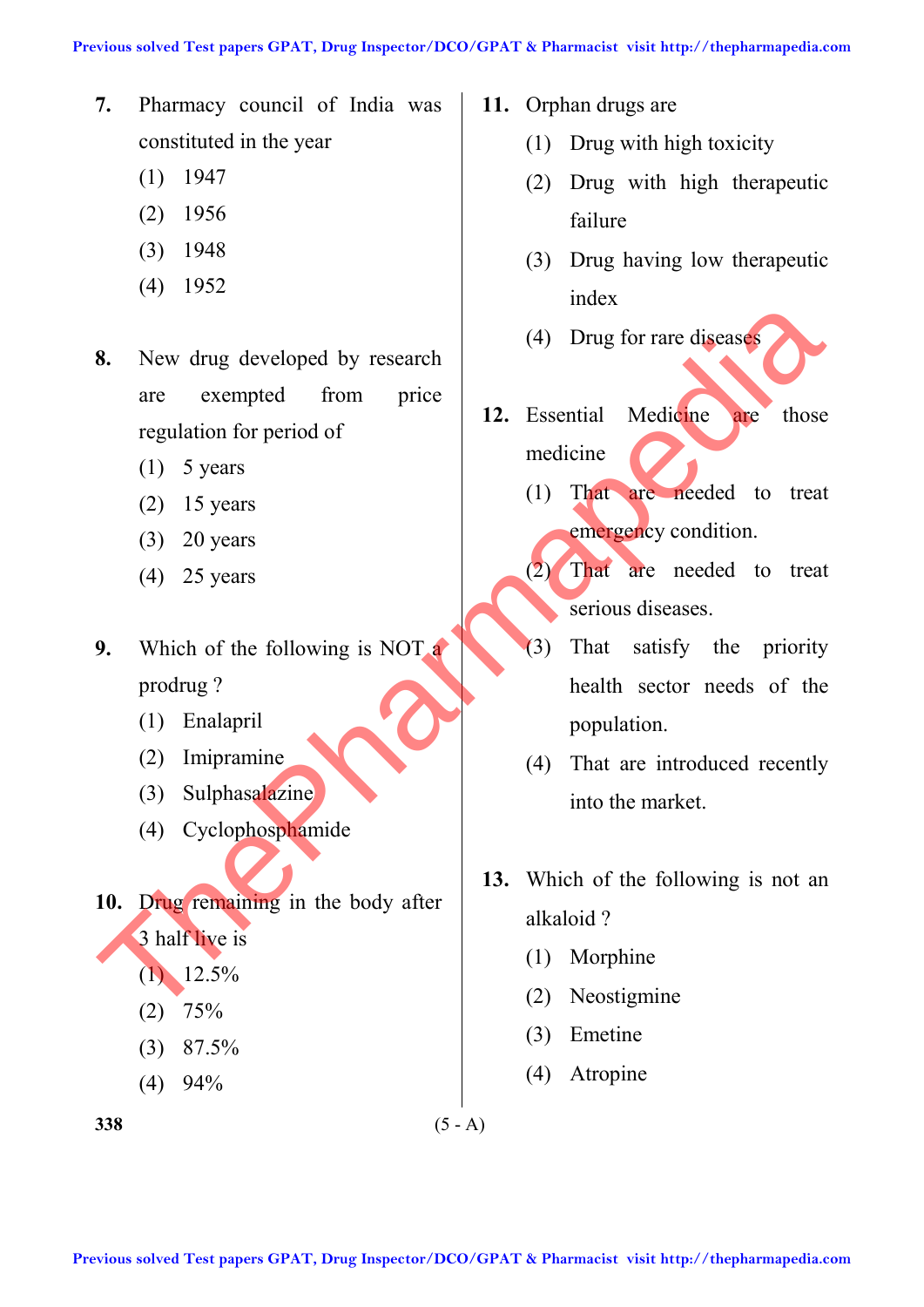7. Pharmacy council of India was constituted in the year
   (1) 1947
   (2) 1956
   (3) 1948
   (4) 1952

8. New drug developed by research are exempted from price regulation for period of
   (1) 5 years
   (2) 15 years
   (3) 20 years
   (4) 25 years

9. Which of the following is NOT a prodrug ?
   (1) Enalapril
   (2) Imipramine
   (3) Sulphasalazine
   (4) Cyclophosphamide

10. Drug remaining in the body after 3 half live is
    (1) 12.5%
    (2) 75%
    (3) 87.5%
    (4) 94%

11. Orphan drugs are
    (1) Drug with high toxicity
    (2) Drug with high therapeutic failure
    (3) Drug having low therapeutic index
    (4) Drug for rare diseases

12. Essential Medicine are those medicine
    (1) That are needed to treat emergency condition.
    (2) That are needed to treat serious diseases.
    (3) That satisfy the priority health sector needs of the population.
    (4) That are introduced recently into the market.

13. Which of the following is not an alkaloid ?
    (1) Morphine
    (2) Neostigmine
    (3) Emetine
    (4) Atropine

(5 - A)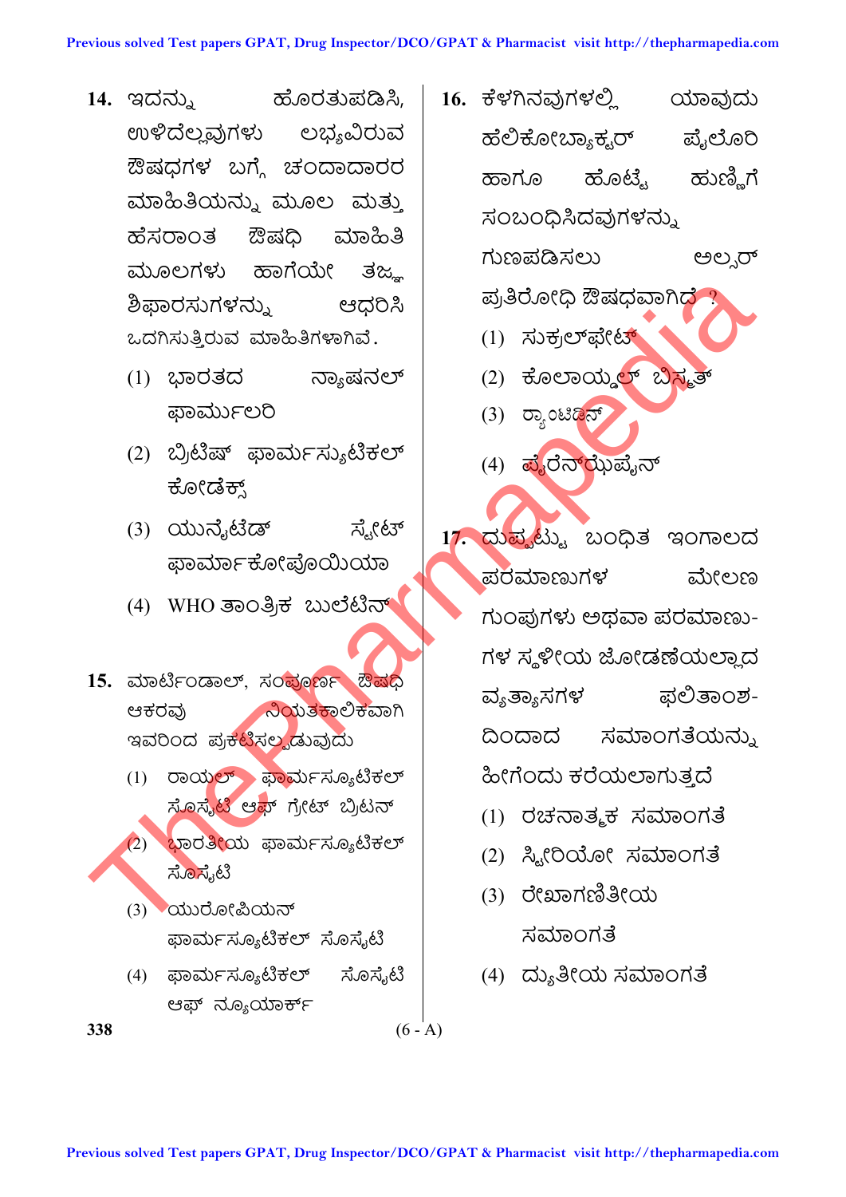14. ಇದನ್ನು ಹೊರತುಪಡಿಸಿ, ಉಳಿದೆಲ್ಲವುಗಳು ಲಭ್ಯವಿರುವ ಔಷಧಗಳ ಬಗ್ಗೆ ಚಂದಾದಾರರ ಮಾಹಿತಿಯನ್ನು ಮೂಲ ಮತ್ತು ಹೆಸರಾಂತ ಔಷಧಿ ಮಾಹಿತಿ ಮೂಲಗಳು ಹಾಗೆಯೇ ತಜ್ಞ ಶಿಫಾರಸುಗಳನ್ನು ಆಧರಿಸಿ ಒದಗಿಸುತ್ತಿರುವ ಮಾಹಿತಿಗಳಾಗಿವೆ.

(1) ಭಾರತದ ನ್ಯಾಷನಲ್ ಫಾರ್ಮುಲರಿ

(2) ಬ್ರಿಟಿಷ್ ಫಾರ್ಮಸ್ಯುಟಿಕಲ್ ಕೋಡೆಕ್ಸ್

(3) ಯುನೈಟೆಡ್ ಸ್ಟೇಟ್ ಫಾರ್ಮಾಕೋಪೊಯಿಯಾ

(4) WHO ತಾಂತ್ರಿಕ ಬುಲೆಟಿನ್

15. ಮಾರ್ಟಿಂಡಾಲ್, ಸಂಪೂರ್ಣ ಔಷಧಿ ಆಕರವು ನಿಯತಕಾಲಿಕವಾಗಿ ಇವರಿಂದ ಪ್ರಕಟಿಸಲ್ಪಡುವುದು

(1) ರಾಯಲ್ ಫಾರ್ಮಸ್ಯೂಟಿಕಲ್ ಸೊಸೈಟಿ ಆಫ್ ಗ್ರೇಟ್ ಬ್ರಿಟನ್

(2) ಭಾರತೀಯ ಫಾರ್ಮಸ್ಯೂಟಿಕಲ್ ಸೊಸೈಟಿ

(3) ಯುರೋಪಿಯನ್ ಫಾರ್ಮಸ್ಯೂಟಿಕಲ್ ಸೊಸೈಟಿ

(4) ಫಾರ್ಮಸ್ಯೂಟಿಕಲ್ ಸೊಸೈಟಿ ಆಫ್ ನ್ಯೂಯಾರ್ಕ್

16. ಕೆಳಗಿನವುಗಳಲ್ಲಿ ಯಾವುದು ಹೆಲಿಕೋಬ್ಯಾಕ್ಟರ್ ಪೈಲೊರಿ ಹಾಗೂ ಹೊಟ್ಟೆ ಹುಣ್ಣಿಗೆ ಸಂಬಂಧಿಸಿದವುಗಳನ್ನು ಗುಣಪಡಿಸಲು ಅಲ್ಸರ್ ಪ್ರತಿರೋಧಿ ಔಷಧವಾಗಿದೆ ?

(1) ಸುಕ್ರಲ್‌ಫೇಟ್

(2) ಕೊಲಾಯ್ಡಲ್ ಬಿಸ್ಮತ್

(3) ರ್‍ಯಾಂಟಿಡಿನ್

(4) ಪೈರೆನ್‌ಝೆಪೈನ್

17. ದುಪ್ಪಟ್ಟು ಬಂಧಿತ ಇಂಗಾಲದ ಪರಮಾಣುಗಳ ಮೇಲಣ ಗುಂಪುಗಳು ಅಥವಾ ಪರಮಾಣು-ಗಳ ಸ್ಥಳೀಯ ಜೋಡಣೆಯಲ್ಲಾದ ವ್ಯತ್ಯಾಸಗಳ ಫಲಿತಾಂಶ-ದಿಂದಾದ ಸಮಾಂಗತೆಯನ್ನು ಹೀಗೆಂದು ಕರೆಯಲಾಗುತ್ತದೆ

(1) ರಚನಾತ್ಮಕ ಸಮಾಂಗತೆ

(2) ಸ್ಟೀರಿಯೋ ಸಮಾಂಗತೆ

(3) ರೇಖಾಗಣಿತೀಯ ಸಮಾಂಗತೆ

(4) ದ್ಯುತೀಯ ಸಮಾಂಗತೆ

(6 - A)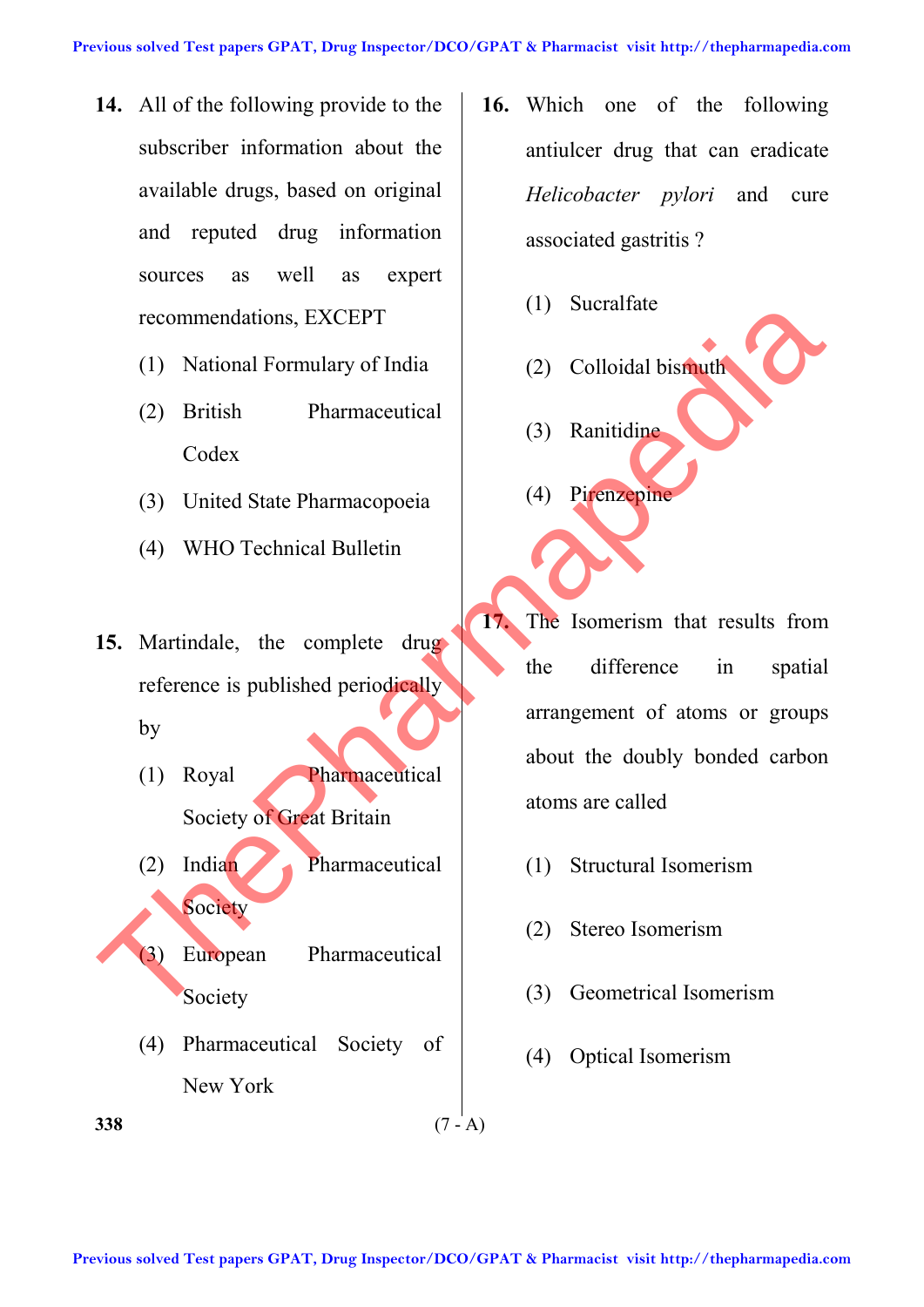**14.** All of the following provide to the subscriber information about the available drugs, based on original and reputed drug information sources as well as expert recommendations, EXCEPT

(1) National Formulary of India

(2) British Pharmaceutical Codex

(3) United State Pharmacopoeia

(4) WHO Technical Bulletin

**15.** Martindale, the complete drug reference is published periodically by

(1) Royal Pharmaceutical Society of Great Britain

(2) Indian Pharmaceutical Society

(3) European Pharmaceutical Society

(4) Pharmaceutical Society of New York

**16.** Which one of the following antiulcer drug that can eradicate *Helicobacter pylori* and cure associated gastritis ?

(1) Sucralfate

(2) Colloidal bismuth

(3) Ranitidine

(4) Pirenzepine

**17.** The Isomerism that results from the difference in spatial arrangement of atoms or groups about the doubly bonded carbon atoms are called

(1) Structural Isomerism

(2) Stereo Isomerism

(3) Geometrical Isomerism

(4) Optical Isomerism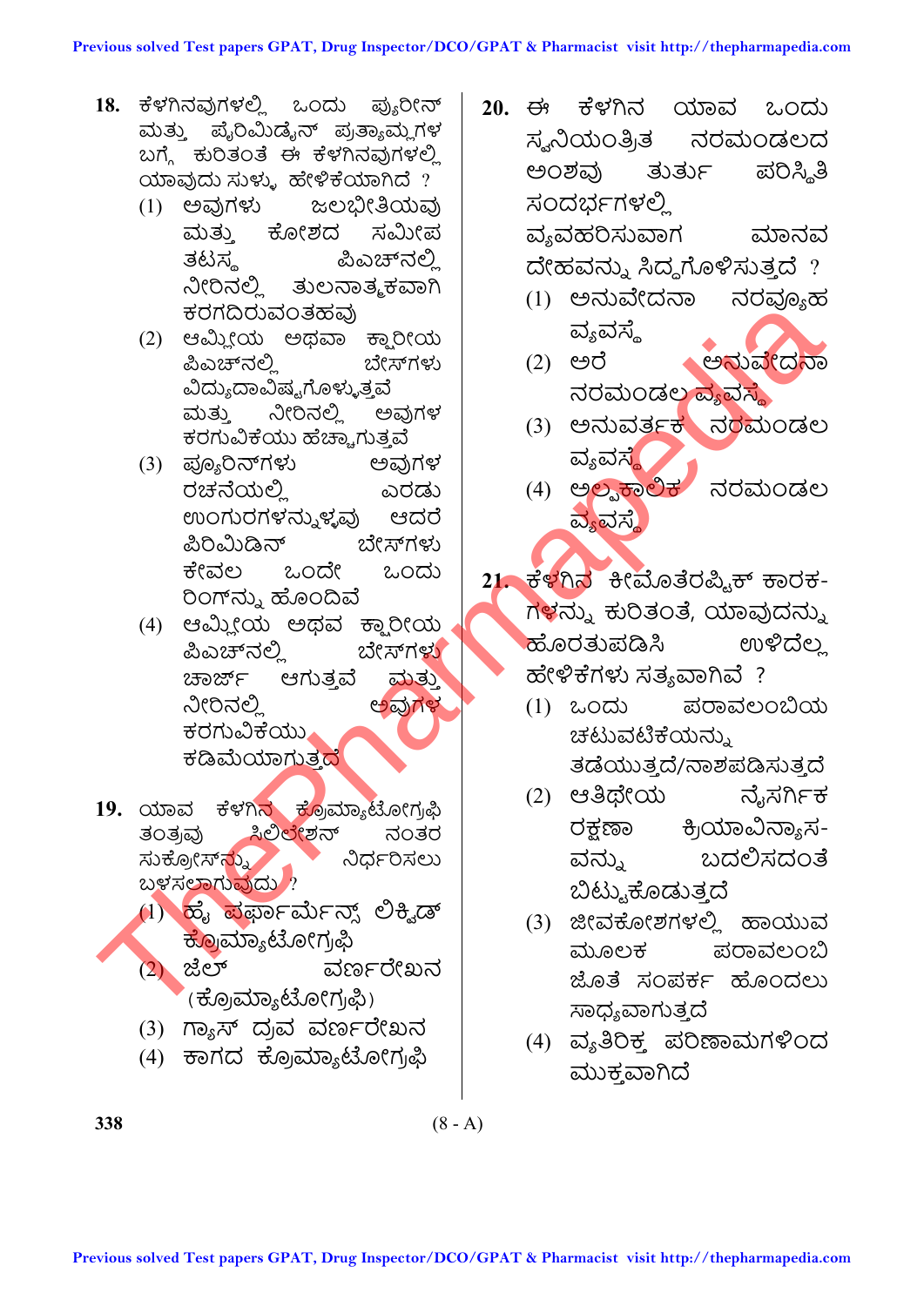**18.** ಕೆಳಗಿನವುಗಳಲ್ಲಿ ಒಂದು ಪ್ಯುರೀನ್ ಮತ್ತು ಪೈರಿಮಿಡೈನ್ ಪ್ರತ್ಯಾಮ್ಲಗಳ ಬಗ್ಗೆ ಕುರಿತಂತೆ ಈ ಕೆಳಗಿನವುಗಳಲ್ಲಿ ಯಾವುದು ಸುಳ್ಳು ಹೇಳಿಕೆಯಾಗಿದೆ ?

(1) ಅವುಗಳು ಜಲಭೀತಿಯವು ಮತ್ತು ಕೋಶದ ಸಮೀಪ ತಟಸ್ಥ ಪಿಎಚ್‌ನಲ್ಲಿ ನೀರಿನಲ್ಲಿ ತುಲನಾತ್ಮಕವಾಗಿ ಕರಗದಿರುವಂತಹವು

(2) ಆಮ್ಲೀಯ ಅಥವಾ ಕ್ಷಾರೀಯ ಪಿಎಚ್‌ನಲ್ಲಿ ಬೇಸ್‌ಗಳು ವಿದ್ಯುದಾವಿಷ್ಟಗೊಳ್ಳುತ್ತವೆ ಮತ್ತು ನೀರಿನಲ್ಲಿ ಅವುಗಳ ಕರಗುವಿಕೆಯು ಹೆಚ್ಚಾಗುತ್ತವೆ

(3) ಪ್ಯೂರಿನ್‌ಗಳು ಅವುಗಳ ರಚನೆಯಲ್ಲಿ ಎರಡು ಉಂಗುರಗಳನ್ನುಳ್ಳವು ಆದರೆ ಪಿರಿಮಿಡಿನ್ ಬೇಸ್‌ಗಳು ಕೇವಲ ಒಂದೇ ಒಂದು ರಿಂಗ್‌ನ್ನು ಹೊಂದಿವೆ

(4) ಆಮ್ಲೀಯ ಅಥವ ಕ್ಷಾರೀಯ ಪಿಎಚ್‌ನಲ್ಲಿ ಬೇಸ್‌ಗಳು ಚಾರ್ಜ್ ಆಗುತ್ತವೆ ಮತ್ತು ನೀರಿನಲ್ಲಿ ಅವುಗಳ ಕರಗುವಿಕೆಯು ಕಡಿಮೆಯಾಗುತ್ತದೆ

**19.** ಯಾವ ಕೆಳಗಿನ ಕ್ರೊಮ್ಯಾಟೋಗ್ರಫಿ ತಂತ್ರವು ಸಿಲಿಲೇಶನ್ ನಂತರ ಸುಕ್ರೋಸ್‌ನ್ನು ನಿರ್ಧರಿಸಲು ಬಳಸಲಾಗುವುದು ?

(1) ಹೈ ಪರ್ಫಾರ್ಮೆನ್ಸ್ ಲಿಕ್ವಿಡ್ ಕ್ರೊಮ್ಯಾಟೋಗ್ರಫಿ

(2) ಜೆಲ್ ವರ್ಣರೇಖನ (ಕ್ರೊಮ್ಯಾಟೋಗ್ರಫಿ)

(3) ಗ್ಯಾಸ್ ದ್ರವ ವರ್ಣರೇಖನ

(4) ಕಾಗದ ಕ್ರೊಮ್ಯಾಟೋಗ್ರಫಿ

**20.** ಈ ಕೆಳಗಿನ ಯಾವ ಒಂದು ಸ್ವನಿಯಂತ್ರಿತ ನರಮಂಡಲದ ಅಂಶವು ತುರ್ತು ಪರಿಸ್ಥಿತಿ ಸಂದರ್ಭಗಳಲ್ಲಿ ವ್ಯವಹರಿಸುವಾಗ ಮಾನವ ದೇಹವನ್ನು ಸಿದ್ಧಗೊಳಿಸುತ್ತದೆ ?

(1) ಅನುವೇದನಾ ನರವ್ಯೂಹ ವ್ಯವಸ್ಥೆ

(2) ಅರೆ ಅನುವೇದನಾ ನರಮಂಡಲ ವ್ಯವಸ್ಥೆ

(3) ಅನುವರ್ತಕ ನರಮಂಡಲ ವ್ಯವಸ್ಥೆ

(4) ಅಲ್ಪಕಾಲಿಕ ನರಮಂಡಲ ವ್ಯವಸ್ಥೆ

**21.** ಕೆಳಗಿನ ಕೀಮೊತೆರಪ್ಯಿಕ್ ಕಾರಕಗಳನ್ನು ಕುರಿತಂತೆ, ಯಾವುದನ್ನು ಹೊರತುಪಡಿಸಿ ಉಳಿದೆಲ್ಲ ಹೇಳಿಕೆಗಳು ಸತ್ಯವಾಗಿವೆ ?

(1) ಒಂದು ಪರಾವಲಂಬಿಯ ಚಟುವಟಿಕೆಯನ್ನು ತಡೆಯುತ್ತದೆ/ನಾಶಪಡಿಸುತ್ತದೆ

(2) ಆತಿಥೇಯ ನೈಸರ್ಗಿಕ ರಕ್ಷಣಾ ಕ್ರಿಯಾವಿನ್ಯಾಸವನ್ನು ಬದಲಿಸದಂತೆ ಬಿಟ್ಟುಕೊಡುತ್ತದೆ

(3) ಜೀವಕೋಶಗಳಲ್ಲಿ ಹಾಯುವ ಮೂಲಕ ಪರಾವಲಂಬಿ ಜೊತೆ ಸಂಪರ್ಕ ಹೊಂದಲು ಸಾಧ್ಯವಾಗುತ್ತದೆ

(4) ವ್ಯತಿರಿಕ್ತ ಪರಿಣಾಮಗಳಿಂದ ಮುಕ್ತವಾಗಿದೆ

(8 - A)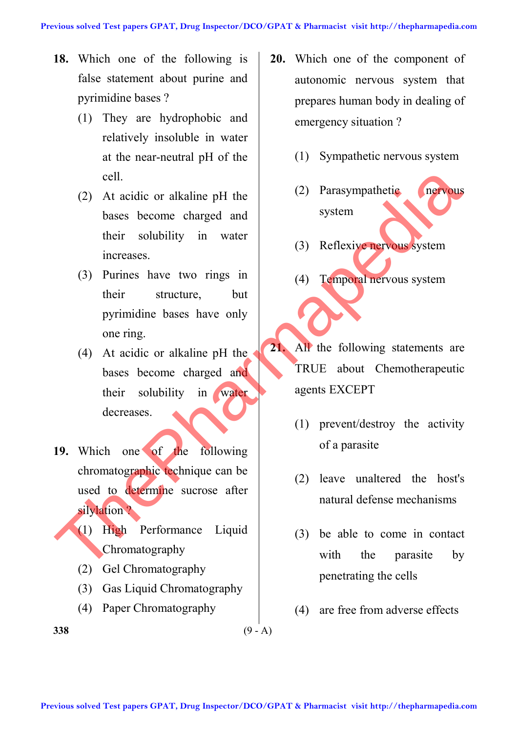**18.** Which one of the following is false statement about purine and pyrimidine bases ?

(1) They are hydrophobic and relatively insoluble in water at the near-neutral pH of the cell.

(2) At acidic or alkaline pH the bases become charged and their solubility in water increases.

(3) Purines have two rings in their structure, but pyrimidine bases have only one ring.

(4) At acidic or alkaline pH the bases become charged and their solubility in water decreases.

**19.** Which one of the following chromatographic technique can be used to determine sucrose after silylation ?

(1) High Performance Liquid Chromatography

(2) Gel Chromatography

(3) Gas Liquid Chromatography

(4) Paper Chromatography

**20.** Which one of the component of autonomic nervous system that prepares human body in dealing of emergency situation ?

(1) Sympathetic nervous system

(2) Parasympathetic nervous system

(3) Reflexive nervous system

(4) Temporal nervous system

**21.** All the following statements are TRUE about Chemotherapeutic agents EXCEPT

(1) prevent/destroy the activity of a parasite

(2) leave unaltered the host's natural defense mechanisms

(3) be able to come in contact with the parasite by penetrating the cells

(4) are free from adverse effects

(9 - A)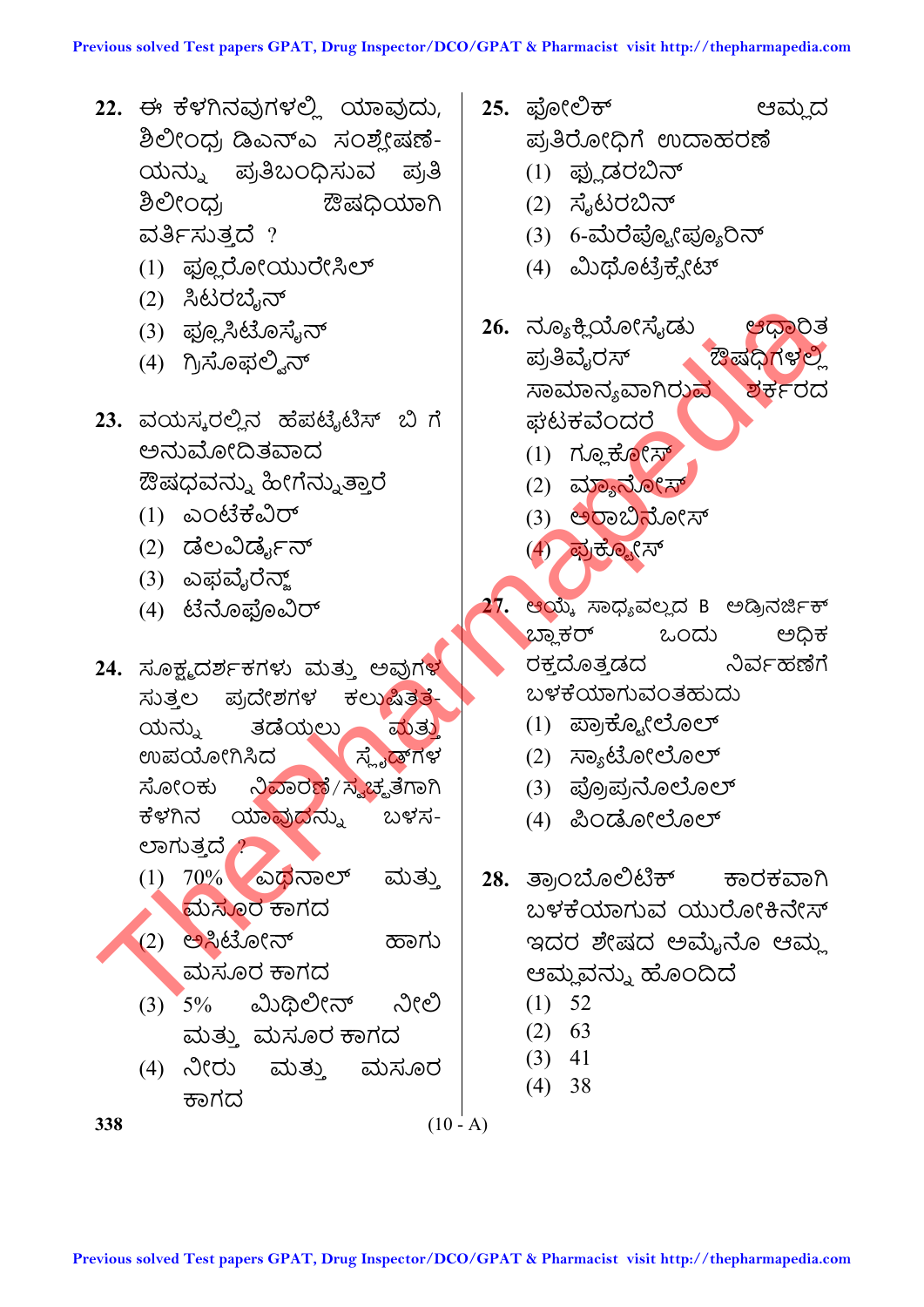22. ಈ ಕೆಳಗಿನವುಗಳಲ್ಲಿ ಯಾವುದು, ಶಿಲೀಂಧ್ರ ಡಿಎನ್ಎ ಸಂಶ್ಲೇಷಣೆಯನ್ನು ಪ್ರತಿಬಂಧಿಸುವ ಪ್ರತಿ ಶಿಲೀಂಧ್ರ ಔಷಧಿಯಾಗಿ ವರ್ತಿಸುತ್ತದೆ ?
   (1) ಫ್ಲೂರೋಯುರೇಸಿಲ್
   (2) ಸಿಟರಬೈನ್
   (3) ಫ್ಲೂಸಿಟೋಸೈನ್
   (4) ಗ್ರಿಸೊಫಲ್ವಿನ್

23. ವಯಸ್ಕರಲ್ಲಿನ ಹೆಪಟೈಟಿಸ್ ಬಿ ಗೆ ಅನುಮೋದಿತವಾದ ಔಷಧವನ್ನು ಹೀಗೆನ್ನುತ್ತಾರೆ
   (1) ಎಂಟೆಕೆವಿರ್
   (2) ಡೆಲವಿರ್ಡೈನ್
   (3) ಎಫವೈರೆನ್ಜ್
   (4) ಟೆನೊಫೊವಿರ್

24. ಸೂಕ್ಷ್ಮದರ್ಶಕಗಳು ಮತ್ತು ಅವುಗಳ ಸುತ್ತಲ ಪ್ರದೇಶಗಳ ಕಲುಷಿತತೆಯನ್ನು ತಡೆಯಲು ಮತ್ತು ಉಪಯೋಗಿಸಿದ ಸ್ಲೈಡ್‌ಗಳ ಸೋಂಕು ನಿವಾರಣೆ/ಸ್ವಚ್ಛತೆಗಾಗಿ ಕೆಳಗಿನ ಯಾವುದನ್ನು ಬಳಸಲಾಗುತ್ತದೆ ?
   (1) 70% ಎಥನಾಲ್ ಮತ್ತು ಮಸೂರ ಕಾಗದ
   (2) ಅಸಿಟೋನ್ ಹಾಗು ಮಸೂರ ಕಾಗದ
   (3) 5% ಮಿಥಿಲೀನ್ ನೀಲಿ ಮತ್ತು ಮಸೂರ ಕಾಗದ
   (4) ನೀರು ಮತ್ತು ಮಸೂರ ಕಾಗದ

25. ಫೋಲಿಕ್ ಆಮ್ಲದ ಪ್ರತಿರೋಧಿಗೆ ಉದಾಹರಣೆ
   (1) ಫ್ಲುಡರಬಿನ್
   (2) ಸೈಟರಬಿನ್
   (3) 6-ಮೆರೆಪ್ಟೋಪ್ಯೂರಿನ್
   (4) ಮಿಥೊಟ್ರೆಕ್ಸೇಟ್

26. ನ್ಯೂಕ್ಲಿಯೋಸೈಡು ಆಧಾರಿತ ಪ್ರತಿವೈರಸ್ ಔಷಧಿಗಳಲ್ಲಿ ಸಾಮಾನ್ಯವಾಗಿರುವ ಶರ್ಕರದ ಘಟಕವೆಂದರೆ
   (1) ಗ್ಲೂಕೋಸ್
   (2) ಮ್ಯಾನೋಸ್
   (3) ಅರಾಬಿನೋಸ್
   (4) ಫ್ರುಕ್ಟೋಸ್

27. ಆಯ್ಕೆ ಸಾಧ್ಯವಲ್ಲದ B ಅಡ್ರಿನರ್ಜಿಕ್ ಬ್ಲಾಕರ್ ಒಂದು ಅಧಿಕ ರಕ್ತದೊತ್ತಡದ ನಿರ್ವಹಣೆಗೆ ಬಳಕೆಯಾಗುವಂತಹುದು
   (1) ಪ್ರಾಕ್ಟೋಲೊಲ್
   (2) ಸ್ಯಾಟೋಲೊಲ್
   (3) ಪ್ರೊಪ್ರನೊಲೊಲ್
   (4) ಪಿಂಡೋಲೊಲ್

28. ತ್ರಾಂಬೊಲಿಟಿಕ್ ಕಾರಕವಾಗಿ ಬಳಕೆಯಾಗುವ ಯುರೋಕಿನೇಸ್ ಇದರ ಶೇಷದ ಅಮೈನೊ ಆಮ್ಲ ಆಮ್ಲವನ್ನು ಹೊಂದಿದೆ
   (1) 52
   (2) 63
   (3) 41
   (4) 38

(10 - A)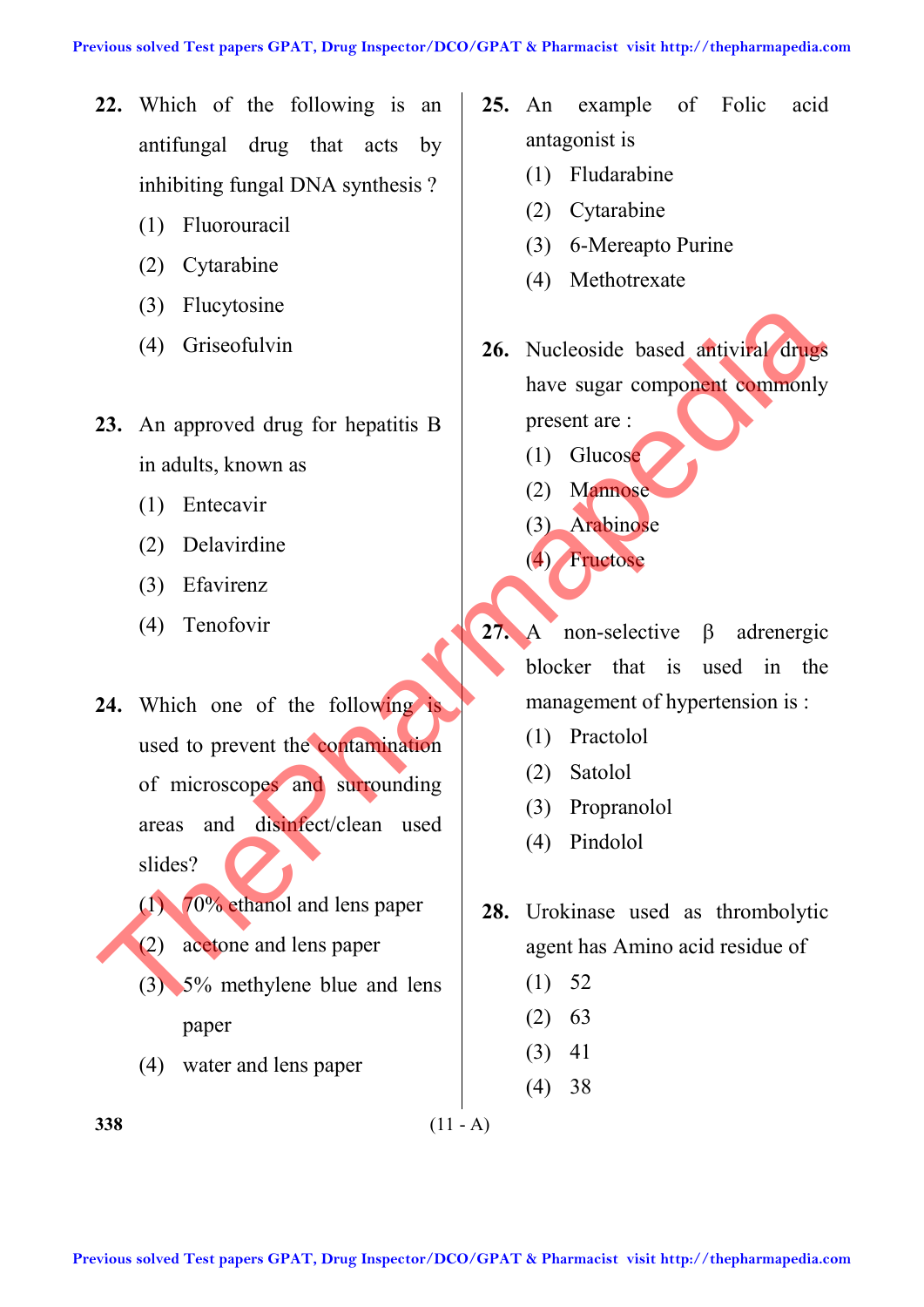**22.** Which of the following is an antifungal drug that acts by inhibiting fungal DNA synthesis ?

(1) Fluorouracil

(2) Cytarabine

(3) Flucytosine

(4) Griseofulvin

**23.** An approved drug for hepatitis B in adults, known as

(1) Entecavir

(2) Delavirdine

(3) Efavirenz

(4) Tenofovir

**24.** Which one of the following is used to prevent the contamination of microscopes and surrounding areas and disinfect/clean used slides?

(1) 70% ethanol and lens paper

(2) acetone and lens paper

(3) 5% methylene blue and lens paper

(4) water and lens paper

**25.** An example of Folic acid antagonist is

(1) Fludarabine

(2) Cytarabine

(3) 6-Mereapto Purine

(4) Methotrexate

**26.** Nucleoside based antiviral drugs have sugar component commonly present are :

(1) Glucose

(2) Mannose

(3) Arabinose

(4) Fructose

**27.** A non-selective β adrenergic blocker that is used in the management of hypertension is :

(1) Practolol

(2) Satolol

(3) Propranolol

(4) Pindolol

**28.** Urokinase used as thrombolytic agent has Amino acid residue of

(1) 52

(2) 63

(3) 41

(4) 38

(11 - A)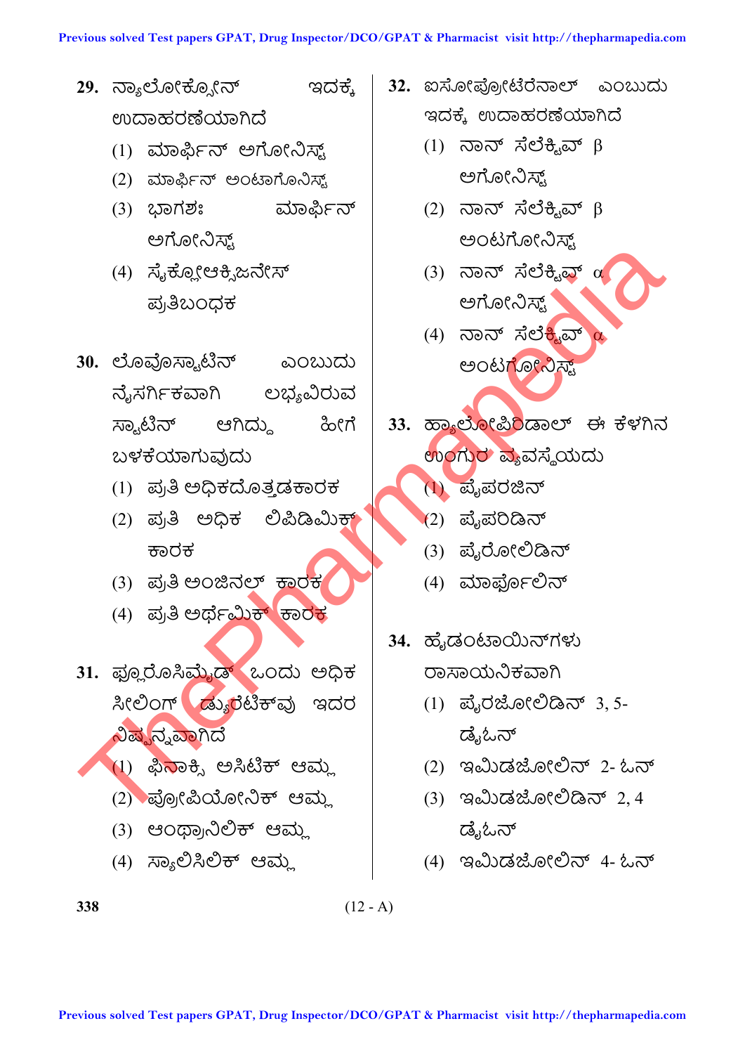29. ನ್ಯಾಲೋಕ್ಸೋನ್ ಇದಕ್ಕೆ ಉದಾಹರಣೆಯಾಗಿದೆ

(1) ಮಾರ್ಫಿನ್ ಅಗೋನಿಸ್ಟ್

(2) ಮಾರ್ಫಿನ್ ಆಂಟಾಗೊನಿಸ್ಟ್

(3) ಭಾಗಶಃ ಮಾರ್ಫಿನ್ ಅಗೋನಿಸ್ಟ್

(4) ಸೈಕ್ಲೋಆಕ್ಸಿಜನೇಸ್ ಪ್ರತಿಬಂಧಕ

30. ಲೊವೊಸ್ಟಾಟಿನ್ ಎಂಬುದು ನೈಸರ್ಗಿಕವಾಗಿ ಲಭ್ಯವಿರುವ ಸ್ಟಾಟಿನ್ ಆಗಿದ್ದು ಹೀಗೆ ಬಳಕೆಯಾಗುವುದು

(1) ಪ್ರತಿ ಅಧಿಕದೊತ್ತಡಕಾರಕ

(2) ಪ್ರತಿ ಅಧಿಕ ಲಿಪಿಡಿಮಿಕ್ ಕಾರಕ

(3) ಪ್ರತಿ ಅಂಜಿನಲ್ ಕಾರಕ

(4) ಪ್ರತಿ ಅರ್ಥ್ಮಿಕ್ ಕಾರಕ

31. ಫ್ಲೂರೊಸಿಮೈಡ್ ಒಂದು ಅಧಿಕ ಸೀಲಿಂಗ್ ಡ್ಯುರೆಟಿಕ್‌ವು ಇದರ ನಿಷ್ಪನ್ನವಾಗಿದೆ

(1) ಫಿನಾಕ್ಸಿ ಅಸಿಟಿಕ್ ಆಮ್ಲ

(2) ಪ್ರೋಪಿಯೋನಿಕ್ ಆಮ್ಲ

(3) ಆಂಥ್ರಾನಿಲಿಕ್ ಆಮ್ಲ

(4) ಸ್ಯಾಲಿಸಿಲಿಕ್ ಆಮ್ಲ

32. ಐಸೋಪ್ರೋಟೆರೆನಾಲ್ ಎಂಬುದು ಇದಕ್ಕೆ ಉದಾಹರಣೆಯಾಗಿದೆ

(1) ನಾನ್ ಸೆಲೆಕ್ಟಿವ್ β ಅಗೋನಿಸ್ಟ್

(2) ನಾನ್ ಸೆಲೆಕ್ಟಿವ್ β ಅಂಟಗೋನಿಸ್ಟ್

(3) ನಾನ್ ಸೆಲೆಕ್ಟಿವ್ α ಅಗೋನಿಸ್ಟ್

(4) ನಾನ್ ಸೆಲೆಕ್ಟಿವ್ α ಅಂಟಗೋನಿಸ್ಟ್

33. ಹ್ಯಾಲೋಪೆರಿಡಾಲ್ ಈ ಕೆಳಗಿನ ಉಂಗುರ ವ್ಯವಸ್ಥೆಯದು

(1) ಪೈಪರಜಿನ್

(2) ಪೈಪರಿಡಿನ್

(3) ಪೈರೋಲಿಡಿನ್

(4) ಮಾರ್ಫೊಲಿನ್

34. ಹೈಡಂಟಾಯಿನ್‌ಗಳು ರಾಸಾಯನಿಕವಾಗಿ

(1) ಪೈರಜೋಲಿಡಿನ್ 3, 5- ಡೈಓನ್

(2) ಇಮಿಡಜೋಲಿನ್ 2- ಓನ್

(3) ಇಮಿಡಜೋಲಿಡಿನ್ 2, 4 ಡೈಓನ್

(4) ಇಮಿಡಜೋಲಿನ್ 4- ಓನ್

(12 - A)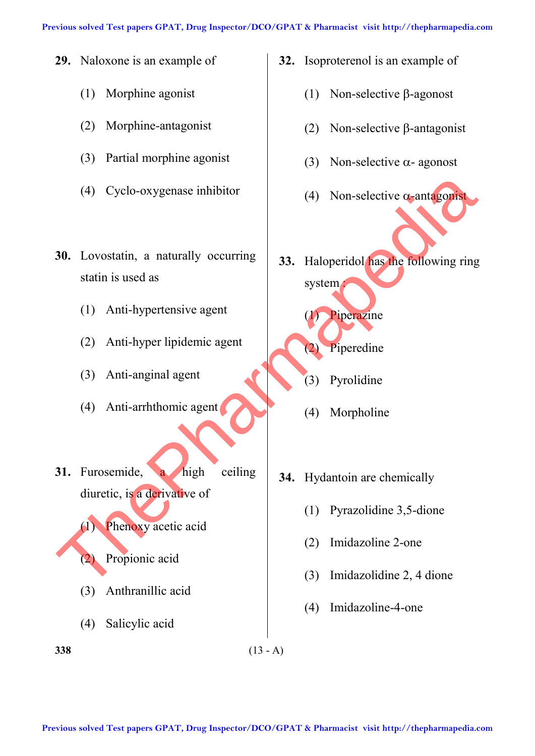**29.** Naloxone is an example of

(1) Morphine agonist

(2) Morphine-antagonist

(3) Partial morphine agonist

(4) Cyclo-oxygenase inhibitor

**30.** Lovostatin, a naturally occurring statin is used as

(1) Anti-hypertensive agent

(2) Anti-hyper lipidemic agent

(3) Anti-anginal agent

(4) Anti-arrhthomic agent

**31.** Furosemide, a high ceiling diuretic, is a derivative of

(1) Phenoxy acetic acid

(2) Propionic acid

(3) Anthranillic acid

(4) Salicylic acid

**32.** Isoproterenol is an example of

(1) Non-selective β-agonost

(2) Non-selective β-antagonist

(3) Non-selective α- agonost

(4) Non-selective α-antagonist

**33.** Haloperidol has the following ring system :

(1) Piperazine

(2) Piperedine

(3) Pyrolidine

(4) Morpholine

**34.** Hydantoin are chemically

(1) Pyrazolidine 3,5-dione

(2) Imidazoline 2-one

(3) Imidazolidine 2, 4 dione

(4) Imidazoline-4-one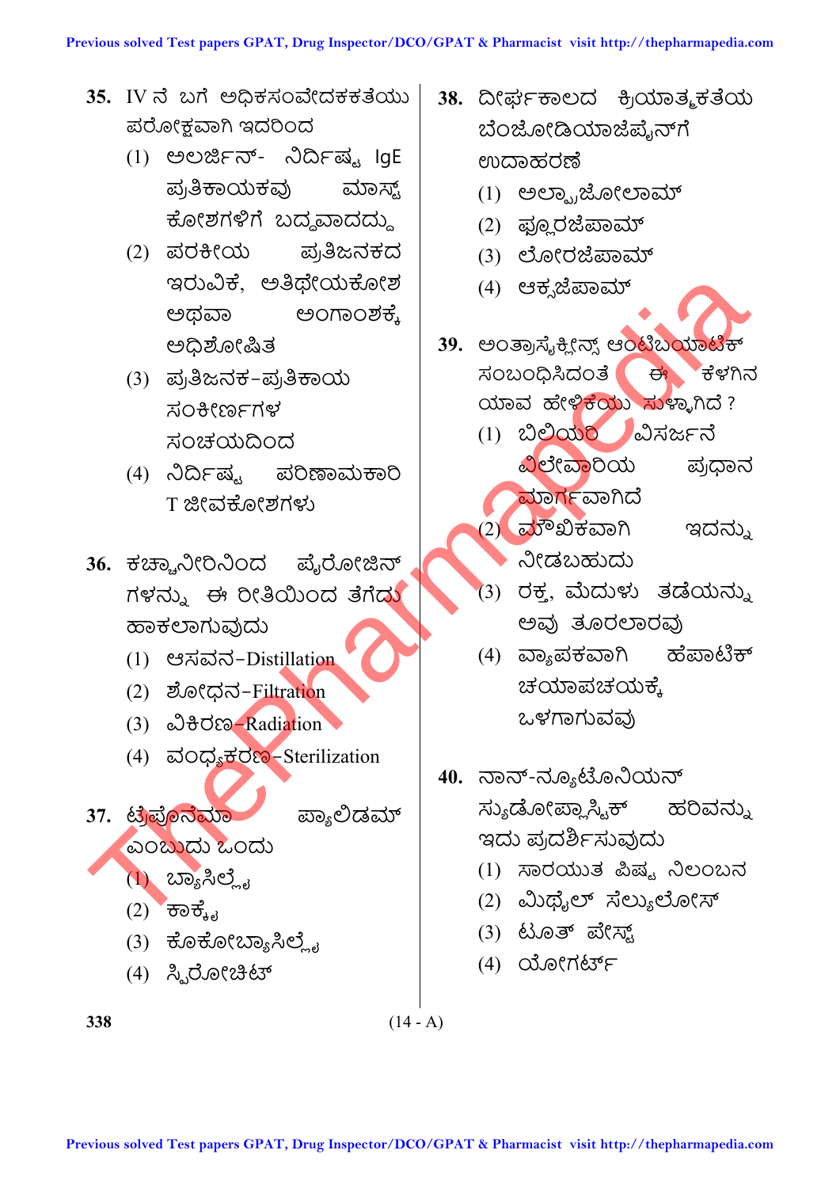35. IV ನೆ ಬಗೆ ಅಧಿಕಸಂವೇದಕಕತೆಯು ಪರೋಕ್ಷವಾಗಿ ಇದರಿಂದ

(1) ಅಲರ್ಜಿನ್- ನಿರ್ದಿಷ್ಟ IgE ಪ್ರತಿಕಾಯಕವು ಮಾಸ್ಟ್ ಕೋಶಗಳಿಗೆ ಬದ್ಧವಾದದ್ದು

(2) ಪರಕೀಯ ಪ್ರತಿಜನಕದ ಇರುವಿಕೆ, ಅತಿಥೇಯಕೋಶ ಅಥವಾ ಅಂಗಾಂಶಕ್ಕೆ ಅಧಿಶೋಷಿತ

(3) ಪ್ರತಿಜನಕ-ಪ್ರತಿಕಾಯ ಸಂಕೀರ್ಣಗಳ ಸಂಚಯದಿಂದ

(4) ನಿರ್ದಿಷ್ಟ ಪರಿಣಾಮಕಾರಿ T ಜೀವಕೋಶಗಳು

36. ಕಚ್ಚಾನೀರಿನಿಂದ ಪೈರೋಜಿನ್ ಗಳನ್ನು ಈ ರೀತಿಯಿಂದ ತೆಗೆದು ಹಾಕಲಾಗುವುದು

(1) ಆಸವನ-Distillation

(2) ಶೋಧನ-Filtration

(3) ವಿಕಿರಣ-Radiation

(4) ವಂಧ್ಯಕರಣ-Sterilization

37. ಟ್ರೆಪೊನೆಮಾ ಪ್ಯಾಲಿಡಮ್ ಎಂಬುದು ಒಂದು

(1) ಬ್ಯಾಸಿಲ್ಲೈ

(2) ಕಾಕೈ

(3) ಕೊಕೋಬ್ಯಾಸಿಲ್ಲೈ

(4) ಸ್ಪಿರೋಚಿಟ್

38. ದೀರ್ಘಕಾಲದ ಕ್ರಿಯಾತ್ಮಕತೆಯ ಬೆಂಜೋಡಿಯಾಜೆಪೈನ್‌ಗೆ ಉದಾಹರಣೆ

(1) ಅಲ್ಪ್ರಾಜೋಲಾಮ್

(2) ಫ್ಲೂರಜೆಪಾಮ್

(3) ಲೋರಜೆಪಾಮ್

(4) ಆಕ್ಸಜೆಪಾಮ್

39. ಅಂತ್ರಾಸೈಕ್ಲೀನ್ಸ್ ಆಂಟಿಬಯಾಟಿಕ್ ಸಂಬಂಧಿಸಿದಂತೆ ಈ ಕೆಳಗಿನ ಯಾವ ಹೇಳಿಕೆಯು ಸುಳ್ಳಾಗಿದೆ ?

(1) ಬಿಲಿಯರಿ ವಿಸರ್ಜನೆ ವಿಲೇವಾರಿಯ ಪ್ರಧಾನ ಮಾರ್ಗವಾಗಿದೆ

(2) ಮೌಖಿಕವಾಗಿ ಇದನ್ನು ನೀಡಬಹುದು

(3) ರಕ್ತ, ಮೆದುಳು ತಡೆಯನ್ನು ಅವು ತೂರಲಾರವು

(4) ವ್ಯಾಪಕವಾಗಿ ಹೆಪಾಟಿಕ್ ಚಯಾಪಚಯಕ್ಕೆ ಒಳಗಾಗುವವು

40. ನಾನ್-ನ್ಯೂಟೋನಿಯನ್ ಸ್ಯುಡೋಪ್ಲಾಸ್ಟಿಕ್ ಹರಿವನ್ನು ಇದು ಪ್ರದರ್ಶಿಸುವುದು

(1) ಸಾರಯುತ ಪಿಷ್ಟ ನಿಲಂಬನ

(2) ಮಿಥೈಲ್ ಸೆಲ್ಯುಲೋಸ್

(3) ಟೂತ್ ಪೇಸ್ಟ್

(4) ಯೋಗರ್ಟ್

(14 - A)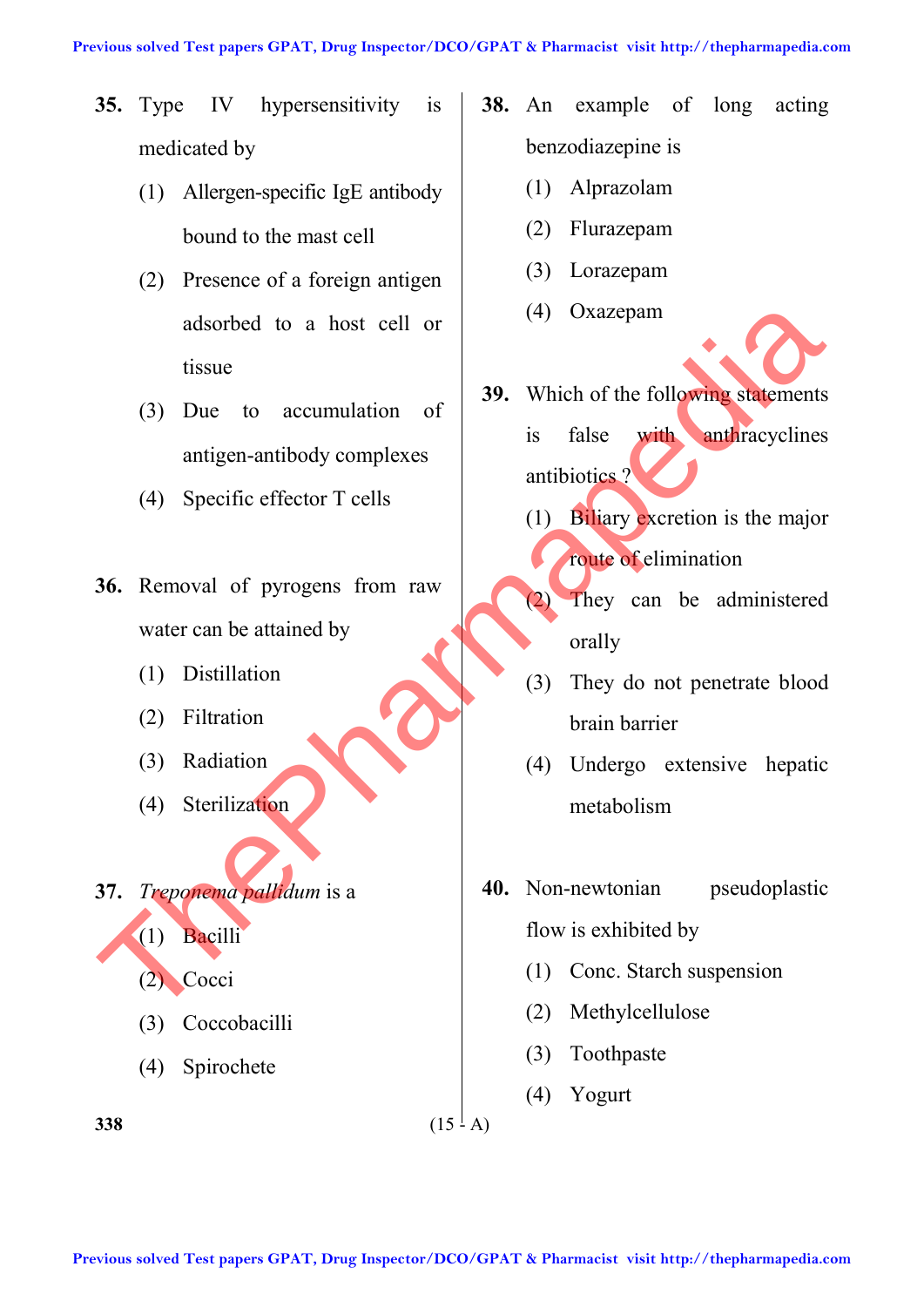**35.** Type IV hypersensitivity is medicated by

(1) Allergen-specific IgE antibody bound to the mast cell

(2) Presence of a foreign antigen adsorbed to a host cell or tissue

(3) Due to accumulation of antigen-antibody complexes

(4) Specific effector T cells

**36.** Removal of pyrogens from raw water can be attained by

(1) Distillation

(2) Filtration

(3) Radiation

(4) Sterilization

**37.** *Treponema pallidum* is a

(1) Bacilli

(2) Cocci

(3) Coccobacilli

(4) Spirochete

**38.** An example of long acting benzodiazepine is

(1) Alprazolam

(2) Flurazepam

(3) Lorazepam

(4) Oxazepam

**39.** Which of the following statements is false with anthracyclines antibiotics ?

(1) Biliary excretion is the major route of elimination

(2) They can be administered orally

(3) They do not penetrate blood brain barrier

(4) Undergo extensive hepatic metabolism

**40.** Non-newtonian pseudoplastic flow is exhibited by

(1) Conc. Starch suspension

(2) Methylcellulose

(3) Toothpaste

(4) Yogurt

338 (15 - A)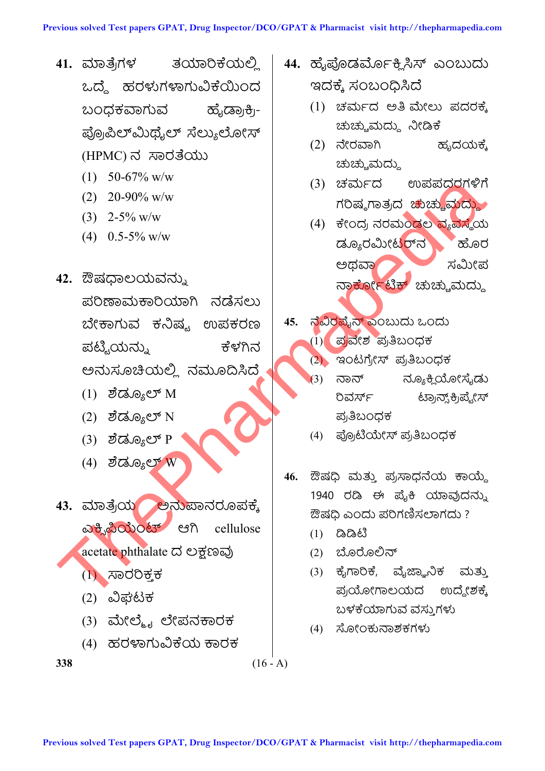41. ಮಾತ್ರೆಗಳ ತಯಾರಿಕೆಯಲ್ಲಿ ಒದ್ದೆ ಹರಳುಗಳಾಗುವಿಕೆಯಿಂದ ಬಂಧಕವಾಗುವ ಹೈಡ್ರಾಕ್ಸಿ-ಪ್ರೊಪಿಲ್‌ಮಿಥೈಲ್ ಸೆಲ್ಯುಲೋಸ್ (HPMC) ನ ಸಾರತೆಯು

   (1) 50-67% w/w
   (2) 20-90% w/w
   (3) 2-5% w/w
   (4) 0.5-5% w/w

42. ಔಷಧಾಲಯವನ್ನು ಪರಿಣಾಮಕಾರಿಯಾಗಿ ನಡೆಸಲು ಬೇಕಾಗುವ ಕನಿಷ್ಟ ಉಪಕರಣ ಪಟ್ಟಿಯನ್ನು ಕೆಳಗಿನ ಅನುಸೂಚಿಯಲ್ಲಿ ನಮೂದಿಸಿದೆ

   (1) ಶೆಡ್ಯೂಲ್ M
   (2) ಶೆಡ್ಯೂಲ್ N
   (3) ಶೆಡ್ಯೂಲ್ P
   (4) ಶೆಡ್ಯೂಲ್ W

43. ಮಾತ್ರೆಯ ಅನುಪಾನರೂಪಕ್ಕೆ ಎಕ್ಸಿಪಿಯೆಂಟ್ ಆಗಿ cellulose acetate phthalate ದ ಲಕ್ಷಣವು

   (1) ಸಾರರಿಕ್ತಕ
   (2) ವಿಘಟಕ
   (3) ಮೇಲ್ಮೈ ಲೇಪನಕಾರಕ
   (4) ಹರಳಾಗುವಿಕೆಯ ಕಾರಕ

44. ಹೈಪೊಡರ್ಮೋಕ್ಲಿಸಿಸ್ ಎಂಬುದು ಇದಕ್ಕೆ ಸಂಬಂಧಿಸಿದೆ

   (1) ಚರ್ಮದ ಅತಿ ಮೇಲು ಪದರಕ್ಕೆ ಚುಚ್ಚುಮದ್ದು ನೀಡಿಕೆ
   (2) ನೇರವಾಗಿ ಹೃದಯಕ್ಕೆ ಚುಚ್ಚುಮದ್ದು
   (3) ಚರ್ಮದ ಉಪಪದರಗಳಿಗೆ ಗರಿಷ್ಠಗಾತ್ರದ ಚುಚ್ಚುಮದ್ದು
   (4) ಕೇಂದ್ರ ನರಮಂಡಲ ವ್ಯವಸ್ಥೆಯ ಡ್ಯೂರಮೀಟರ್‌ನ ಹೊರ ಅಥವಾ ಸಮೀಪ ನಾರ್ಕೋಟಿಕ್ ಚುಚ್ಚುಮದ್ದು

45. ನೆವಿರಪೈನ್ ಎಂಬುದು ಒಂದು

   (1) ಪ್ರವೇಶ ಪ್ರತಿಬಂಧಕ
   (2) ಇಂಟಗ್ರೇಸ್ ಪ್ರತಿಬಂಧಕ
   (3) ನಾನ್ ನ್ಯೂಕ್ಲಿಯೋಸೈಡು ರಿವರ್ಸ್ ಟ್ರಾನ್ಸ್‌ಕ್ರಿಪ್ಟೇಸ್ ಪ್ರತಿಬಂಧಕ
   (4) ಪ್ರೊಟಿಯೇಸ್ ಪ್ರತಿಬಂಧಕ

46. ಔಷಧಿ ಮತ್ತು ಪ್ರಸಾಧನೆಯ ಕಾಯ್ದೆ 1940 ರಡಿ ಈ ಪೈಕಿ ಯಾವುದನ್ನು ಔಷಧಿ ಎಂದು ಪರಿಗಣಿಸಲಾಗದು ?

   (1) ಡಿಡಿಟಿ
   (2) ಬೊರೊಲಿನ್
   (3) ಕೈಗಾರಿಕೆ, ವೈಜ್ಞಾನಿಕ ಮತ್ತು ಪ್ರಯೋಗಾಲಯದ ಉದ್ದೇಶಕ್ಕೆ ಬಳಕೆಯಾಗುವ ವಸ್ತುಗಳು
   (4) ಸೋಂಕುನಾಶಕಗಳು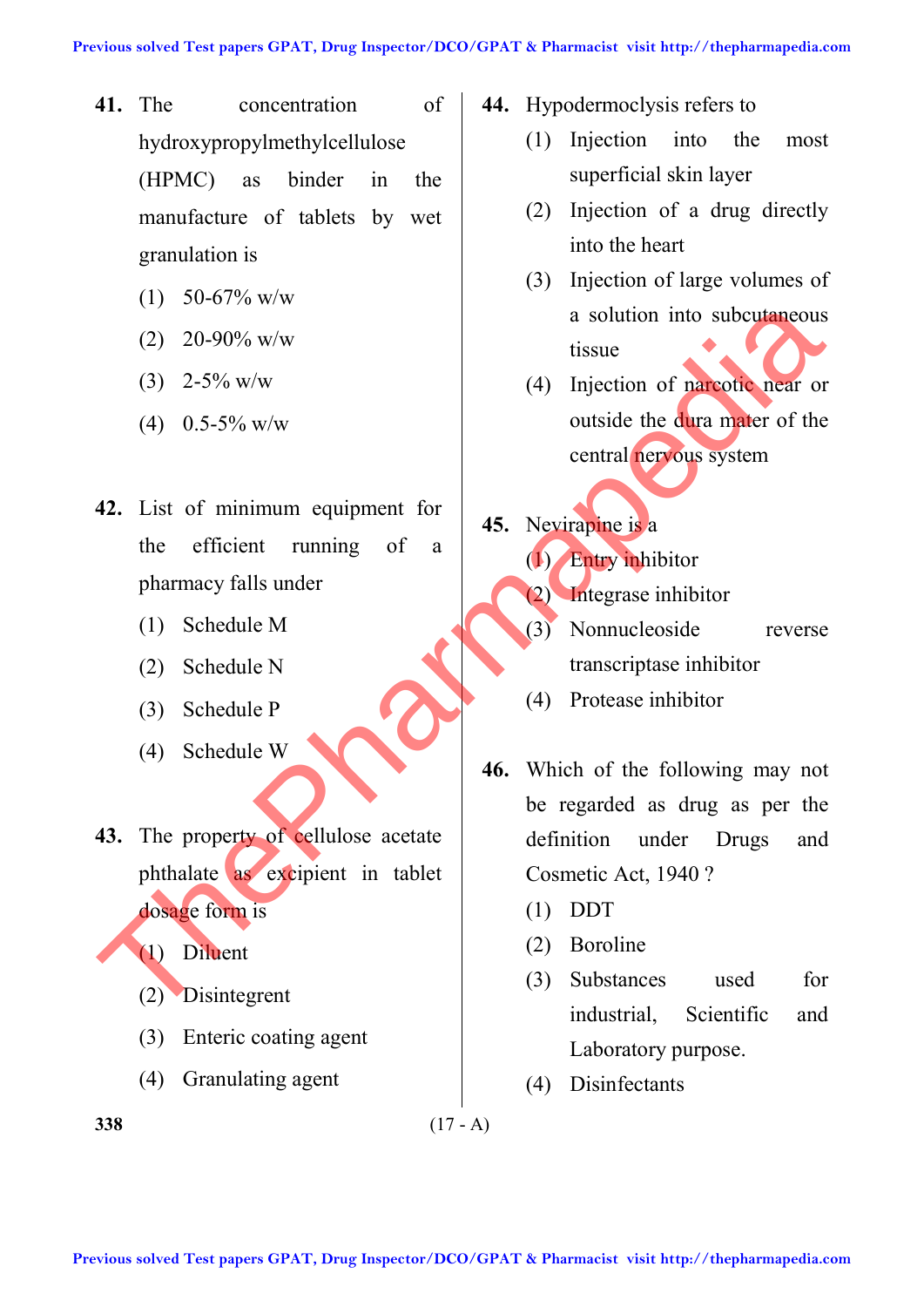**41.** The concentration of hydroxypropylmethylcellulose (HPMC) as binder in the manufacture of tablets by wet granulation is

(1) 50-67% w/w

(2) 20-90% w/w

(3) 2-5% w/w

(4) 0.5-5% w/w

**42.** List of minimum equipment for the efficient running of a pharmacy falls under

(1) Schedule M

(2) Schedule N

(3) Schedule P

(4) Schedule W

**43.** The property of cellulose acetate phthalate as excipient in tablet dosage form is

(1) Diluent

(2) Disintegrent

(3) Enteric coating agent

(4) Granulating agent

**44.** Hypodermoclysis refers to

(1) Injection into the most superficial skin layer

(2) Injection of a drug directly into the heart

(3) Injection of large volumes of a solution into subcutaneous tissue

(4) Injection of narcotic near or outside the dura mater of the central nervous system

**45.** Nevirapine is a

(1) Entry inhibitor

(2) Integrase inhibitor

(3) Nonnucleoside reverse transcriptase inhibitor

(4) Protease inhibitor

**46.** Which of the following may not be regarded as drug as per the definition under Drugs and Cosmetic Act, 1940 ?

(1) DDT

(2) Boroline

(3) Substances used for industrial, Scientific and Laboratory purpose.

(4) Disinfectants

(17 - A)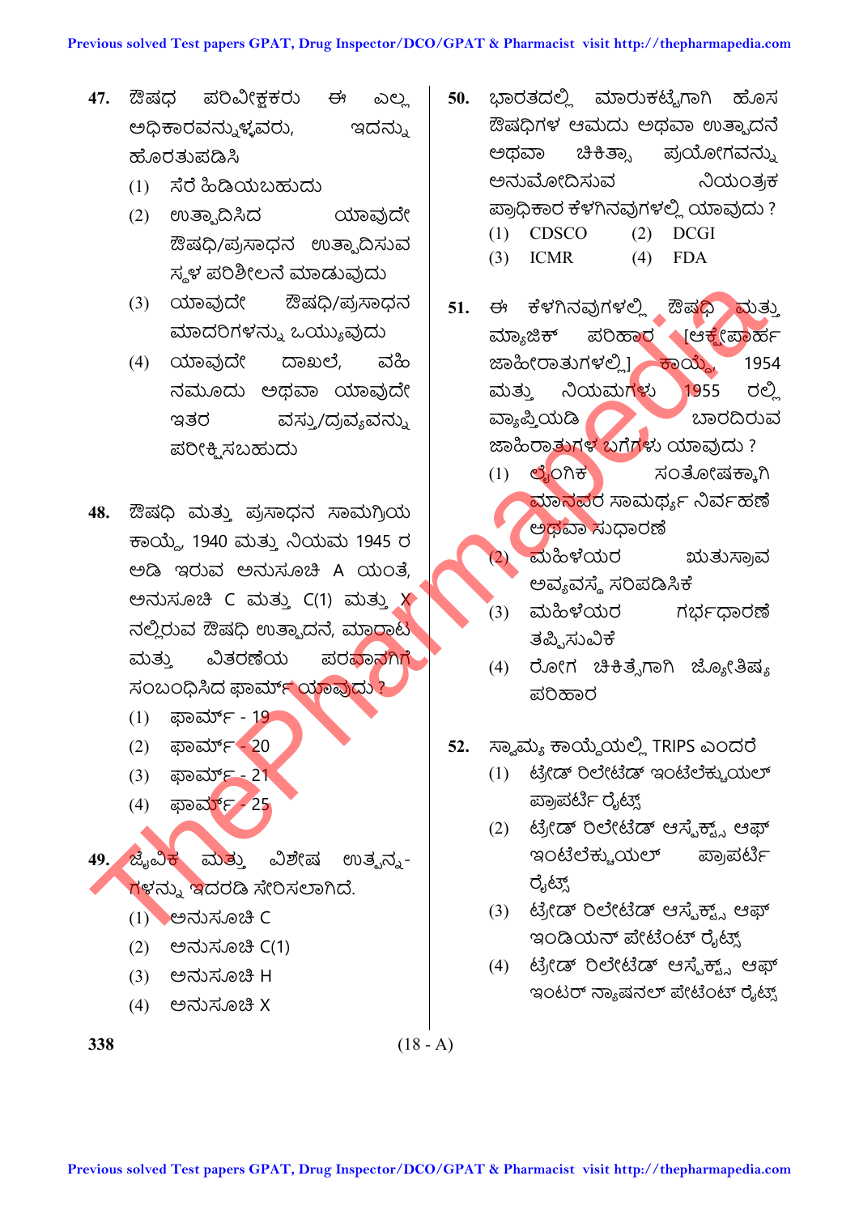47. ಔಷಧ ಪರಿವೀಕ್ಷಕರು ಈ ಎಲ್ಲ ಅಧಿಕಾರವನ್ನುಳ್ಳವರು, ಇದನ್ನು ಹೊರತುಪಡಿಸಿ

(1) ಸೆರೆ ಹಿಡಿಯಬಹುದು

(2) ಉತ್ಪಾದಿಸಿದ ಯಾವುದೇ ಔಷಧಿ/ಪ್ರಸಾಧನ ಉತ್ಪಾದಿಸುವ ಸ್ಥಳ ಪರಿಶೀಲನೆ ಮಾಡುವುದು

(3) ಯಾವುದೇ ಔಷಧಿ/ಪ್ರಸಾಧನ ಮಾದರಿಗಳನ್ನು ಒಯ್ಯುವುದು

(4) ಯಾವುದೇ ದಾಖಲೆ, ವಹಿ ನಮೂದು ಅಥವಾ ಯಾವುದೇ ಇತರ ವಸ್ತು/ದ್ರವ್ಯವನ್ನು ಪರೀಕ್ಷಿಸಬಹುದು

48. ಔಷಧಿ ಮತ್ತು ಪ್ರಸಾಧನ ಸಾಮಗ್ರಿಯ ಕಾಯ್ದೆ, 1940 ಮತ್ತು ನಿಯಮ 1945 ರ ಅಡಿ ಇರುವ ಅನುಸೂಚಿ A ಯಂತೆ, ಅನುಸೂಚಿ C ಮತ್ತು C(1) ಮತ್ತು X ನಲ್ಲಿರುವ ಔಷಧಿ ಉತ್ಪಾದನೆ, ಮಾರಾಟ ಮತ್ತು ವಿತರಣೆಯ ಪರವಾನಗಿಗೆ ಸಂಬಂಧಿಸಿದ ಫಾರ್ಮ್ ಯಾವುದು ?

(1) ಫಾರ್ಮ್ - 19

(2) ಫಾರ್ಮ್ - 20

(3) ಫಾರ್ಮ್ - 21

(4) ಫಾರ್ಮ್ - 25

49. ಜೈವಿಕ ಮತ್ತು ವಿಶೇಷ ಉತ್ಪನ್ನ-ಗಳನ್ನು ಇದರಡಿ ಸೇರಿಸಲಾಗಿದೆ.

(1) ಅನುಸೂಚಿ C

(2) ಅನುಸೂಚಿ C(1)

(3) ಅನುಸೂಚಿ H

(4) ಅನುಸೂಚಿ X

50. ಭಾರತದಲ್ಲಿ ಮಾರುಕಟ್ಟೆಗಾಗಿ ಹೊಸ ಔಷಧಿಗಳ ಆಮದು ಅಥವಾ ಉತ್ಪಾದನೆ ಅಥವಾ ಚಿಕಿತ್ಸಾ ಪ್ರಯೋಗವನ್ನು ಅನುಮೋದಿಸುವ ನಿಯಂತ್ರಕ ಪ್ರಾಧಿಕಾರ ಕೆಳಗಿನವುಗಳಲ್ಲಿ ಯಾವುದು ?

(1) CDSCO (2) DCGI

(3) ICMR (4) FDA

51. ಈ ಕೆಳಗಿನವುಗಳಲ್ಲಿ ಔಷಧಿ ಮತ್ತು ಮ್ಯಾಜಿಕ್ ಪರಿಹಾರ [ಆಕ್ಷೇಪಾರ್ಹ ಜಾಹೀರಾತುಗಳಲ್ಲಿ] ಕಾಯ್ದೆ, 1954 ಮತ್ತು ನಿಯಮಗಳು 1955 ರಲ್ಲಿ ವ್ಯಾಪ್ತಿಯಡಿ ಬಾರದಿರುವ ಜಾಹಿರಾತುಗಳ ಬಗೆಗಳು ಯಾವುದು ?

(1) ಲೈಂಗಿಕ ಸಂತೋಷಕ್ಕಾಗಿ ಮಾನವರ ಸಾಮರ್ಥ್ಯ ನಿರ್ವಹಣೆ ಅಥವಾ ಸುಧಾರಣೆ

(2) ಮಹಿಳೆಯರ ಋತುಸ್ರಾವ ಅವ್ಯವಸ್ಥೆ ಸರಿಪಡಿಸಿಕೆ

(3) ಮಹಿಳೆಯರ ಗರ್ಭಧಾರಣೆ ತಪ್ಪಿಸುವಿಕೆ

(4) ರೋಗ ಚಿಕಿತ್ಸೆಗಾಗಿ ಜ್ಯೋತಿಷ್ಯ ಪರಿಹಾರ

52. ಸ್ವಾಮ್ಯ ಕಾಯ್ದೆಯಲ್ಲಿ TRIPS ಎಂದರೆ

(1) ಟ್ರೇಡ್ ರಿಲೇಟೆಡ್ ಇಂಟಲೆಕ್ಚುಯಲ್ ಪ್ರಾಪರ್ಟಿ ರೈಟ್ಸ್

(2) ಟ್ರೇಡ್ ರಿಲೇಟೆಡ್ ಆಸ್ಪೆಕ್ಟ್ಸ್ ಆಫ್ ಇಂಟೆಲೆಕ್ಚುಯಲ್ ಪ್ರಾಪರ್ಟಿ ರೈಟ್ಸ್

(3) ಟ್ರೇಡ್ ರಿಲೇಟೆಡ್ ಆಸ್ಪೆಕ್ಟ್ಸ್ ಆಫ್ ಇಂಡಿಯನ್ ಪೇಟೆಂಟ್ ರೈಟ್ಸ್

(4) ಟ್ರೇಡ್ ರಿಲೇಟೆಡ್ ಆಸ್ಪೆಕ್ಟ್ಸ್ ಆಫ್ ಇಂಟರ್ ನ್ಯಾಷನಲ್ ಪೇಟೆಂಟ್ ರೈಟ್ಸ್

(18 - A)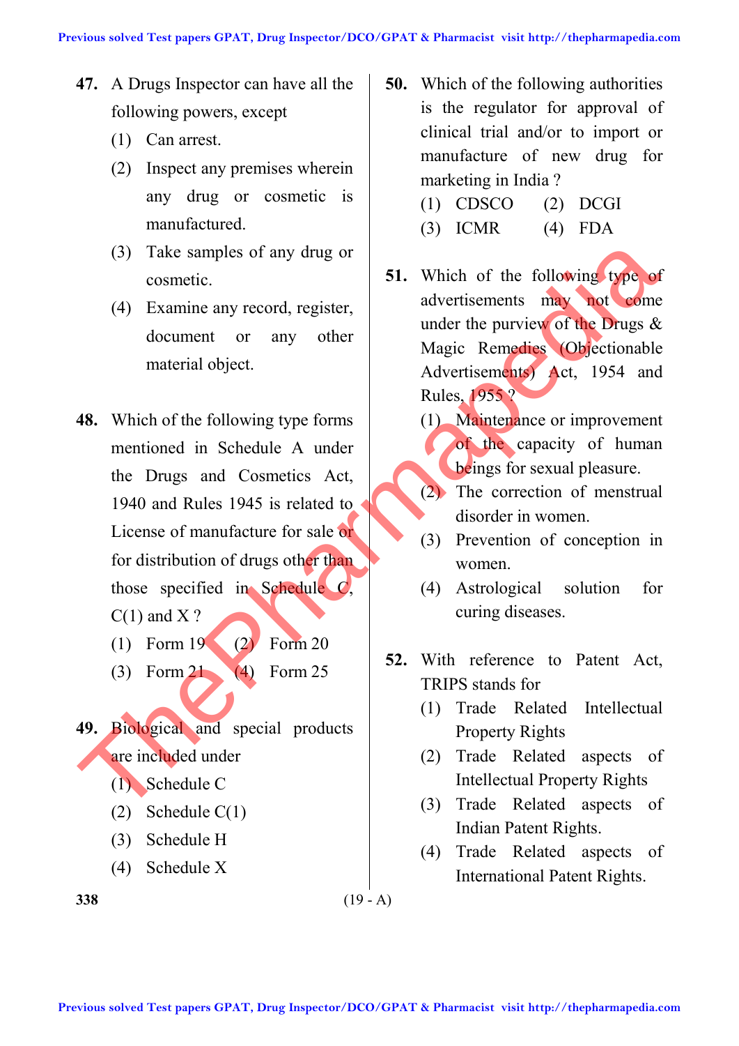47. A Drugs Inspector can have all the following powers, except
    (1) Can arrest.
    (2) Inspect any premises wherein any drug or cosmetic is manufactured.
    (3) Take samples of any drug or cosmetic.
    (4) Examine any record, register, document or any other material object.

48. Which of the following type forms mentioned in Schedule A under the Drugs and Cosmetics Act, 1940 and Rules 1945 is related to License of manufacture for sale or for distribution of drugs other than those specified in Schedule C, C(1) and X ?
    (1) Form 19 (2) Form 20
    (3) Form 21 (4) Form 25

49. Biological and special products are included under
    (1) Schedule C
    (2) Schedule C(1)
    (3) Schedule H
    (4) Schedule X

50. Which of the following authorities is the regulator for approval of clinical trial and/or to import or manufacture of new drug for marketing in India ?
    (1) CDSCO (2) DCGI
    (3) ICMR (4) FDA

51. Which of the following type of advertisements may not come under the purview of the Drugs & Magic Remedies (Objectionable Advertisements) Act, 1954 and Rules, 1955 ?
    (1) Maintenance or improvement of the capacity of human beings for sexual pleasure.
    (2) The correction of menstrual disorder in women.
    (3) Prevention of conception in women.
    (4) Astrological solution for curing diseases.

52. With reference to Patent Act, TRIPS stands for
    (1) Trade Related Intellectual Property Rights
    (2) Trade Related aspects of Intellectual Property Rights
    (3) Trade Related aspects of Indian Patent Rights.
    (4) Trade Related aspects of International Patent Rights.

(19 - A)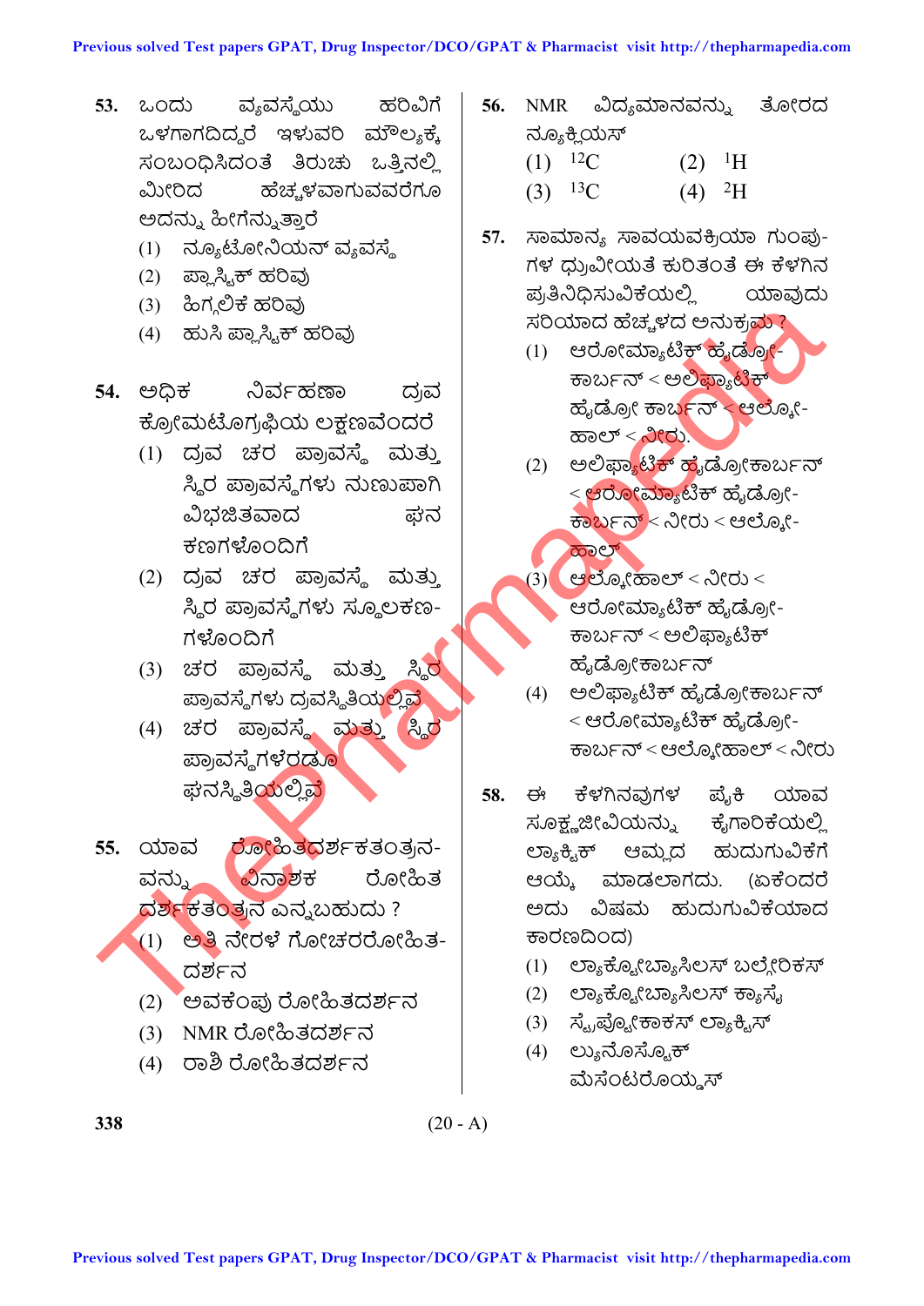53. ಒಂದು ವ್ಯವಸ್ಥೆಯು ಹರಿವಿಗೆ ಒಳಗಾಗದಿದ್ದರೆ ಇಳುವರಿ ಮೌಲ್ಯಕ್ಕೆ ಸಂಬಂಧಿಸಿದಂತೆ ತಿರುಚು ಒತ್ತಿನಲ್ಲಿ ಮೀರಿದ ಹೆಚ್ಚಳವಾಗುವವರೆಗೂ ಅದನ್ನು ಹೀಗೆನ್ನುತ್ತಾರೆ

(1) ನ್ಯೂಟೋನಿಯನ್ ವ್ಯವಸ್ಥೆ
(2) ಪ್ಲಾಸ್ಟಿಕ್ ಹರಿವು
(3) ಹಿಗ್ಗಲಿಕೆ ಹರಿವು
(4) ಹುಸಿ ಪ್ಲಾಸ್ಟಿಕ್ ಹರಿವು

54. ಅಧಿಕ ನಿರ್ವಹಣಾ ದ್ರವ ಕ್ರೋಮಟೊಗ್ರಫಿಯ ಲಕ್ಷಣವೆಂದರೆ

(1) ದ್ರವ ಚರ ಪ್ರಾವಸ್ಥೆ ಮತ್ತು ಸ್ಥಿರ ಪ್ರಾವಸ್ಥೆಗಳು ನುಣುಪಾಗಿ ವಿಭಜಿತವಾದ ಘನ ಕಣಗಳೊಂದಿಗೆ
(2) ದ್ರವ ಚರ ಪ್ರಾವಸ್ಥೆ ಮತ್ತು ಸ್ಥಿರ ಪ್ರಾವಸ್ಥೆಗಳು ಸ್ಥೂಲಕಣಗಳೊಂದಿಗೆ
(3) ಚರ ಪ್ರಾವಸ್ಥೆ ಮತ್ತು ಸ್ಥಿರ ಪ್ರಾವಸ್ಥೆಗಳು ದ್ರವಸ್ಥಿತಿಯಲ್ಲಿವೆ
(4) ಚರ ಪ್ರಾವಸ್ಥೆ ಮತ್ತು ಸ್ಥಿರ ಪ್ರಾವಸ್ಥೆಗಳೆರಡೂ ಘನಸ್ಥಿತಿಯಲ್ಲಿವೆ

55. ಯಾವ ರೋಹಿತದರ್ಶಕತಂತ್ರನವನ್ನು ವಿನಾಶಕ ರೋಹಿತ ದರ್ಶಕತಂತ್ರನ ಎನ್ನಬಹುದು ?

(1) ಅತಿ ನೇರಳೆ ಗೋಚರರೋಹಿತದರ್ಶನ
(2) ಅವಕೆಂಪು ರೋಹಿತದರ್ಶನ
(3) NMR ರೋಹಿತದರ್ಶನ
(4) ರಾಶಿ ರೋಹಿತದರ್ಶನ

56. NMR ವಿದ್ಯಮಾನವನ್ನು ತೋರದ ನ್ಯೂಕ್ಲಿಯಸ್

(1) $^{12}C$
(2) $^{1}H$
(3) $^{13}C$
(4) $^{2}H$

57. ಸಾಮಾನ್ಯ ಸಾವಯವಕ್ರಿಯಾ ಗುಂಪುಗಳ ಧ್ರುವೀಯತೆ ಕುರಿತಂತೆ ಈ ಕೆಳಗಿನ ಪ್ರತಿನಿಧಿಸುವಿಕೆಯಲ್ಲಿ ಯಾವುದು ಸರಿಯಾದ ಹೆಚ್ಚಳದ ಅನುಕ್ರಮ ?

(1) ಆರೋಮ್ಯಾಟಿಕ್ ಹೈಡ್ರೋಕಾರ್ಬನ್ < ಅಲಿಫ್ಯಾಟಿಕ್ ಹೈಡ್ರೋ ಕಾರ್ಬನ್ < ಆಲ್ಕೋಹಾಲ್ < ನೀರು
(2) ಅಲಿಫ್ಯಾಟಿಕ್ ಹೈಡ್ರೋಕಾರ್ಬನ್ < ಆರೋಮ್ಯಾಟಿಕ್ ಹೈಡ್ರೋಕಾರ್ಬನ್ < ನೀರು < ಆಲ್ಕೋಹಾಲ್
(3) ಆಲ್ಕೋಹಾಲ್ < ನೀರು < ಆರೋಮ್ಯಾಟಿಕ್ ಹೈಡ್ರೋಕಾರ್ಬನ್ < ಅಲಿಫ್ಯಾಟಿಕ್ ಹೈಡ್ರೋಕಾರ್ಬನ್
(4) ಅಲಿಫ್ಯಾಟಿಕ್ ಹೈಡ್ರೋಕಾರ್ಬನ್ < ಆರೋಮ್ಯಾಟಿಕ್ ಹೈಡ್ರೋಕಾರ್ಬನ್ < ಆಲ್ಕೋಹಾಲ್ < ನೀರು

58. ಈ ಕೆಳಗಿನವುಗಳ ಪೈಕಿ ಯಾವ ಸೂಕ್ಷ್ಮಜೀವಿಯನ್ನು ಕೈಗಾರಿಕೆಯಲ್ಲಿ ಲ್ಯಾಕ್ಟಿಕ್ ಆಮ್ಲದ ಹುದುಗುವಿಕೆಗೆ ಆಯ್ಕೆ ಮಾಡಲಾಗದು. (ಏಕೆಂದರೆ ಅದು ವಿಷಮ ಹುದುಗುವಿಕೆಯಾದ ಕಾರಣದಿಂದ)

(1) ಲ್ಯಾಕ್ಟೋಬ್ಯಾಸಿಲಸ್ ಬಲ್ಗೇರಿಕಸ್
(2) ಲ್ಯಾಕ್ಟೋಬ್ಯಾಸಿಲಸ್ ಕ್ಯಾಸೈ
(3) ಸ್ಟ್ರೆಪ್ಟೋಕಾಕಸ್ ಲ್ಯಾಕ್ಟಿಸ್
(4) ಲ್ಯುನೊಸ್ಟೊಕ್ ಮೆಸೆಂಟರೊಯ್ಡ್ಸ್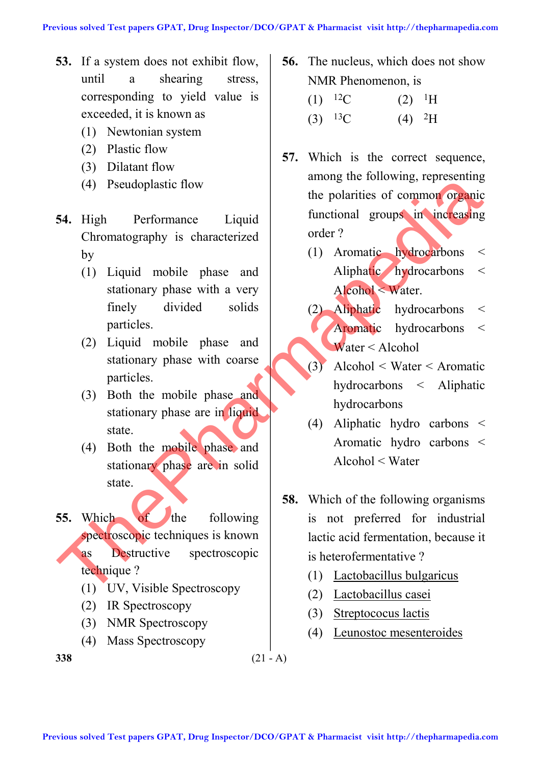**53.** If a system does not exhibit flow, until a shearing stress, corresponding to yield value is exceeded, it is known as

(1) Newtonian system
(2) Plastic flow
(3) Dilatant flow
(4) Pseudoplastic flow

**54.** High Performance Liquid Chromatography is characterized by

(1) Liquid mobile phase and stationary phase with a very finely divided solids particles.
(2) Liquid mobile phase and stationary phase with coarse particles.
(3) Both the mobile phase and stationary phase are in liquid state.
(4) Both the mobile phase and stationary phase are in solid state.

**55.** Which of the following spectroscopic techniques is known as Destructive spectroscopic technique ?

(1) UV, Visible Spectroscopy
(2) IR Spectroscopy
(3) NMR Spectroscopy
(4) Mass Spectroscopy

**56.** The nucleus, which does not show NMR Phenomenon, is

(1) $^{12}C$
(2) $^{1}H$
(3) $^{13}C$
(4) $^{2}H$

**57.** Which is the correct sequence, among the following, representing the polarities of common organic functional groups in increasing order ?

(1) Aromatic hydrocarbons < Aliphatic hydrocarbons < Alcohol < Water.
(2) Aliphatic hydrocarbons < Aromatic hydrocarbons < Water < Alcohol
(3) Alcohol < Water < Aromatic hydrocarbons < Aliphatic hydrocarbons
(4) Aliphatic hydro carbons < Aromatic hydro carbons < Alcohol < Water

**58.** Which of the following organisms is not preferred for industrial lactic acid fermentation, because it is heterofermentative ?

(1) Lactobacillus bulgaricus
(2) Lactobacillus casei
(3) Streptococus lactis
(4) Leunostoc mesenteroides

(21 - A)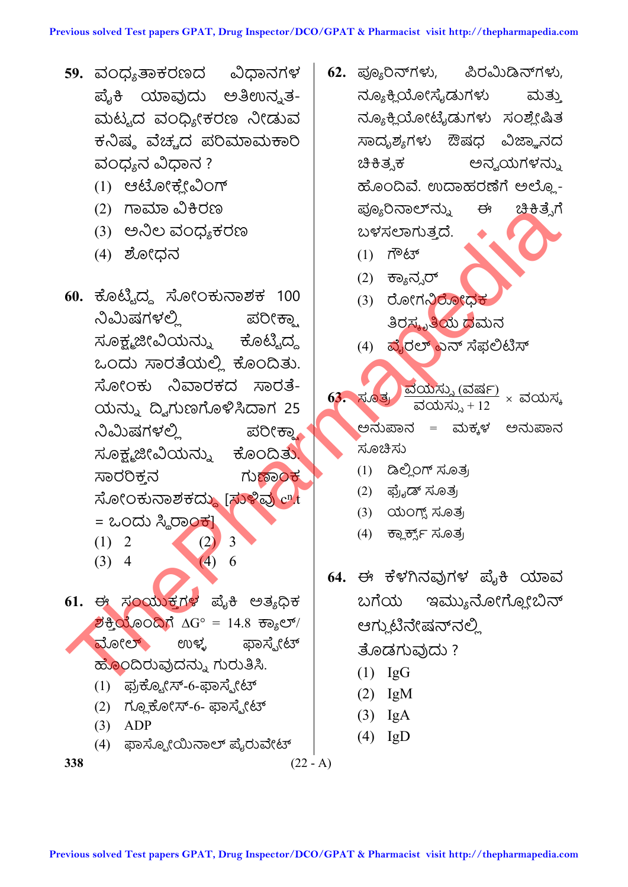59. ವಂಧ್ಯತಾಕರಣದ ವಿಧಾನಗಳ ಪೈಕಿ ಯಾವುದು ಅತಿಉನ್ನತ-ಮಟ್ಟದ ವಂಧ್ಯೀಕರಣ ನೀಡುವ ಕನಿಷ್ಠ ವೆಚ್ಚದ ಪರಿಮಾಮಕಾರಿ ವಂಧ್ಯನ ವಿಧಾನ ?

(1) ಆಟೋಕ್ಲೇವಿಂಗ್
(2) ಗಾಮಾ ವಿಕಿರಣ
(3) ಅನಿಲ ವಂಧ್ಯಕರಣ
(4) ಶೋಧನ

60. ಕೊಟ್ಟಿದ್ದ ಸೋಂಕುನಾಶಕ 100 ನಿಮಿಷಗಳಲ್ಲಿ ಪರೀಕ್ಷಾ ಸೂಕ್ಷ್ಮಜೀವಿಯನ್ನು ಕೊಟ್ಟಿದ್ದ ಒಂದು ಸಾರತೆಯಲ್ಲಿ ಕೊಂದಿತು. ಸೋಂಕು ನಿವಾರಕದ ಸಾರತೆ-ಯನ್ನು ದ್ವಿಗುಣಗೊಳಿಸಿದಾಗ 25 ನಿಮಿಷಗಳಲ್ಲಿ ಪರೀಕ್ಷಾ ಸೂಕ್ಷ್ಮಜೀವಿಯನ್ನು ಕೊಂದಿತು. ಸಾರರಿಕ್ತನ ಗುಣಾಂಕ ಸೋಂಕುನಾಶಕದ್ದು [ಸುಳಿವು $c^n t$ = ಒಂದು ಸ್ಥಿರಾಂಕ]

(1) 2
(2) 3
(3) 4
(4) 6

61. ಈ ಸಂಯುಕ್ತಗಳ ಪೈಕಿ ಅತ್ಯಧಿಕ ಶಕ್ತಿಯೊಂದಿಗೆ $\Delta G^\circ$ = 14.8 ಕ್ಯಾಲ್/ಮೋಲ್ ಉಳ್ಳ ಫಾಸ್ಪೇಟ್ ಹೊಂದಿರುವುದನ್ನು ಗುರುತಿಸಿ.

(1) ಫ್ರುಕ್ಟೋಸ್-6-ಫಾಸ್ಪೇಟ್
(2) ಗ್ಲೂಕೋಸ್-6- ಫಾಸ್ಪೇಟ್
(3) ADP
(4) ಫಾಸ್ಫೋಯಿನಾಲ್ ಪೈರುವೇಟ್

62. ಪ್ಯೂರಿನ್‌ಗಳು, ಪಿರಮಿಡಿನ್‌ಗಳು, ನ್ಯೂಕ್ಲಿಯೋಸೈಡುಗಳು ಮತ್ತು ನ್ಯೂಕ್ಲಿಯೋಟೈಡುಗಳು ಸಂಶ್ಲೇಷಿತ ಸಾದೃಶ್ಯಗಳು ಔಷಧ ವಿಜ್ಞಾನದ ಚಿಕಿತ್ಸಕ ಅನ್ವಯಗಳನ್ನು ಹೊಂದಿವೆ. ಉದಾಹರಣೆಗೆ ಅಲ್ಲೊ-ಪ್ಯೂರಿನಾಲ್‌ನ್ನು ಈ ಚಿಕಿತ್ಸೆಗೆ ಬಳಸಲಾಗುತ್ತದೆ.

(1) ಗೌಟ್
(2) ಕ್ಯಾನ್ಸರ್
(3) ರೋಗನಿರೋಧಕ ತಿರಸ್ಕೃತಿಯ ದಮನ
(4) ವೈರಲ್ ಎನ್ ಸೆಫಲಿಟಿಸ್

63. ಸೂತ್ರ $\dfrac{\text{ವಯಸ್ಸು (ವರ್ಷ)}}{\text{ವಯಸ್ಸು} + 12} \times$ ವಯಸ್ಕ ಅನುಪಾನ = ಮಕ್ಕಳ ಅನುಪಾನ ಸೂಚಿಸು

(1) ಡಿಲ್ಲಿಂಗ್ ಸೂತ್ರ
(2) ಫ್ರೈಡ್ ಸೂತ್ರ
(3) ಯಂಗ್ಸ್ ಸೂತ್ರ
(4) ಕ್ಲಾರ್ಕ್ಸ್ ಸೂತ್ರ

64. ಈ ಕೆಳಗಿನವುಗಳ ಪೈಕಿ ಯಾವ ಬಗೆಯ ಇಮ್ಯುನೋಗ್ಲೋಬಿನ್ ಆಗ್ಲುಟಿನೇಷನ್‌ನಲ್ಲಿ ತೊಡಗುವುದು ?

(1) IgG
(2) IgM
(3) IgA
(4) IgD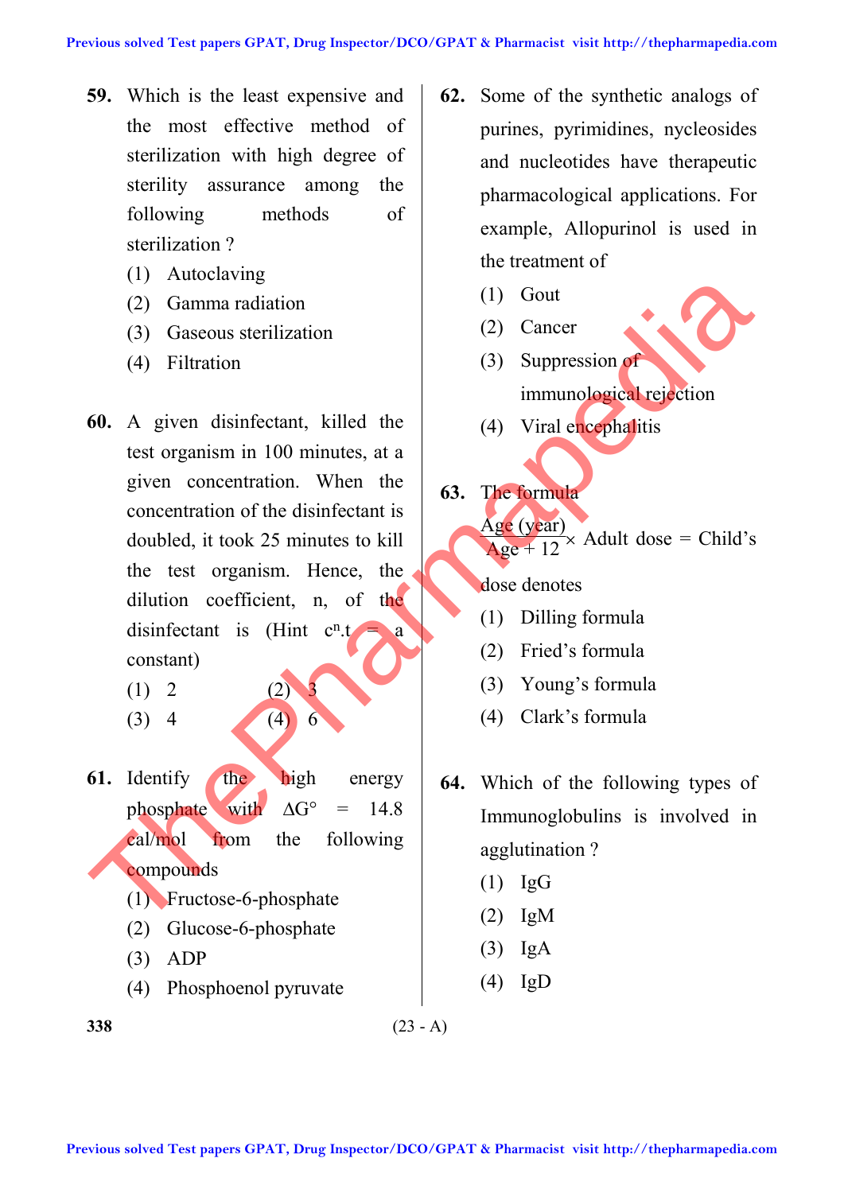**59.** Which is the least expensive and the most effective method of sterilization with high degree of sterility assurance among the following methods of sterilization ?

(1) Autoclaving
(2) Gamma radiation
(3) Gaseous sterilization
(4) Filtration

**60.** A given disinfectant, killed the test organism in 100 minutes, at a given concentration. When the concentration of the disinfectant is doubled, it took 25 minutes to kill the test organism. Hence, the dilution coefficient, n, of the disinfectant is (Hint $c^n.t$ = a constant)

(1) 2 (2) 3
(3) 4 (4) 6

**61.** Identify the high energy phosphate with $\Delta G°$ = 14.8 cal/mol from the following compounds

(1) Fructose-6-phosphate
(2) Glucose-6-phosphate
(3) ADP
(4) Phosphoenol pyruvate

**62.** Some of the synthetic analogs of purines, pyrimidines, nycleosides and nucleotides have therapeutic pharmacological applications. For example, Allopurinol is used in the treatment of

(1) Gout
(2) Cancer
(3) Suppression of immunological rejection
(4) Viral encephalitis

**63.** The formula

$$\frac{\text{Age (year)}}{\text{Age + 12}} \times \text{Adult dose = Child's}$$

dose denotes

(1) Dilling formula
(2) Fried's formula
(3) Young's formula
(4) Clark's formula

**64.** Which of the following types of Immunoglobulins is involved in agglutination ?

(1) IgG
(2) IgM
(3) IgA
(4) IgD

(23 - A)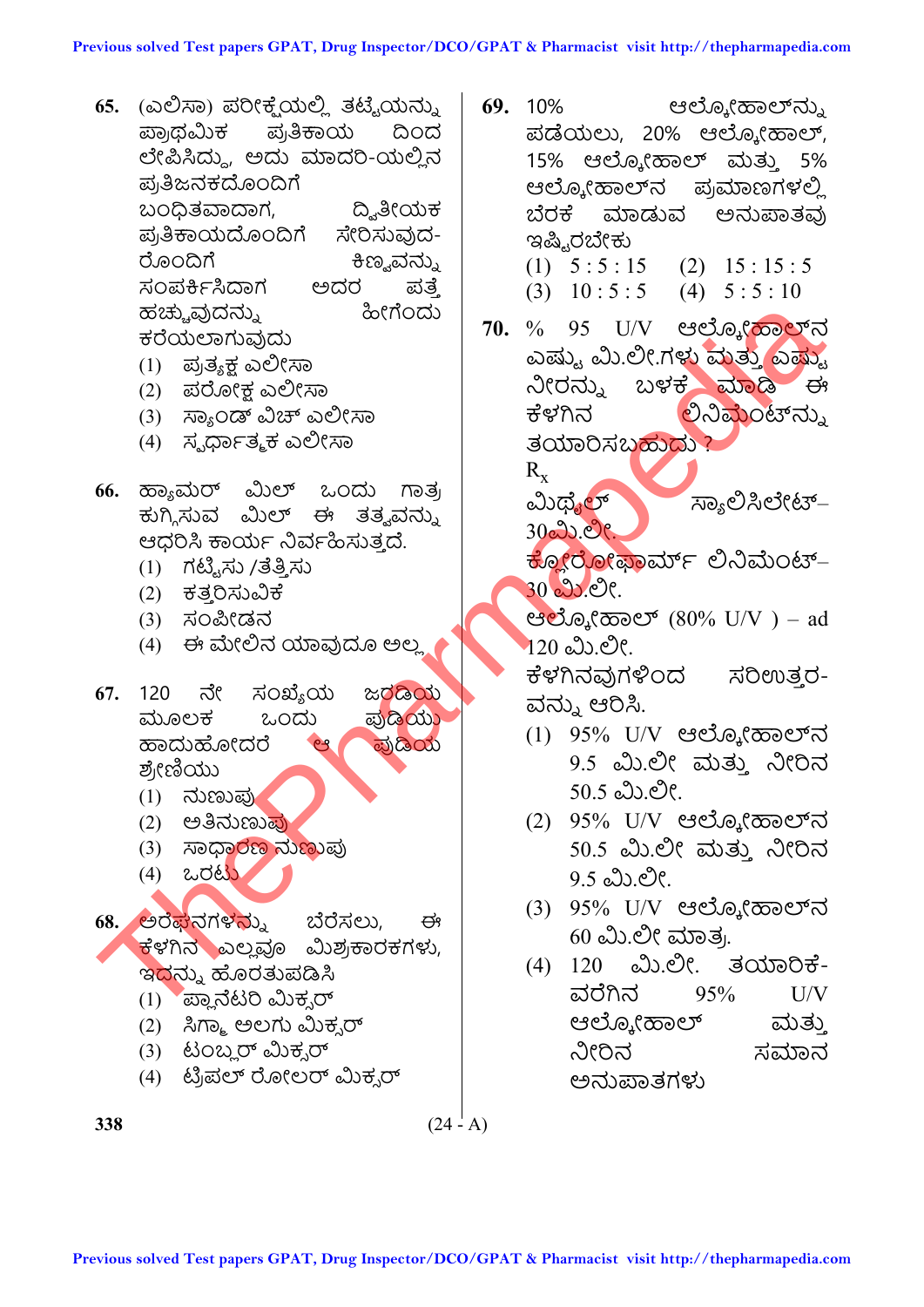65. (ಎಲಿಸಾ) ಪರೀಕ್ಷೆಯಲ್ಲಿ ತಟ್ಟೆಯನ್ನು ಪ್ರಾಥಮಿಕ ಪ್ರತಿಕಾಯ ದಿಂದ ಲೇಪಿಸಿದ್ದು, ಅದು ಮಾದರಿ-ಯಲ್ಲಿನ ಪ್ರತಿಜನಕದೊಂದಿಗೆ ಬಂಧಿತವಾದಾಗ, ದ್ವಿತೀಯಕ ಪ್ರತಿಕಾಯದೊಂದಿಗೆ ಸೇರಿಸುವುದ-ರೊಂದಿಗೆ ಕಿಣ್ವವನ್ನು ಸಂಪರ್ಕಿಸಿದಾಗ ಅದರ ಪತ್ತೆ ಹಚ್ಚುವುದನ್ನು ಹೀಗೆಂದು ಕರೆಯಲಾಗುವುದು

(1) ಪ್ರತ್ಯಕ್ಷ ಎಲೀಸಾ
(2) ಪರೋಕ್ಷ ಎಲೀಸಾ
(3) ಸ್ಯಾಂಡ್ ವಿಚ್ ಎಲೀಸಾ
(4) ಸ್ಪರ್ಧಾತ್ಮಕ ಎಲೀಸಾ

66. ಹ್ಯಾಮರ್ ಮಿಲ್ ಒಂದು ಗಾತ್ರ ಕುಗ್ಗಿಸುವ ಮಿಲ್ ಈ ತತ್ವವನ್ನು ಆಧರಿಸಿ ಕಾರ್ಯ ನಿರ್ವಹಿಸುತ್ತದೆ.

(1) ಗಟ್ಟಿಸು /ತೆತ್ತಿಸು
(2) ಕತ್ತರಿಸುವಿಕೆ
(3) ಸಂಪೀಡನ
(4) ಈ ಮೇಲಿನ ಯಾವುದೂ ಅಲ್ಲ

67. 120 ನೇ ಸಂಖ್ಯೆಯ ಜರಡಿಯ ಮೂಲಕ ಒಂದು ಪುಡಿಯು ಹಾದುಹೋದರೆ ಆ ಪುಡಿಯ ಶ್ರೇಣಿಯು

(1) ನುಣುಪು
(2) ಅತಿನುಣುಪು
(3) ಸಾಧಾರಣ ನುಣುಪು
(4) ಒರಟು

68. ಅರಘನಗಳನ್ನು ಬೆರೆಸಲು, ಈ ಕೆಳಗಿನ ಎಲ್ಲವೂ ಮಿಶ್ರಕಾರಕಗಳು, ಇದನ್ನು ಹೊರತುಪಡಿಸಿ

(1) ಪ್ಲಾನೆಟರಿ ಮಿಕ್ಸರ್
(2) ಸಿಗ್ಮಾ ಅಲಗು ಮಿಕ್ಸರ್
(3) ಟಂಬ್ಲರ್ ಮಿಕ್ಸರ್
(4) ಟ್ರಿಪಲ್ ರೋಲರ್ ಮಿಕ್ಸರ್

69. 10% ಆಲ್ಕೋಹಾಲ್‌ನ್ನು ಪಡೆಯಲು, 20% ಆಲ್ಕೋಹಾಲ್, 15% ಆಲ್ಕೋಹಾಲ್ ಮತ್ತು 5% ಆಲ್ಕೋಹಾಲ್‌ನ ಪ್ರಮಾಣಗಳಲ್ಲಿ ಬೆರಕೆ ಮಾಡುವ ಅನುಪಾತವು ಇಷ್ಟಿರಬೇಕು

(1) 5 : 5 : 15
(2) 15 : 15 : 5
(3) 10 : 5 : 5
(4) 5 : 5 : 10

70. % 95 U/V ಆಲ್ಕೋಹಾಲ್‌ನ ಎಷ್ಟು ಮಿ.ಲೀ.ಗಳು ಮತ್ತು ಎಷ್ಟು ನೀರನ್ನು ಬಳಕೆ ಮಾಡಿ ಈ ಕೆಳಗಿನ ಲಿನಿಮೆಂಟ್‌ನ್ನು ತಯಾರಿಸಬಹುದು ?

$R_x$
ಮಿಥೈಲ್ ಸ್ಯಾಲಿಸಿಲೇಟ್– 30 ಮಿ.ಲೀ.
ಕ್ಲೋರೋಫಾರ್ಮ್ ಲಿನಿಮೆಂಟ್– 30 ಮಿ.ಲೀ.
ಆಲ್ಕೋಹಾಲ್ (80% U/V ) – ad 120 ಮಿ.ಲೀ.

ಕೆಳಗಿನವುಗಳಿಂದ ಸರಿಉತ್ತರ-ವನ್ನು ಆರಿಸಿ.

(1) 95% U/V ಆಲ್ಕೋಹಾಲ್‌ನ 9.5 ಮಿ.ಲೀ ಮತ್ತು ನೀರಿನ 50.5 ಮಿ.ಲೀ.
(2) 95% U/V ಆಲ್ಕೋಹಾಲ್‌ನ 50.5 ಮಿ.ಲೀ ಮತ್ತು ನೀರಿನ 9.5 ಮಿ.ಲೀ.
(3) 95% U/V ಆಲ್ಕೋಹಾಲ್‌ನ 60 ಮಿ.ಲೀ ಮಾತ್ರ.
(4) 120 ಮಿ.ಲೀ. ತಯಾರಿಕೆ-ವರೆಗಿನ 95% U/V ಆಲ್ಕೋಹಾಲ್ ಮತ್ತು ನೀರಿನ ಸಮಾನ ಅನುಪಾತಗಳು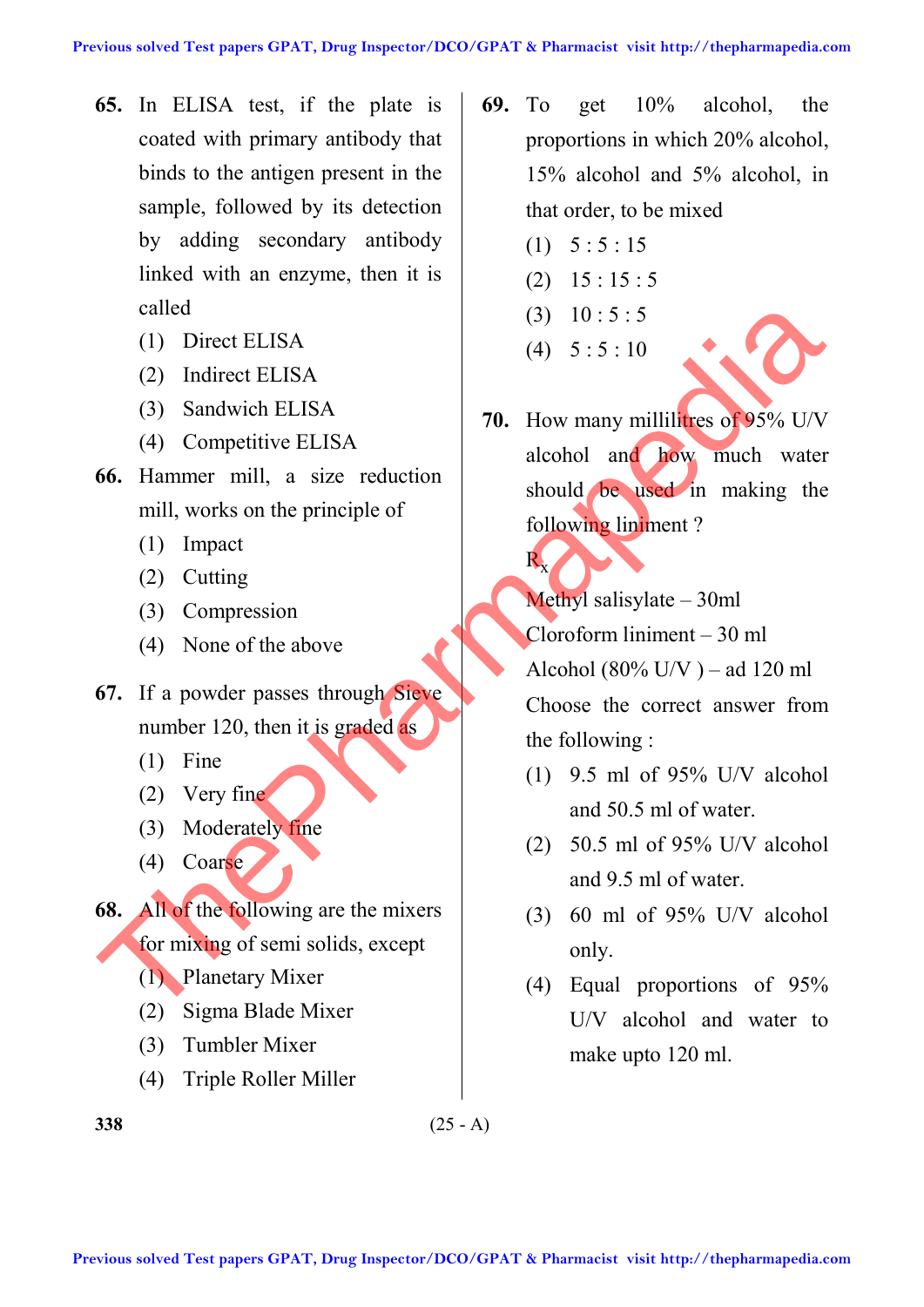**65.** In ELISA test, if the plate is coated with primary antibody that binds to the antigen present in the sample, followed by its detection by adding secondary antibody linked with an enzyme, then it is called

(1) Direct ELISA
(2) Indirect ELISA
(3) Sandwich ELISA
(4) Competitive ELISA

**66.** Hammer mill, a size reduction mill, works on the principle of

(1) Impact
(2) Cutting
(3) Compression
(4) None of the above

**67.** If a powder passes through Sieve number 120, then it is graded as

(1) Fine
(2) Very fine
(3) Moderately fine
(4) Coarse

**68.** All of the following are the mixers for mixing of semi solids, except

(1) Planetary Mixer
(2) Sigma Blade Mixer
(3) Tumbler Mixer
(4) Triple Roller Miller

**69.** To get 10% alcohol, the proportions in which 20% alcohol, 15% alcohol and 5% alcohol, in that order, to be mixed

(1) 5 : 5 : 15
(2) 15 : 15 : 5
(3) 10 : 5 : 5
(4) 5 : 5 : 10

**70.** How many millilitres of 95% U/V alcohol and how much water should be used in making the following liniment ?

$R_x$

Methyl salisylate – 30ml

Cloroform liniment – 30 ml

Alcohol (80% U/V ) – ad 120 ml

Choose the correct answer from the following :

(1) 9.5 ml of 95% U/V alcohol and 50.5 ml of water.
(2) 50.5 ml of 95% U/V alcohol and 9.5 ml of water.
(3) 60 ml of 95% U/V alcohol only.
(4) Equal proportions of 95% U/V alcohol and water to make upto 120 ml.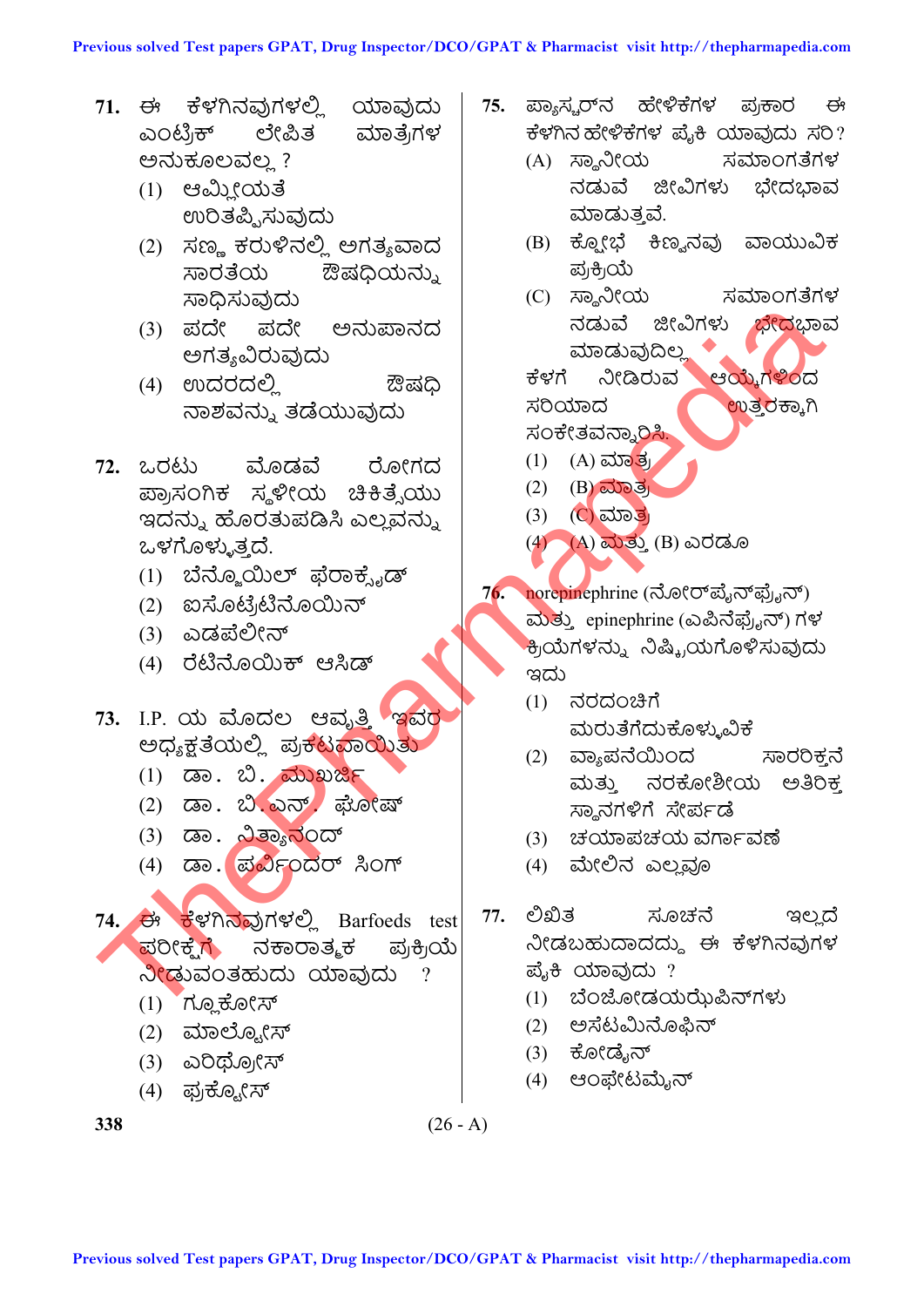71. ಈ ಕೆಳಗಿನವುಗಳಲ್ಲಿ ಯಾವುದು ಎಂಟ್ರಿಕ್ ಲೇಪಿತ ಮಾತ್ರೆಗಳ ಅನುಕೂಲವಲ್ಲ ?
   (1) ಆಮ್ಲೀಯತೆ ಉರಿತಪ್ಪಿಸುವುದು
   (2) ಸಣ್ಣ ಕರುಳಿನಲ್ಲಿ ಅಗತ್ಯವಾದ ಸಾರತೆಯ ಔಷಧಿಯನ್ನು ಸಾಧಿಸುವುದು
   (3) ಪದೇ ಪದೇ ಅನುಪಾನದ ಅಗತ್ಯವಿರುವುದು
   (4) ಉದರದಲ್ಲಿ ಔಷಧಿ ನಾಶವನ್ನು ತಡೆಯುವುದು

72. ಒರಟು ಮೊಡವೆ ರೋಗದ ಪ್ರಾಸಂಗಿಕ ಸ್ಥಳೀಯ ಚಿಕಿತ್ಸೆಯು ಇದನ್ನು ಹೊರತುಪಡಿಸಿ ಎಲ್ಲವನ್ನು ಒಳಗೊಳ್ಳುತ್ತದೆ.
   (1) ಬೆನ್ಜೊಯಿಲ್ ಫೆರಾಕ್ಸೈಡ್
   (2) ಐಸೊಟ್ರೆಟಿನೊಯಿನ್
   (3) ಎಡಪೆಲೀನ್
   (4) ರೆಟಿನೊಯಿಕ್ ಆಸಿಡ್

73. I.P. ಯ ಮೊದಲ ಆವೃತ್ತಿ ಇವರ ಅಧ್ಯಕ್ಷತೆಯಲ್ಲಿ ಪ್ರಕಟವಾಯಿತು
   (1) ಡಾ. ಬಿ. ಮುಖರ್ಜಿ
   (2) ಡಾ. ಬಿ.ಎನ್. ಘೋಷ್
   (3) ಡಾ. ನಿತ್ಯಾನಂದ್
   (4) ಡಾ. ಪರ್ಮಿಂದರ್ ಸಿಂಗ್

74. ಈ ಕೆಳಗಿನವುಗಳಲ್ಲಿ Barfoeds test ಪರೀಕ್ಷೆಗೆ ನಕಾರಾತ್ಮಕ ಪ್ರಕ್ರಿಯೆ ನೀಡುವಂತಹುದು ಯಾವುದು ?
   (1) ಗ್ಲೂಕೋಸ್
   (2) ಮಾಲ್ಟೋಸ್
   (3) ಎರಿಥ್ರೋಸ್
   (4) ಫ್ರಕ್ಟೋಸ್

75. ಪ್ಯಾಸ್ಚರ್‌ನ ಹೇಳಿಕೆಗಳ ಪ್ರಕಾರ ಈ ಕೆಳಗಿನ ಹೇಳಿಕೆಗಳ ಪೈಕಿ ಯಾವುದು ಸರಿ?
   (A) ಸ್ಥಾನೀಯ ಸಮಾಂಗತೆಗಳ ನಡುವೆ ಜೀವಿಗಳು ಭೇದಭಾವ ಮಾಡುತ್ತವೆ.
   (B) ಕ್ಷೋಭೆ ಕಿಣ್ವನವು ವಾಯುವಿಕ ಪ್ರಕ್ರಿಯೆ
   (C) ಸ್ಥಾನೀಯ ಸಮಾಂಗತೆಗಳ ನಡುವೆ ಜೀವಿಗಳು ಭೇದಭಾವ ಮಾಡುವುದಿಲ್ಲ.

   ಕೆಳಗೆ ನೀಡಿರುವ ಆಯ್ಕೆಗಳಿಂದ ಸರಿಯಾದ ಉತ್ತರಕ್ಕಾಗಿ ಸಂಕೇತವನ್ನಾರಿಸಿ.
   (1) (A) ಮಾತ್ರ
   (2) (B) ಮಾತ್ರ
   (3) (C) ಮಾತ್ರ
   (4) (A) ಮತ್ತು (B) ಎರಡೂ

76. norepinephrine (ನೋರ್‌ಪೈನ್‌ಫ್ರೈನ್) ಮತ್ತು epinephrine (ಎಪಿನೆಫ್ರೈನ್) ಗಳ ಕ್ರಿಯೆಗಳನ್ನು ನಿಷ್ಕ್ರಿಯಗೊಳಿಸುವುದು ಇದು
   (1) ನರದಂಚಿಗೆ ಮರುತೆಗೆದುಕೊಳ್ಳುವಿಕೆ
   (2) ವ್ಯಾಪನೆಯಿಂದ ಸಾರರಿಕ್ತನೆ ಮತ್ತು ನರಕೋಶೀಯ ಅತಿರಿಕ್ತ ಸ್ಥಾನಗಳಿಗೆ ಸೇರ್ಪಡೆ
   (3) ಚಯಾಪಚಯ ವರ್ಗಾವಣೆ
   (4) ಮೇಲಿನ ಎಲ್ಲವೂ

77. ಲಿಖಿತ ಸೂಚನೆ ಇಲ್ಲದೆ ನೀಡಬಹುದಾದದ್ದು ಈ ಕೆಳಗಿನವುಗಳ ಪೈಕಿ ಯಾವುದು ?
   (1) ಬೆಂಜೋಡಯಝೆಪಿನ್‌ಗಳು
   (2) ಅಸೆಟಮಿನೊಫಿನ್
   (3) ಕೋಡೈನ್
   (4) ಆಂಫೇಟಮೈನ್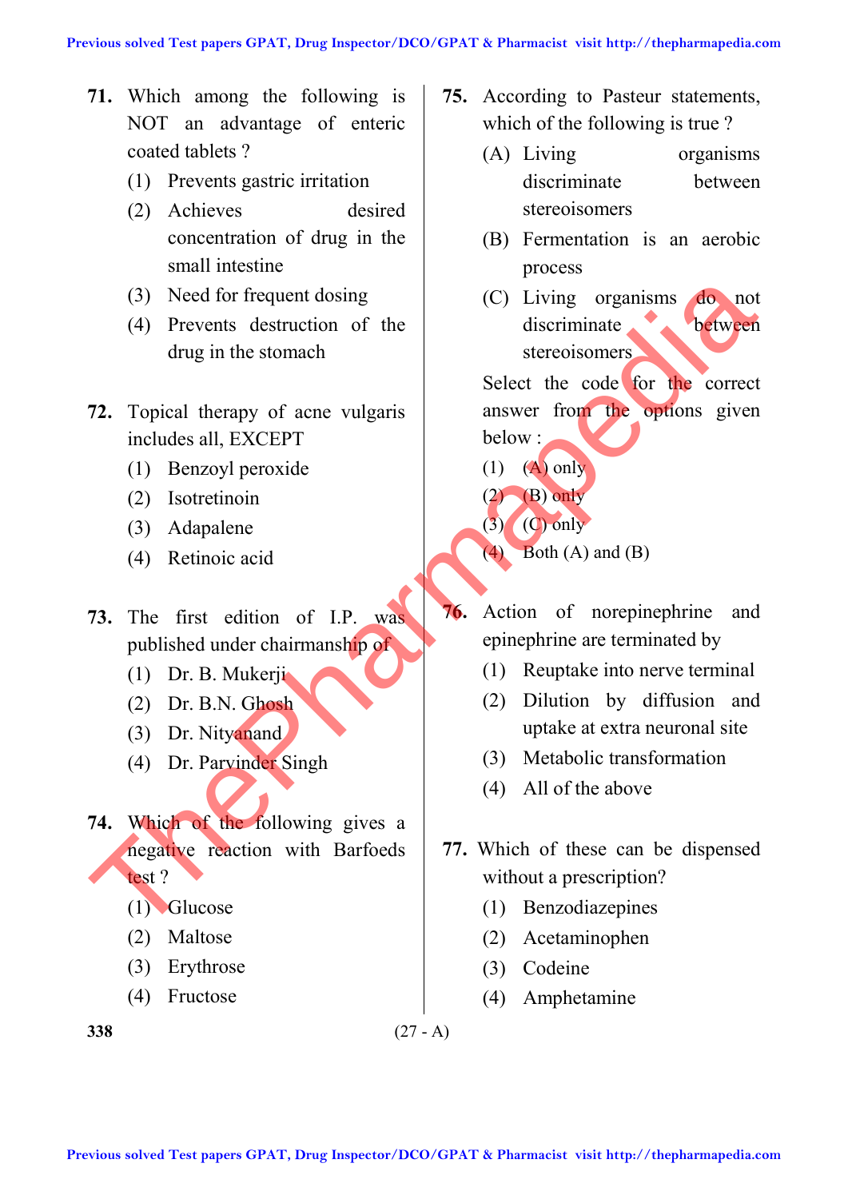**71.** Which among the following is NOT an advantage of enteric coated tablets ?

(1) Prevents gastric irritation

(2) Achieves desired concentration of drug in the small intestine

(3) Need for frequent dosing

(4) Prevents destruction of the drug in the stomach

**72.** Topical therapy of acne vulgaris includes all, EXCEPT

(1) Benzoyl peroxide

(2) Isotretinoin

(3) Adapalene

(4) Retinoic acid

**73.** The first edition of I.P. was published under chairmanship of

(1) Dr. B. Mukerji

(2) Dr. B.N. Ghosh

(3) Dr. Nityanand

(4) Dr. Parvinder Singh

**74.** Which of the following gives a negative reaction with Barfoeds test ?

(1) Glucose

(2) Maltose

(3) Erythrose

(4) Fructose

**75.** According to Pasteur statements, which of the following is true ?

(A) Living organisms discriminate between stereoisomers

(B) Fermentation is an aerobic process

(C) Living organisms do not discriminate between stereoisomers

Select the code for the correct answer from the options given below :

(1) (A) only

(2) (B) only

(3) (C) only

(4) Both (A) and (B)

**76.** Action of norepinephrine and epinephrine are terminated by

(1) Reuptake into nerve terminal

(2) Dilution by diffusion and uptake at extra neuronal site

(3) Metabolic transformation

(4) All of the above

**77.** Which of these can be dispensed without a prescription?

(1) Benzodiazepines

(2) Acetaminophen

(3) Codeine

(4) Amphetamine

(27 - A)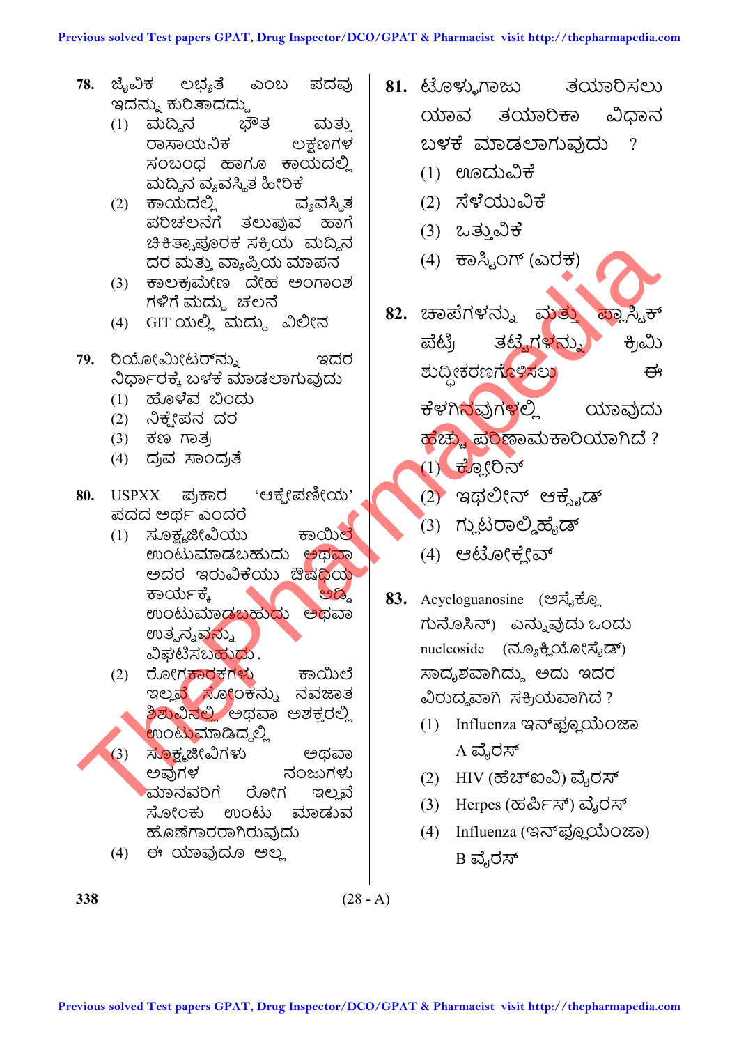78. ಜೈವಿಕ ಲಭ್ಯತೆ ಎಂಬ ಪದವು ಇದನ್ನು ಕುರಿತಾದದ್ದು
   (1) ಮದ್ದಿನ ಭೌತ ಮತ್ತು ರಾಸಾಯನಿಕ ಲಕ್ಷಣಗಳ ಸಂಬಂಧ ಹಾಗೂ ಕಾಯದಲ್ಲಿ ಮದ್ದಿನ ವ್ಯವಸ್ಥಿತ ಹೀರಿಕೆ
   (2) ಕಾಯದಲ್ಲಿ ವ್ಯವಸ್ಥಿತ ಪರಿಚಲನೆಗೆ ತಲುಪುವ ಹಾಗೆ ಚಿಕಿತ್ಸಾಪೂರಕ ಸಕ್ರಿಯ ಮದ್ದಿನ ದರ ಮತ್ತು ವ್ಯಾಪ್ತಿಯ ಮಾಪನ
   (3) ಕಾಲಕ್ರಮೇಣ ದೇಹ ಅಂಗಾಂಶ ಗಳಿಗೆ ಮದ್ದು ಚಲನೆ
   (4) GIT ಯಲ್ಲಿ ಮದ್ದು ವಿಲೀನ

79. ರಿಯೋಮೀಟರ್‌ನ್ನು ಇದರ ನಿರ್ಧಾರಕ್ಕೆ ಬಳಕೆ ಮಾಡಲಾಗುವುದು
   (1) ಹೊಳೆವ ಬಿಂದು
   (2) ನಿಕ್ಷೇಪನ ದರ
   (3) ಕಣ ಗಾತ್ರ
   (4) ದ್ರವ ಸಾಂದ್ರತೆ

80. USPXX ಪ್ರಕಾರ 'ಆಕ್ಷೇಪಣೀಯ' ಪದದ ಅರ್ಥ ಎಂದರೆ
   (1) ಸೂಕ್ಷ್ಮಜೀವಿಯು ಕಾಯಿಲೆ ಉಂಟುಮಾಡಬಹುದು ಅಥವಾ ಅದರ ಇರುವಿಕೆಯು ಔಷಧಿಯ ಕಾರ್ಯಕ್ಕೆ ಅಡ್ಡಿ ಉಂಟುಮಾಡಬಹುದು ಅಥವಾ ಉತ್ಪನ್ನವನ್ನು ವಿಘಟಿಸಬಹುದು.
   (2) ರೋಗಕಾರಕಗಳು ಕಾಯಿಲೆ ಇಲ್ಲವೆ ಸೋಂಕನ್ನು ನವಜಾತ ಶಿಶುವಿನಲ್ಲಿ ಅಥವಾ ಅಶಕ್ತರಲ್ಲಿ ಉಂಟುಮಾಡಿದ್ದಲ್ಲಿ
   (3) ಸೂಕ್ಷ್ಮಜೀವಿಗಳು ಅಥವಾ ಅವುಗಳ ನಂಜುಗಳು ಮಾನವರಿಗೆ ರೋಗ ಇಲ್ಲವೆ ಸೋಂಕು ಉಂಟು ಮಾಡುವ ಹೊಣೆಗಾರರಾಗಿರುವುದು
   (4) ಈ ಯಾವುದೂ ಅಲ್ಲ

81. ಟೊಳ್ಳುಗಾಜು ತಯಾರಿಸಲು ಯಾವ ತಯಾರಿಕಾ ವಿಧಾನ ಬಳಕೆ ಮಾಡಲಾಗುವುದು ?
   (1) ಊದುವಿಕೆ
   (2) ಸೆಳೆಯುವಿಕೆ
   (3) ಒತ್ತುವಿಕೆ
   (4) ಕಾಸ್ಟಿಂಗ್ (ಎರಕ)

82. ಚಾಪೆಗಳನ್ನು ಮತ್ತು ಪ್ಲಾಸ್ಟಿಕ್ ಪೆಟ್ರಿ ತಟ್ಟೆಗಳನ್ನು ಕ್ರಿಮಿ ಶುದ್ಧೀಕರಣಗೊಳಿಸಲು ಈ ಕೆಳಗಿನವುಗಳಲ್ಲಿ ಯಾವುದು ಹೆಚ್ಚು ಪರಿಣಾಮಕಾರಿಯಾಗಿದೆ ?
   (1) ಕ್ಲೋರಿನ್
   (2) ಇಥಲೀನ್ ಆಕ್ಸೈಡ್
   (3) ಗ್ಲುಟರಾಲ್ಡಿಹೈಡ್
   (4) ಆಟೋಕ್ಲೇವ್

83. Acycloguanosine (ಅಸೈಕ್ಲೊ ಗುನೊಸಿನ್) ಎನ್ನುವುದು ಒಂದು nucleoside (ನ್ಯೂಕ್ಲಿಯೋಸೈಡ್) ಸಾದೃಶವಾಗಿದ್ದು, ಅದು ಇದರ ವಿರುದ್ಧವಾಗಿ ಸಕ್ರಿಯವಾಗಿದೆ ?
   (1) Influenza ಇನ್‌ಫ್ಲೂಯೆಂಜಾ A ವೈರಸ್
   (2) HIV (ಹೆಚ್‌ಐವಿ) ವೈರಸ್
   (3) Herpes (ಹರ್ಪಿಸ್) ವೈರಸ್
   (4) Influenza (ಇನ್‌ಫ್ಲೂಯೆಂಜಾ) B ವೈರಸ್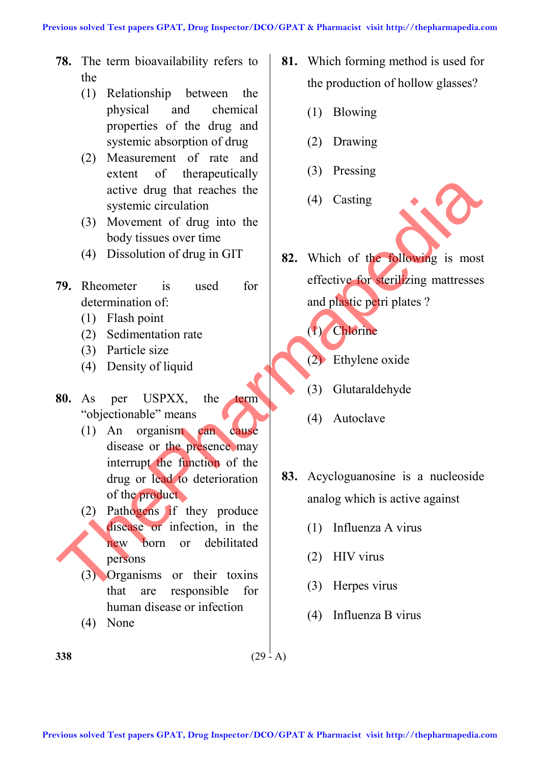**78.** The term bioavailability refers to the

(1) Relationship between the physical and chemical properties of the drug and systemic absorption of drug

(2) Measurement of rate and extent of therapeutically active drug that reaches the systemic circulation

(3) Movement of drug into the body tissues over time

(4) Dissolution of drug in GIT

**79.** Rheometer is used for determination of:

(1) Flash point

(2) Sedimentation rate

(3) Particle size

(4) Density of liquid

**80.** As per USPXX, the term "objectionable" means

(1) An organism can cause disease or the presence may interrupt the function of the drug or lead to deterioration of the product

(2) Pathogens if they produce disease or infection, in the new born or debilitated persons

(3) Organisms or their toxins that are responsible for human disease or infection

(4) None

**81.** Which forming method is used for the production of hollow glasses?

(1) Blowing

(2) Drawing

(3) Pressing

(4) Casting

**82.** Which of the following is most effective for sterilizing mattresses and plastic petri plates ?

(1) Chlorine

(2) Ethylene oxide

(3) Glutaraldehyde

(4) Autoclave

**83.** Acycloguanosine is a nucleoside analog which is active against

(1) Influenza A virus

(2) HIV virus

(3) Herpes virus

(4) Influenza B virus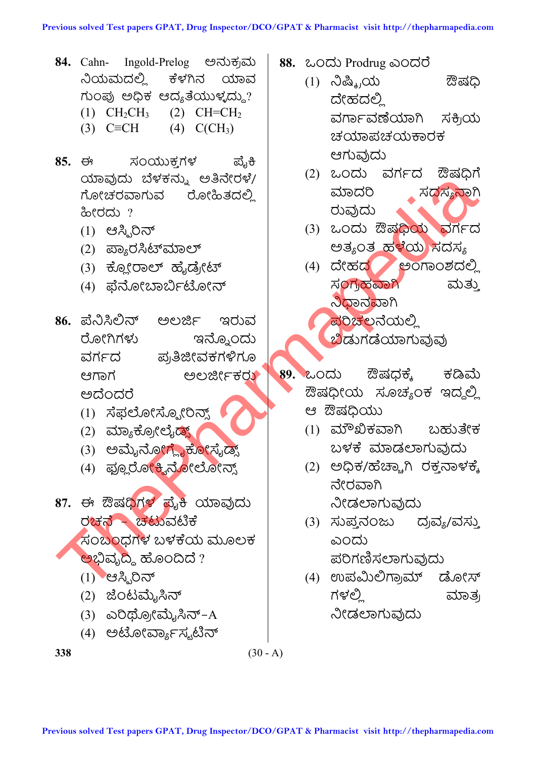**84.** Cahn- Ingold-Prelog ಅನುಕ್ರಮ ನಿಯಮದಲ್ಲಿ ಕೆಳಗಿನ ಯಾವ ಗುಂಪು ಅಧಿಕ ಆದ್ಯತೆಯುಳ್ಳದ್ದು?

(1) $CH_2CH_3$ (2) $CH{=}CH_2$

(3) $C{\equiv}CH$ (4) $C(CH_3)$

**85.** ಈ ಸಂಯುಕ್ತಗಳ ಪೈಕಿ ಯಾವುದು ಬೆಳಕನ್ನು ಅತಿನೇರಳೆ/ ಗೋಚರವಾಗುವ ರೋಹಿತದಲ್ಲಿ ಹೀರದು ?

(1) ಆಸ್ಪಿರಿನ್

(2) ಪ್ಯಾರಸಿಟ್‌ಮಾಲ್

(3) ಕ್ಲೋರಾಲ್ ಹೈಡ್ರೇಟ್

(4) ಫೆನೋಬಾರ್ಬಿಟೋನ್

**86.** ಪೆನಿಸಿಲಿನ್ ಅಲರ್ಜಿ ಇರುವ ರೋಗಿಗಳು ಇನ್ನೊಂದು ವರ್ಗದ ಪ್ರತಿಜೀವಕಗಳಿಗೂ ಆಗಾಗ ಅಲರ್ಜಿಕರು ಅದೆಂದರೆ

(1) ಸೆಫಲೋಸ್ಪೋರಿನ್ಸ್

(2) ಮ್ಯಾಕ್ರೋಲೈಡ್ಸ್

(3) ಅಮೈನೋಗ್ಲೈಕೋಸೈಡ್ಸ್

(4) ಫ್ಲೂರೋಕ್ವಿನೋಲೋನ್ಸ್

**87.** ಈ ಔಷಧಿಗಳ ಪೈಕಿ ಯಾವುದು ರಚನೆ – ಚಟುವಟಿಕೆ ಸಂಬಂಧಗಳ ಬಳಕೆಯ ಮೂಲಕ ಅಭಿವೃದ್ಧಿ ಹೊಂದಿದೆ ?

(1) ಆಸ್ಪಿರಿನ್

(2) ಜೆಂಟಮೈಸಿನ್

(3) ಎರಿಥ್ರೋಮೈಸಿನ್-A

(4) ಅಟೋರ್ವಾಸ್ಟಟಿನ್

**88.** ಒಂದು Prodrug ಎಂದರೆ

(1) ನಿಷ್ಕ್ರಿಯ ಔಷಧಿ ದೇಹದಲ್ಲಿ ವರ್ಗಾವಣೆಯಾಗಿ ಸಕ್ರಿಯ ಚಯಾಪಚಯಕಾರಕ ಆಗುವುದು

(2) ಒಂದು ವರ್ಗದ ಔಷಧಿಗೆ ಮಾದರಿ ಸದಸ್ಯನಾಗಿರುವುದು

(3) ಒಂದು ಔಷಧಿಯ ವರ್ಗದ ಅತ್ಯಂತ ಹಳೆಯ ಸದಸ್ಯ

(4) ದೇಹದ ಅಂಗಾಂಶದಲ್ಲಿ ಸಂಗ್ರಹವಾಗಿ ಮತ್ತು ನಿಧಾನವಾಗಿ ಪರಿಚಲನೆಯಲ್ಲಿ ಬಿಡುಗಡೆಯಾಗುವುದು

**89.** ಒಂದು ಔಷಧಕ್ಕೆ ಕಡಿಮೆ ಔಷಧೀಯ ಸೂಚ್ಯಂಕ ಇದ್ದಲ್ಲಿ ಆ ಔಷಧಿಯು

(1) ಮೌಖಿಕವಾಗಿ ಬಹುತೇಕ ಬಳಕೆ ಮಾಡಲಾಗುವುದು

(2) ಅಧಿಕ/ಹೆಚ್ಚಾಗಿ ರಕ್ತನಾಳಕ್ಕೆ ನೇರವಾಗಿ ನೀಡಲಾಗುವುದು

(3) ಸುಪ್ತನಂಜು ದ್ರವ್ಯ/ವಸ್ತು ಎಂದು ಪರಿಗಣಿಸಲಾಗುವುದು

(4) ಉಪಮಿಲಿಗ್ರಾಮ್ ಡೋಸ್‌ಗಳಲ್ಲಿ ಮಾತ್ರ ನೀಡಲಾಗುವುದು

(30 - A)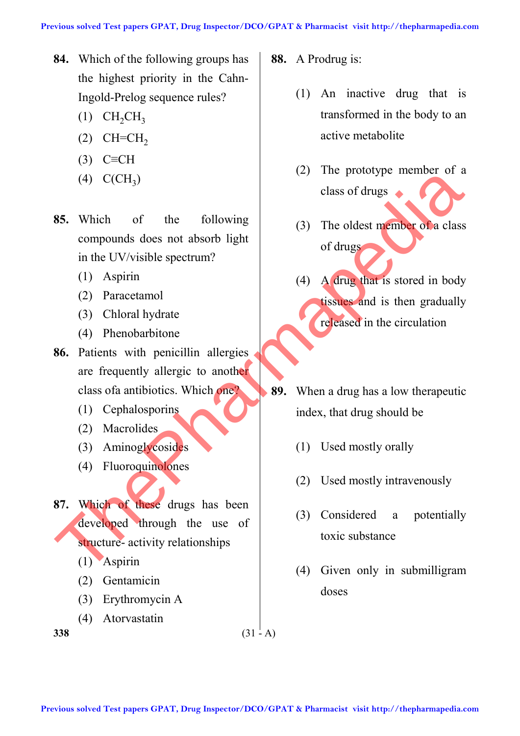**84.** Which of the following groups has the highest priority in the Cahn-Ingold-Prelog sequence rules?

(1) $CH_2CH_3$

(2) $CH=CH_2$

(3) $C \equiv CH$

(4) $C(CH_3)$

**85.** Which of the following compounds does not absorb light in the UV/visible spectrum?

(1) Aspirin

(2) Paracetamol

(3) Chloral hydrate

(4) Phenobarbitone

**86.** Patients with penicillin allergies are frequently allergic to another class ofa antibiotics. Which one?

(1) Cephalosporins

(2) Macrolides

(3) Aminoglycosides

(4) Fluoroquinolones

**87.** Which of these drugs has been developed through the use of structure- activity relationships

(1) Aspirin

(2) Gentamicin

(3) Erythromycin A

(4) Atorvastatin

**88.** A Prodrug is:

(1) An inactive drug that is transformed in the body to an active metabolite

(2) The prototype member of a class of drugs

(3) The oldest member of a class of drugs

(4) A drug that is stored in body tissues and is then gradually released in the circulation

**89.** When a drug has a low therapeutic index, that drug should be

(1) Used mostly orally

(2) Used mostly intravenously

(3) Considered a potentially toxic substance

(4) Given only in submilligram doses

(31 - A)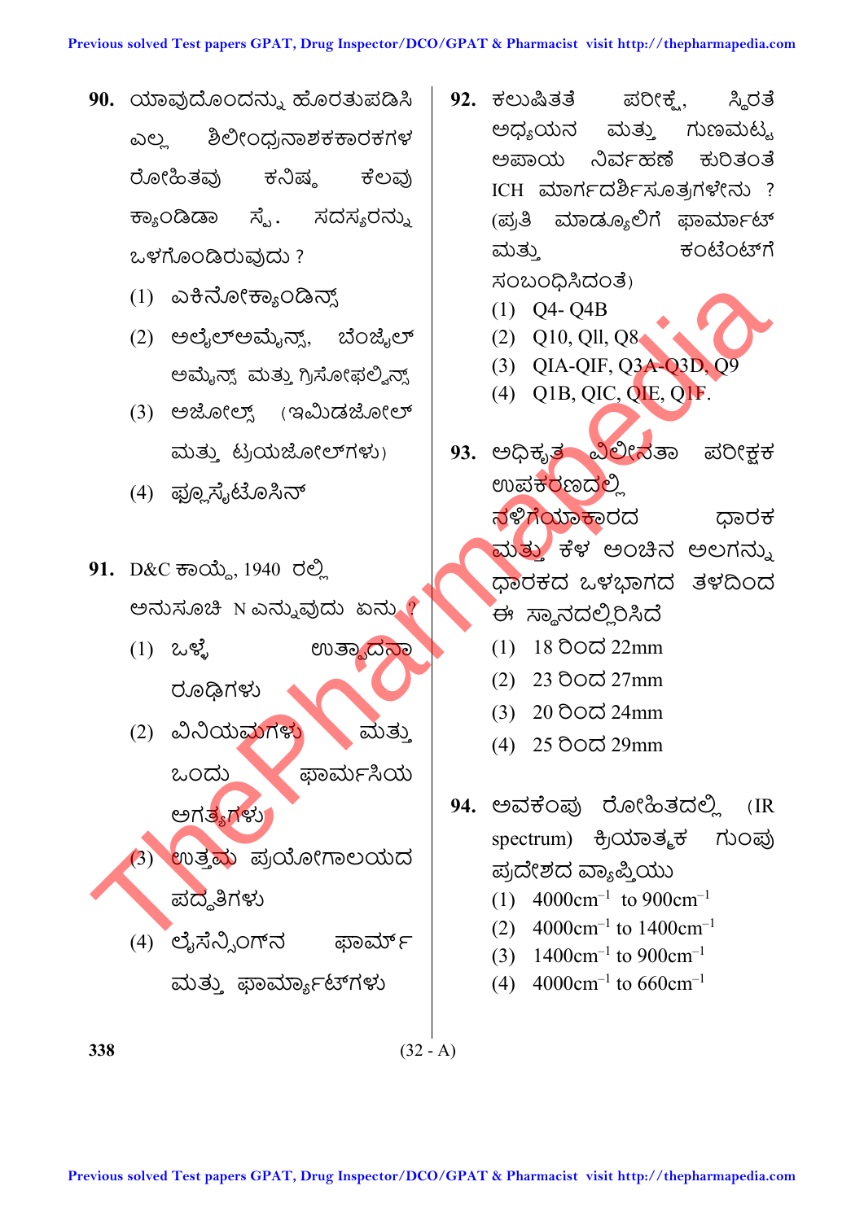**90.** ಯಾವುದೊಂದನ್ನು ಹೊರತುಪಡಿಸಿ ಎಲ್ಲ ಶಿಲೀಂಧ್ರನಾಶಕಕಾರಕಗಳ ರೋಹಿತವು ಕನಿಷ್ಠ ಕೆಲವು ಕ್ಯಾಂಡಿಡಾ ಸ್ಪೆ. ಸದಸ್ಯರನ್ನು ಒಳಗೊಂಡಿರುವುದು ?

(1) ಎಕಿನೋಕ್ಯಾಂಡಿನ್ಸ್

(2) ಅಲೈಲ್‌ಅಮೈನ್ಸ್, ಬೆಂಜೈಲ್ ಅಮೈನ್ಸ್ ಮತ್ತು ಗ್ರಿಸೋಫಲ್ವಿನ್ಸ್

(3) ಅಜೋಲ್ಸ್ (ಇಮಿಡಜೋಲ್ ಮತ್ತು ಟ್ರಯಜೋಲ್‌ಗಳು)

(4) ಫ್ಲೂಸೈಟೊಸಿನ್

**91.** D&C ಕಾಯ್ದೆ, 1940 ರಲ್ಲಿ ಅನುಸೂಚಿ N ಎನ್ನುವುದು ಏನು ?

(1) ಒಳ್ಳೆ ಉತ್ಪಾದನಾ ರೂಢಿಗಳು

(2) ವಿನಿಯಮಗಳು ಮತ್ತು ಒಂದು ಫಾರ್ಮಸಿಯ ಅಗತ್ಯಗಳು

(3) ಉತ್ತಮ ಪ್ರಯೋಗಾಲಯದ ಪದ್ಧತಿಗಳು

(4) ಲೈಸೆನ್ಸಿಂಗ್‌ನ ಫಾರ್ಮ್ ಮತ್ತು ಫಾರ್ಮ್ಯಾಟ್‌ಗಳು

**92.** ಕಲುಷಿತತೆ ಪರೀಕ್ಷೆ, ಸ್ಥಿರತೆ ಅಧ್ಯಯನ ಮತ್ತು ಗುಣಮಟ್ಟ ಅಪಾಯ ನಿರ್ವಹಣೆ ಕುರಿತಂತೆ ICH ಮಾರ್ಗದರ್ಶಿಸೂತ್ರಗಳೇನು ? (ಪ್ರತಿ ಮಾಡ್ಯೂಲಿಗೆ ಫಾರ್ಮಾಟ್ ಮತ್ತು ಕಂಟೆಂಟ್‌ಗೆ ಸಂಬಂಧಿಸಿದಂತೆ)

(1) Q4- Q4B

(2) Q10, Qll, Q8

(3) QIA-QIF, Q3A-Q3D, Q9

(4) Q1B, QIC, QIE, Q1F.

**93.** ಅಧಿಕೃತ ವಿಲೀನತಾ ಪರೀಕ್ಷಕ ಉಪಕರಣದಲ್ಲಿ ನಳಿಗೆಯಾಕಾರದ ಧಾರಕ ಮತ್ತು ಕೆಳ ಅಂಚಿನ ಅಲಗನ್ನು ಧಾರಕದ ಒಳಭಾಗದ ತಳದಿಂದ ಈ ಸ್ಥಾನದಲ್ಲಿರಿಸಿದೆ

(1) 18 ರಿಂದ 22mm

(2) 23 ರಿಂದ 27mm

(3) 20 ರಿಂದ 24mm

(4) 25 ರಿಂದ 29mm

**94.** ಅವಕೆಂಪು ರೋಹಿತದಲ್ಲಿ (IR spectrum) ಕ್ರಿಯಾತ್ಮಕ ಗುಂಪು ಪ್ರದೇಶದ ವ್ಯಾಪ್ತಿಯು

(1) $4000cm^{-1}$ to $900cm^{-1}$

(2) $4000cm^{-1}$ to $1400cm^{-1}$

(3) $1400cm^{-1}$ to $900cm^{-1}$

(4) $4000cm^{-1}$ to $660cm^{-1}$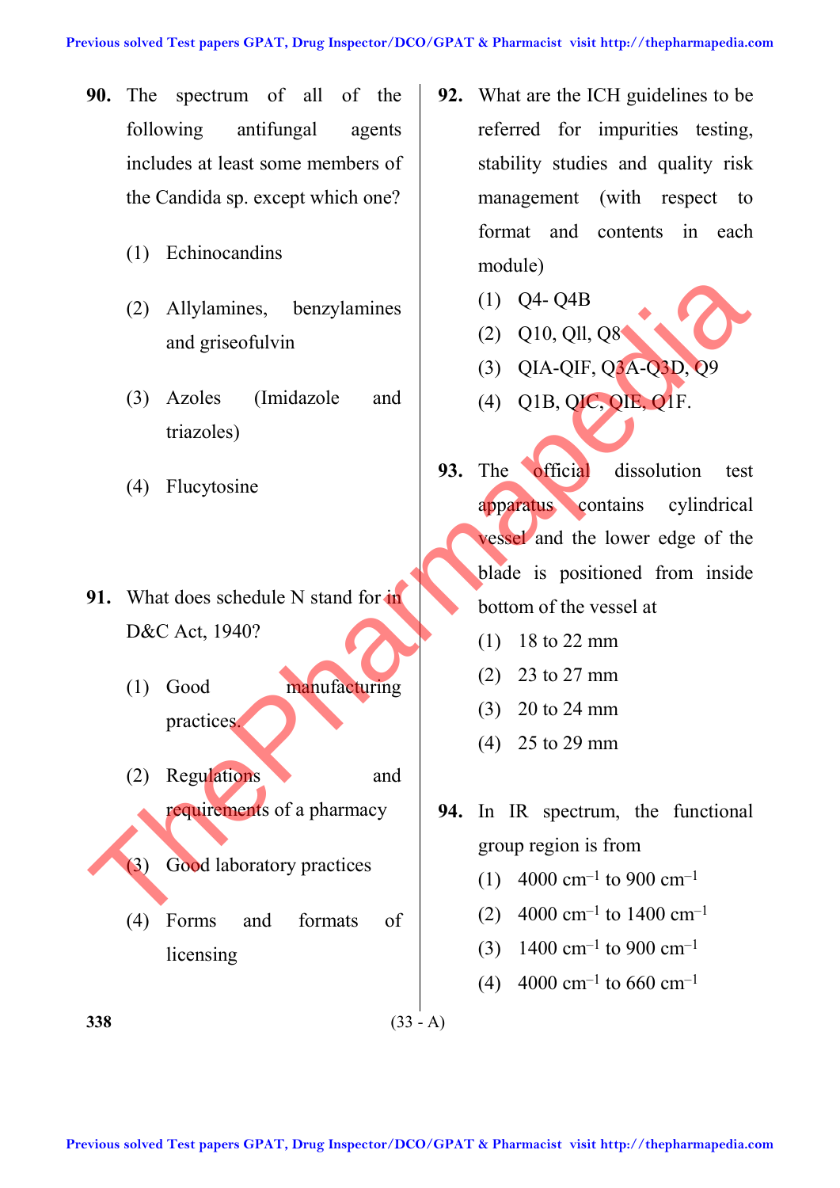**90.** The spectrum of all of the following antifungal agents includes at least some members of the Candida sp. except which one?

(1) Echinocandins

(2) Allylamines, benzylamines and griseofulvin

(3) Azoles (Imidazole and triazoles)

(4) Flucytosine

**91.** What does schedule N stand for in D&C Act, 1940?

(1) Good manufacturing practices.

(2) Regulations and requirements of a pharmacy

(3) Good laboratory practices

(4) Forms and formats of licensing

**92.** What are the ICH guidelines to be referred for impurities testing, stability studies and quality risk management (with respect to format and contents in each module)

(1) Q4- Q4B

(2) Q10, Qll, Q8

(3) QIA-QIF, Q3A-Q3D, Q9

(4) Q1B, QIC, QIE, Q1F.

**93.** The official dissolution test apparatus contains cylindrical vessel and the lower edge of the blade is positioned from inside bottom of the vessel at

(1) 18 to 22 mm

(2) 23 to 27 mm

(3) 20 to 24 mm

(4) 25 to 29 mm

**94.** In IR spectrum, the functional group region is from

(1) 4000 $cm^{-1}$ to 900 $cm^{-1}$

(2) 4000 $cm^{-1}$ to 1400 $cm^{-1}$

(3) 1400 $cm^{-1}$ to 900 $cm^{-1}$

(4) 4000 $cm^{-1}$ to 660 $cm^{-1}$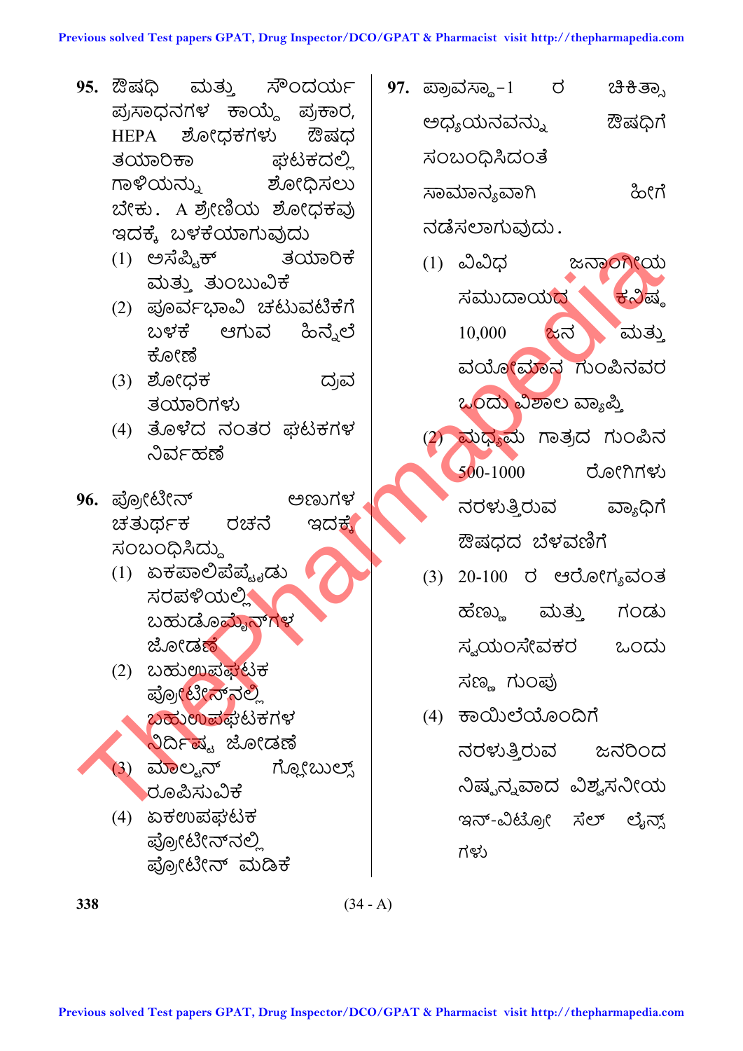**95.** ಔಷಧಿ ಮತ್ತು ಸೌಂದರ್ಯ ಪ್ರಸಾಧನಗಳ ಕಾಯ್ದೆ ಪ್ರಕಾರ, HEPA ಶೋಧಕಗಳು ಔಷಧ ತಯಾರಿಕಾ ಘಟಕದಲ್ಲಿ ಗಾಳಿಯನ್ನು ಶೋಧಿಸಲು ಬೇಕು. A ಶ್ರೇಣಿಯ ಶೋಧಕವು ಇದಕ್ಕೆ ಬಳಕೆಯಾಗುವುದು

(1) ಅಸೆಪ್ಟಿಕ್ ತಯಾರಿಕೆ ಮತ್ತು ತುಂಬುವಿಕೆ

(2) ಪೂರ್ವಭಾವಿ ಚಟುವಟಿಕೆಗೆ ಬಳಕೆ ಆಗುವ ಹಿನ್ನೆಲೆ ಕೋಣೆ

(3) ಶೋಧಕ ದ್ರವ ತಯಾರಿಗಳು

(4) ತೊಳೆದ ನಂತರ ಘಟಕಗಳ ನಿರ್ವಹಣೆ

**96.** ಪ್ರೋಟೀನ್ ಅಣುಗಳ ಚತುರ್ಥಕ ರಚನೆ ಇದಕ್ಕೆ ಸಂಬಂಧಿಸಿದ್ದು

(1) ಏಕಪಾಲಿಪೆಪ್ಟೈಡು ಸರಪಳಿಯಲ್ಲಿ ಬಹುಡೊಮೈನ್‌ಗಳ ಜೋಡಣೆ

(2) ಬಹುಉಪಘಟಕ ಪ್ರೋಟೀನ್‌ನಲ್ಲಿ ಬಹುಉಪಘಟಕಗಳ ನಿರ್ದಿಷ್ಟ ಜೋಡಣೆ

(3) ಮಾಲ್ಟನ್ ಗ್ಲೋಬುಲ್ಸ್ ರೂಪಿಸುವಿಕೆ

(4) ಏಕಉಪಘಟಕ ಪ್ರೋಟೀನ್‌ನಲ್ಲಿ ಪ್ರೋಟೀನ್ ಮಡಿಕೆ

**97.** ಪ್ರಾವಸ್ಥಾ-1 ರ ಚಿಕಿತ್ಸಾ ಅಧ್ಯಯನವನ್ನು ಔಷಧಿಗೆ ಸಂಬಂಧಿಸಿದಂತೆ ಸಾಮಾನ್ಯವಾಗಿ ಹೀಗೆ ನಡೆಸಲಾಗುವುದು.

(1) ವಿವಿಧ ಜನಾಂಗೀಯ ಸಮುದಾಯದ ಕನಿಷ್ಠ 10,000 ಜನ ಮತ್ತು ವಯೋಮಾನ ಗುಂಪಿನವರ ಒಂದು ವಿಶಾಲ ವ್ಯಾಪ್ತಿ

(2) ಮಧ್ಯಮ ಗಾತ್ರದ ಗುಂಪಿನ 500-1000 ರೋಗಿಗಳು ನರಳುತ್ತಿರುವ ವ್ಯಾಧಿಗೆ ಔಷಧದ ಬೆಳವಣಿಗೆ

(3) 20-100 ರ ಆರೋಗ್ಯವಂತ ಹೆಣ್ಣು ಮತ್ತು ಗಂಡು ಸ್ವಯಂಸೇವಕರ ಒಂದು ಸಣ್ಣ ಗುಂಪು

(4) ಕಾಯಿಲೆಯೊಂದಿಗೆ ನರಳುತ್ತಿರುವ ಜನರಿಂದ ನಿಷ್ಪನ್ನವಾದ ವಿಶ್ವಸನೀಯ ಇನ್-ವಿಟ್ರೋ ಸೆಲ್ ಲೈನ್ಸ್‌ಗಳು

(34 - A)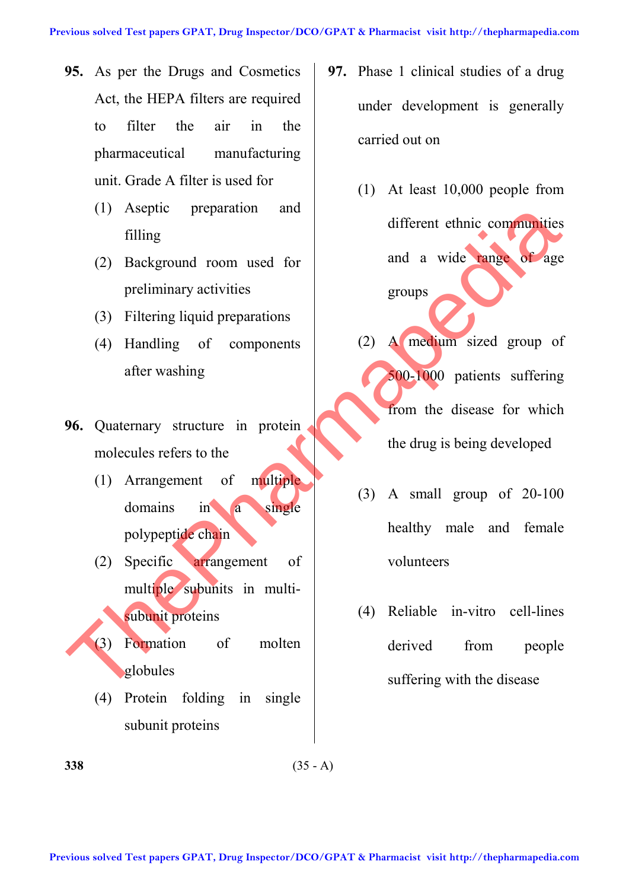**95.** As per the Drugs and Cosmetics Act, the HEPA filters are required to filter the air in the pharmaceutical manufacturing unit. Grade A filter is used for

(1) Aseptic preparation and filling

(2) Background room used for preliminary activities

(3) Filtering liquid preparations

(4) Handling of components after washing

**96.** Quaternary structure in protein molecules refers to the

(1) Arrangement of multiple domains in a single polypeptide chain

(2) Specific arrangement of multiple subunits in multi-subunit proteins

(3) Formation of molten globules

(4) Protein folding in single subunit proteins

**97.** Phase 1 clinical studies of a drug under development is generally carried out on

(1) At least 10,000 people from different ethnic communities and a wide range of age groups

(2) A medium sized group of 500-1000 patients suffering from the disease for which the drug is being developed

(3) A small group of 20-100 healthy male and female volunteers

(4) Reliable in-vitro cell-lines derived from people suffering with the disease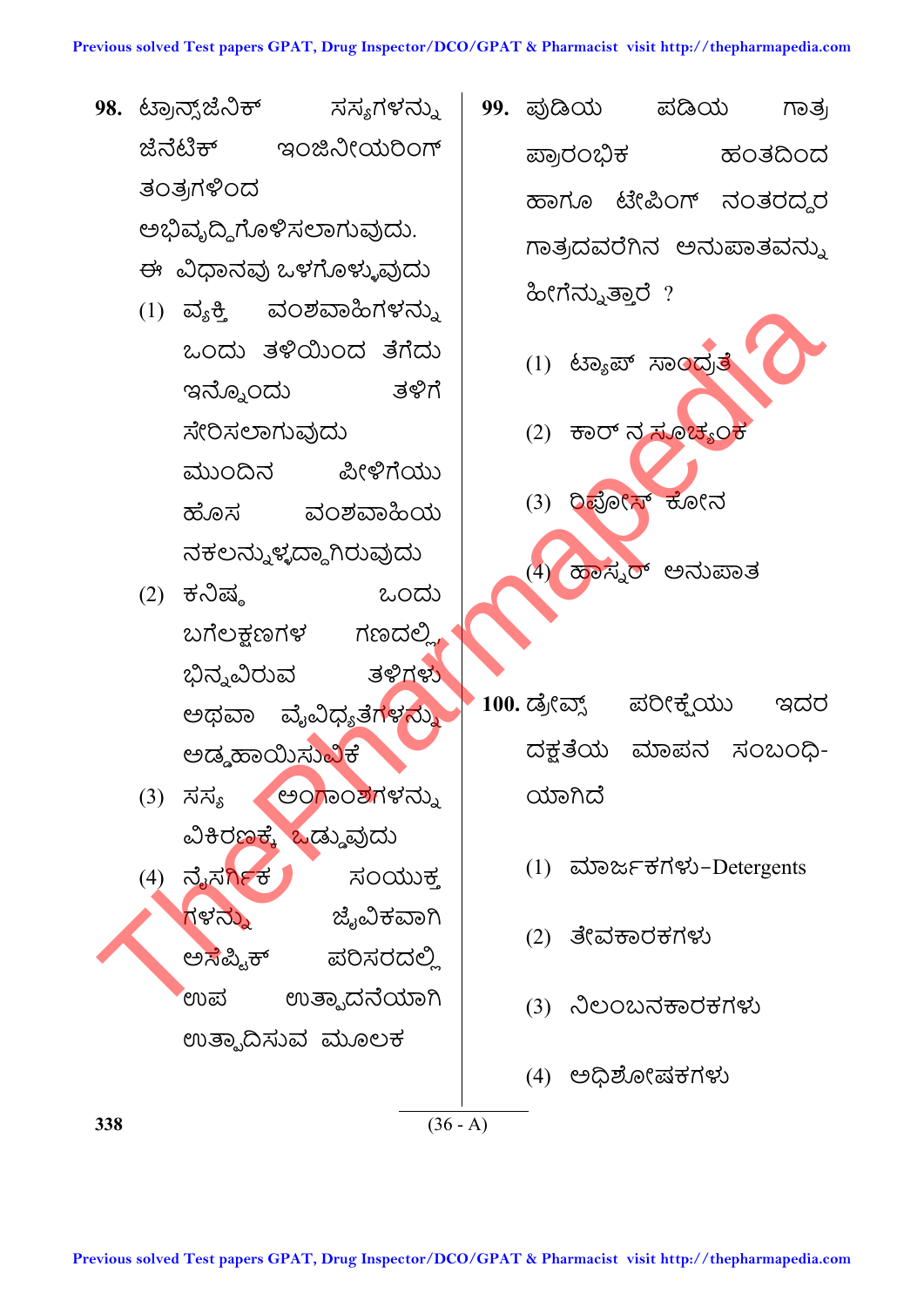98. ಟ್ರಾನ್ಸ್‌ಜೆನಿಕ್ ಸಸ್ಯಗಳನ್ನು ಜೆನೆಟಿಕ್ ಇಂಜಿನೀಯರಿಂಗ್ ತಂತ್ರಗಳಿಂದ ಅಭಿವೃದ್ಧಿಗೊಳಿಸಲಾಗುವುದು. ಈ ವಿಧಾನವು ಒಳಗೊಳ್ಳುವುದು

(1) ವ್ಯಕ್ತಿ ವಂಶವಾಹಿಗಳನ್ನು ಒಂದು ತಳಿಯಿಂದ ತೆಗೆದು ಇನ್ನೊಂದು ತಳಿಗೆ ಸೇರಿಸಲಾಗುವುದು ಮುಂದಿನ ಪೀಳಿಗೆಯು ಹೊಸ ವಂಶವಾಹಿಯ ನಕಲನ್ನುಳ್ಳದ್ದಾಗಿರುವುದು

(2) ಕನಿಷ್ಠ ಒಂದು ಬಗೆಲಕ್ಷಣಗಳ ಗಣದಲ್ಲಿ ಭಿನ್ನವಿರುವ ತಳಿಗಳು ಅಥವಾ ವೈವಿಧ್ಯತೆಗಳನ್ನು ಅಡ್ಡಹಾಯಿಸುವಿಕೆ

(3) ಸಸ್ಯ ಅಂಗಾಂಶಗಳನ್ನು ವಿಕಿರಣಕ್ಕೆ ಒಡ್ಡುವುದು

(4) ನೈಸರ್ಗಿಕ ಸಂಯುಕ್ತಗಳನ್ನು ಜೈವಿಕವಾಗಿ ಅಸೆಪ್ಟಿಕ್ ಪರಿಸರದಲ್ಲಿ ಉಪ ಉತ್ಪಾದನೆಯಾಗಿ ಉತ್ಪಾದಿಸುವ ಮೂಲಕ

99. ಪುಡಿಯ ಪಡಿಯ ಗಾತ್ರ ಪ್ರಾರಂಭಿಕ ಹಂತದಿಂದ ಹಾಗೂ ಟೇಪಿಂಗ್ ನಂತರದ್ದರ ಗಾತ್ರದವರೆಗಿನ ಅನುಪಾತವನ್ನು ಹೀಗೆನ್ನುತ್ತಾರೆ ?

(1) ಟ್ಯಾಪ್ ಸಾಂದ್ರತೆ

(2) ಕಾರ್ ನ ಸೂಚ್ಯಂಕ

(3) ರಿಪೋಸ್ ಕೋನ

(4) ಹಾಸ್ನರ್ ಅನುಪಾತ

100. ಡ್ರೇವ್ಸ್ ಪರೀಕ್ಷೆಯು ಇದರ ದಕ್ಷತೆಯ ಮಾಪನ ಸಂಬಂಧಿಯಾಗಿದೆ

(1) ಮಾರ್ಜಕಗಳು–Detergents

(2) ತೇವಕಾರಕಗಳು

(3) ನಿಲಂಬನಕಾರಕಗಳು

(4) ಅಧಿಶೋಷಕಗಳು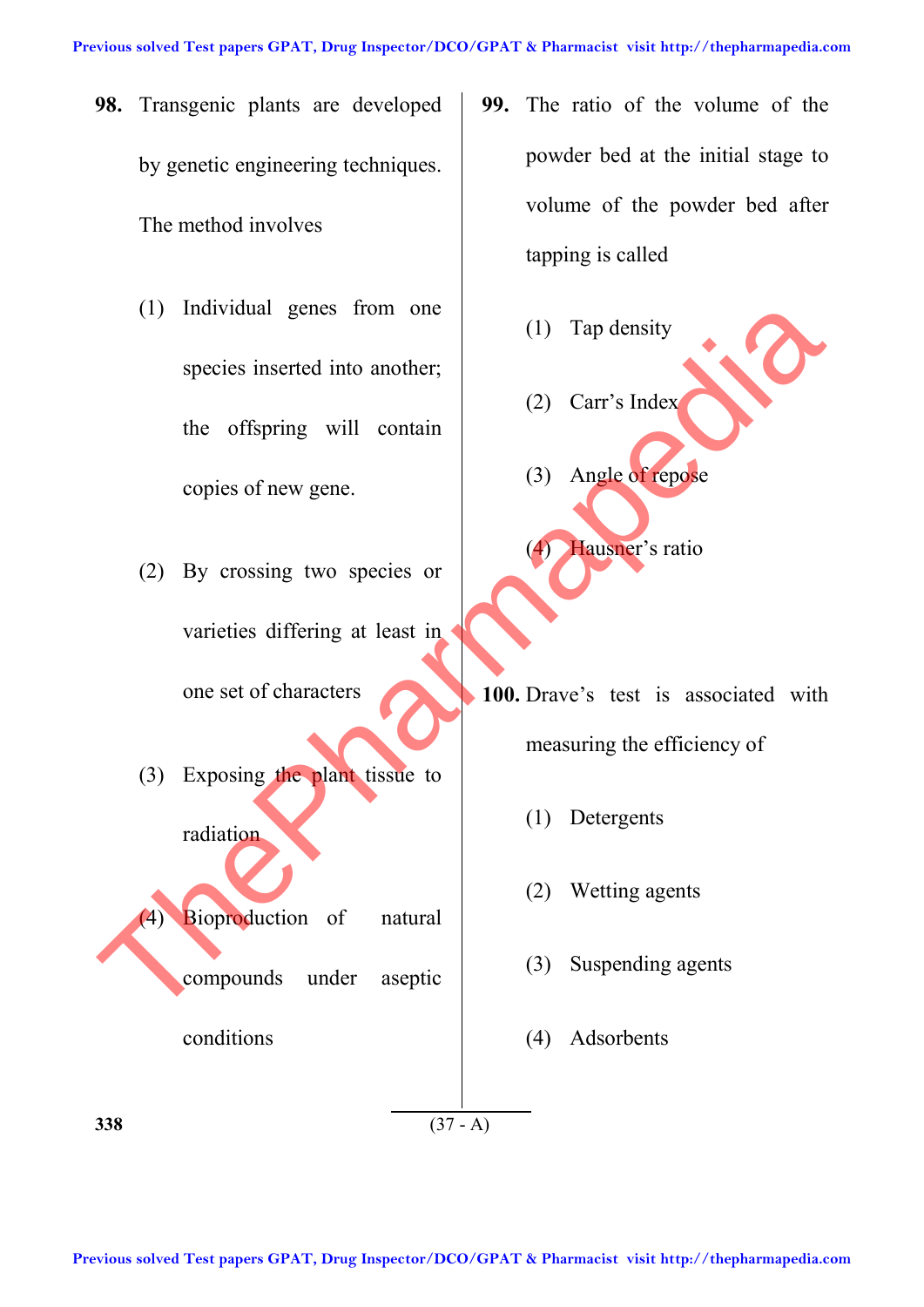**98.** Transgenic plants are developed by genetic engineering techniques. The method involves

(1) Individual genes from one species inserted into another; the offspring will contain copies of new gene.

(2) By crossing two species or varieties differing at least in one set of characters

(3) Exposing the plant tissue to radiation

(4) Bioproduction of natural compounds under aseptic conditions

**99.** The ratio of the volume of the powder bed at the initial stage to volume of the powder bed after tapping is called

(1) Tap density

(2) Carr's Index

(3) Angle of repose

(4) Hausner's ratio

**100.** Drave's test is associated with measuring the efficiency of

(1) Detergents

(2) Wetting agents

(3) Suspending agents

(4) Adsorbents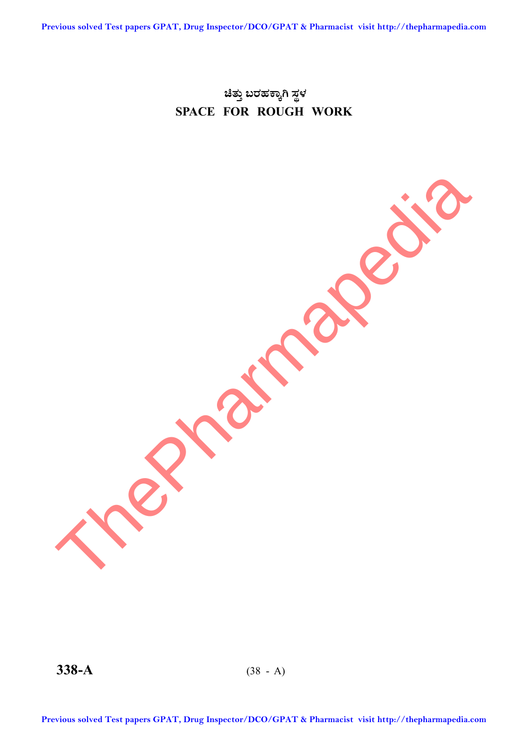ಚಿತ್ತು ಬರಹಕ್ಕಾಗಿ ಸ್ಥಳ

SPACE FOR ROUGH WORK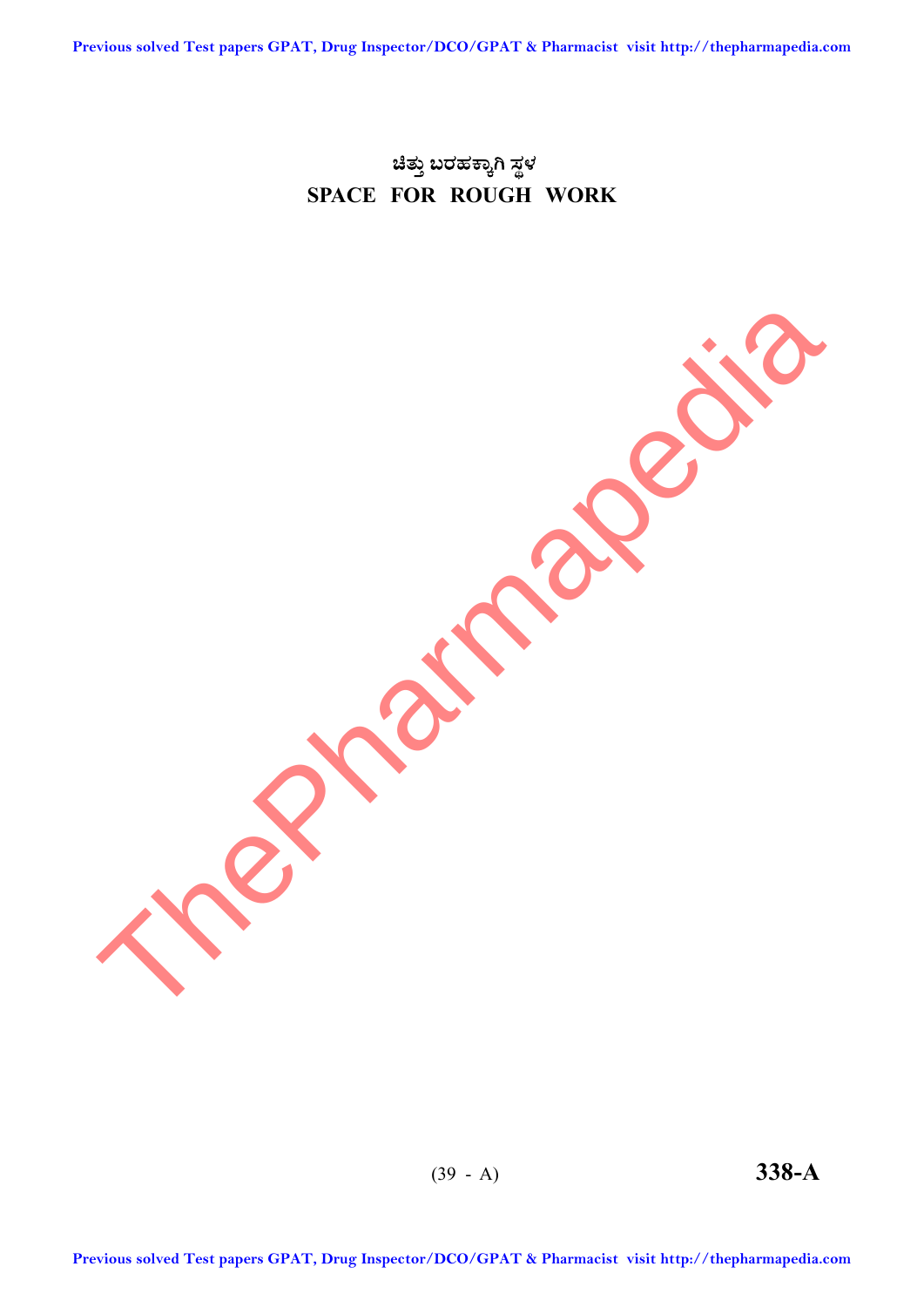## ಚಿತ್ತು ಬರಹಕ್ಕಾಗಿ ಸ್ಥಳ
## SPACE FOR ROUGH WORK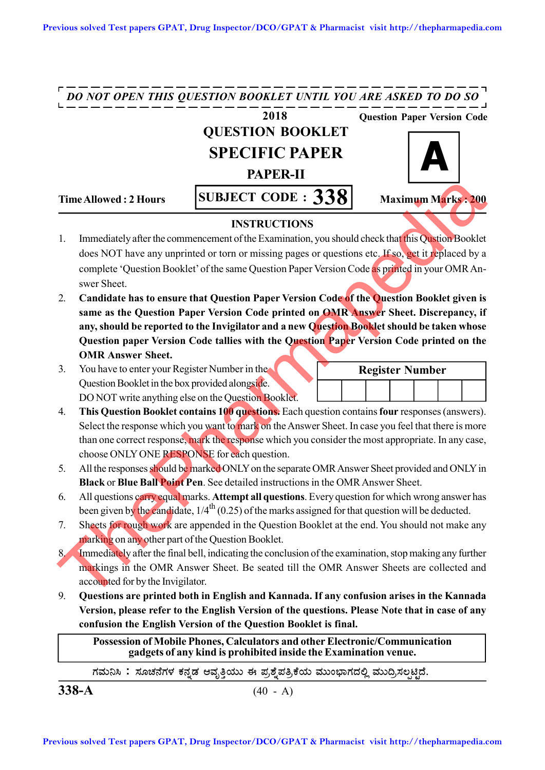**DO NOT OPEN THIS QUESTION BOOKLET UNTIL YOU ARE ASKED TO DO SO**

**2018**

**Question Paper Version Code**

# QUESTION BOOKLET

# SPECIFIC PAPER

## PAPER-II

**A**

**Time Allowed : 2 Hours** | **SUBJECT CODE : 338** | **Maximum Marks : 200**

## INSTRUCTIONS

1. Immediately after the commencement of the Examination, you should check that this Qustion Booklet does NOT have any unprinted or torn or missing pages or questions etc. If so, get it replaced by a complete 'Question Booklet' of the same Question Paper Version Code as printed in your OMR Answer Sheet.
2. **Candidate has to ensure that Question Paper Version Code of the Question Booklet given is same as the Question Paper Version Code printed on OMR Answer Sheet. Discrepancy, if any, should be reported to the Invigilator and a new Question Booklet should be taken whose Question paper Version Code tallies with the Question Paper Version Code printed on the OMR Answer Sheet.**
3. You have to enter your Register Number in the Question Booklet in the box provided alongside. DO NOT write anything else on the Question Booklet.

| Register Number | | | | | | |
|---|---|---|---|---|---|---|
| | | | | | | |

4. **This Question Booklet contains 100 questions.** Each question contains **four** responses (answers). Select the response which you want to mark on the Answer Sheet. In case you feel that there is more than one correct response, mark the response which you consider the most appropriate. In any case, choose ONLY ONE RESPONSE for each question.
5. All the responses should be marked ONLY on the separate OMR Answer Sheet provided and ONLY in **Black** or **Blue Ball Point Pen**. See detailed instructions in the OMR Answer Sheet.
6. All questions carry equal marks. **Attempt all questions**. Every question for which wrong answer has been given by the candidate, 1/4$^{th}$ (0.25) of the marks assigned for that question will be deducted.
7. Sheets for rough work are appended in the Question Booklet at the end. You should not make any marking on any other part of the Question Booklet.
8. Immediately after the final bell, indicating the conclusion of the examination, stop making any further markings in the OMR Answer Sheet. Be seated till the OMR Answer Sheets are collected and accounted for by the Invigilator.
9. **Questions are printed both in English and Kannada. If any confusion arises in the Kannada Version, please refer to the English Version of the questions. Please Note that in case of any confusion the English Version of the Question Booklet is final.**

**Possession of Mobile Phones, Calculators and other Electronic/Communication gadgets of any kind is prohibited inside the Examination venue.**

ಗಮನಿಸಿ : ಸೂಚನೆಗಳ ಕನ್ನಡ ಆವೃತ್ತಿಯು ಈ ಪ್ರಶ್ನೆಪತ್ರಿಕೆಯ ಮುಂಭಾಗದಲ್ಲಿ ಮುದ್ರಿಸಲ್ಪಟ್ಟಿದೆ.

**338-A**